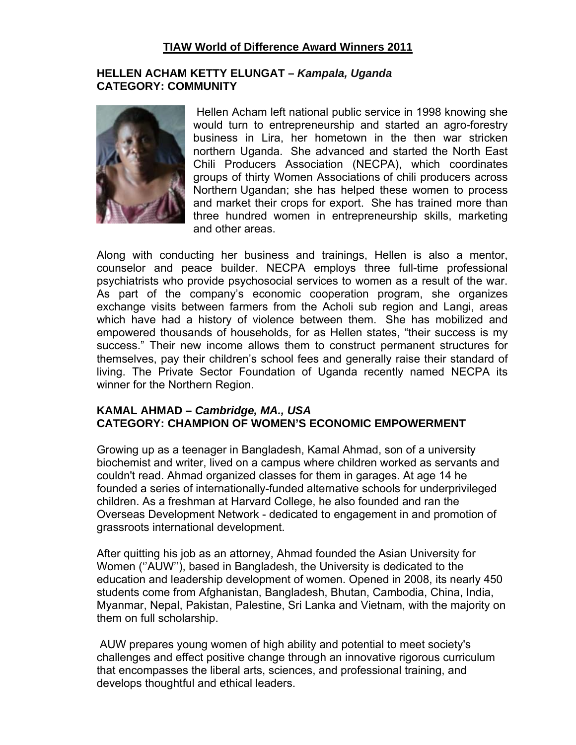# TIAW World of Difference Award Winners 2011

## HELLEN ACHAM KETTY ELUNGAT – *Kampala, Uganda*
## CATEGORY: COMMUNITY

Hellen Acham left national public service in 1998 knowing she would turn to entrepreneurship and started an agro-forestry business in Lira, her hometown in the then war stricken northern Uganda. She advanced and started the North East Chili Producers Association (NECPA), which coordinates groups of thirty Women Associations of chili producers across Northern Ugandan; she has helped these women to process and market their crops for export. She has trained more than three hundred women in entrepreneurship skills, marketing and other areas.

Along with conducting her business and trainings, Hellen is also a mentor, counselor and peace builder. NECPA employs three full-time professional psychiatrists who provide psychosocial services to women as a result of the war. As part of the company's economic cooperation program, she organizes exchange visits between farmers from the Acholi sub region and Langi, areas which have had a history of violence between them. She has mobilized and empowered thousands of households, for as Hellen states, "their success is my success." Their new income allows them to construct permanent structures for themselves, pay their children's school fees and generally raise their standard of living. The Private Sector Foundation of Uganda recently named NECPA its winner for the Northern Region.

## KAMAL AHMAD – *Cambridge, MA., USA*
## CATEGORY: CHAMPION OF WOMEN'S ECONOMIC EMPOWERMENT

Growing up as a teenager in Bangladesh, Kamal Ahmad, son of a university biochemist and writer, lived on a campus where children worked as servants and couldn't read. Ahmad organized classes for them in garages. At age 14 he founded a series of internationally-funded alternative schools for underprivileged children. As a freshman at Harvard College, he also founded and ran the Overseas Development Network - dedicated to engagement in and promotion of grassroots international development.

After quitting his job as an attorney, Ahmad founded the Asian University for Women (''AUW''), based in Bangladesh, the University is dedicated to the education and leadership development of women. Opened in 2008, its nearly 450 students come from Afghanistan, Bangladesh, Bhutan, Cambodia, China, India, Myanmar, Nepal, Pakistan, Palestine, Sri Lanka and Vietnam, with the majority on them on full scholarship.

AUW prepares young women of high ability and potential to meet society's challenges and effect positive change through an innovative rigorous curriculum that encompasses the liberal arts, sciences, and professional training, and develops thoughtful and ethical leaders.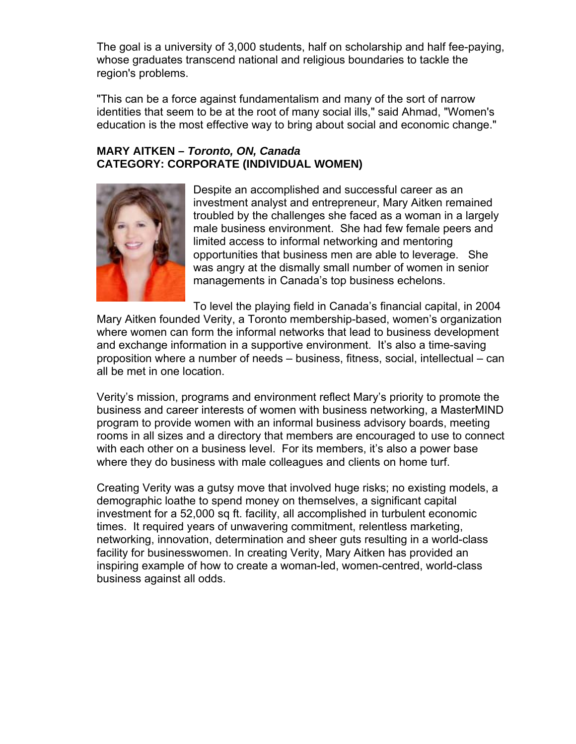The goal is a university of 3,000 students, half on scholarship and half fee-paying, whose graduates transcend national and religious boundaries to tackle the region's problems.

"This can be a force against fundamentalism and many of the sort of narrow identities that seem to be at the root of many social ills," said Ahmad, "Women's education is the most effective way to bring about social and economic change."

**MARY AITKEN –** ***Toronto, ON, Canada***
**CATEGORY: CORPORATE (INDIVIDUAL WOMEN)**

Despite an accomplished and successful career as an investment analyst and entrepreneur, Mary Aitken remained troubled by the challenges she faced as a woman in a largely male business environment. She had few female peers and limited access to informal networking and mentoring opportunities that business men are able to leverage. She was angry at the dismally small number of women in senior managements in Canada's top business echelons.

To level the playing field in Canada's financial capital, in 2004 Mary Aitken founded Verity, a Toronto membership-based, women's organization where women can form the informal networks that lead to business development and exchange information in a supportive environment. It's also a time-saving proposition where a number of needs – business, fitness, social, intellectual – can all be met in one location.

Verity's mission, programs and environment reflect Mary's priority to promote the business and career interests of women with business networking, a MasterMIND program to provide women with an informal business advisory boards, meeting rooms in all sizes and a directory that members are encouraged to use to connect with each other on a business level. For its members, it's also a power base where they do business with male colleagues and clients on home turf.

Creating Verity was a gutsy move that involved huge risks; no existing models, a demographic loathe to spend money on themselves, a significant capital investment for a 52,000 sq ft. facility, all accomplished in turbulent economic times. It required years of unwavering commitment, relentless marketing, networking, innovation, determination and sheer guts resulting in a world-class facility for businesswomen. In creating Verity, Mary Aitken has provided an inspiring example of how to create a woman-led, women-centred, world-class business against all odds.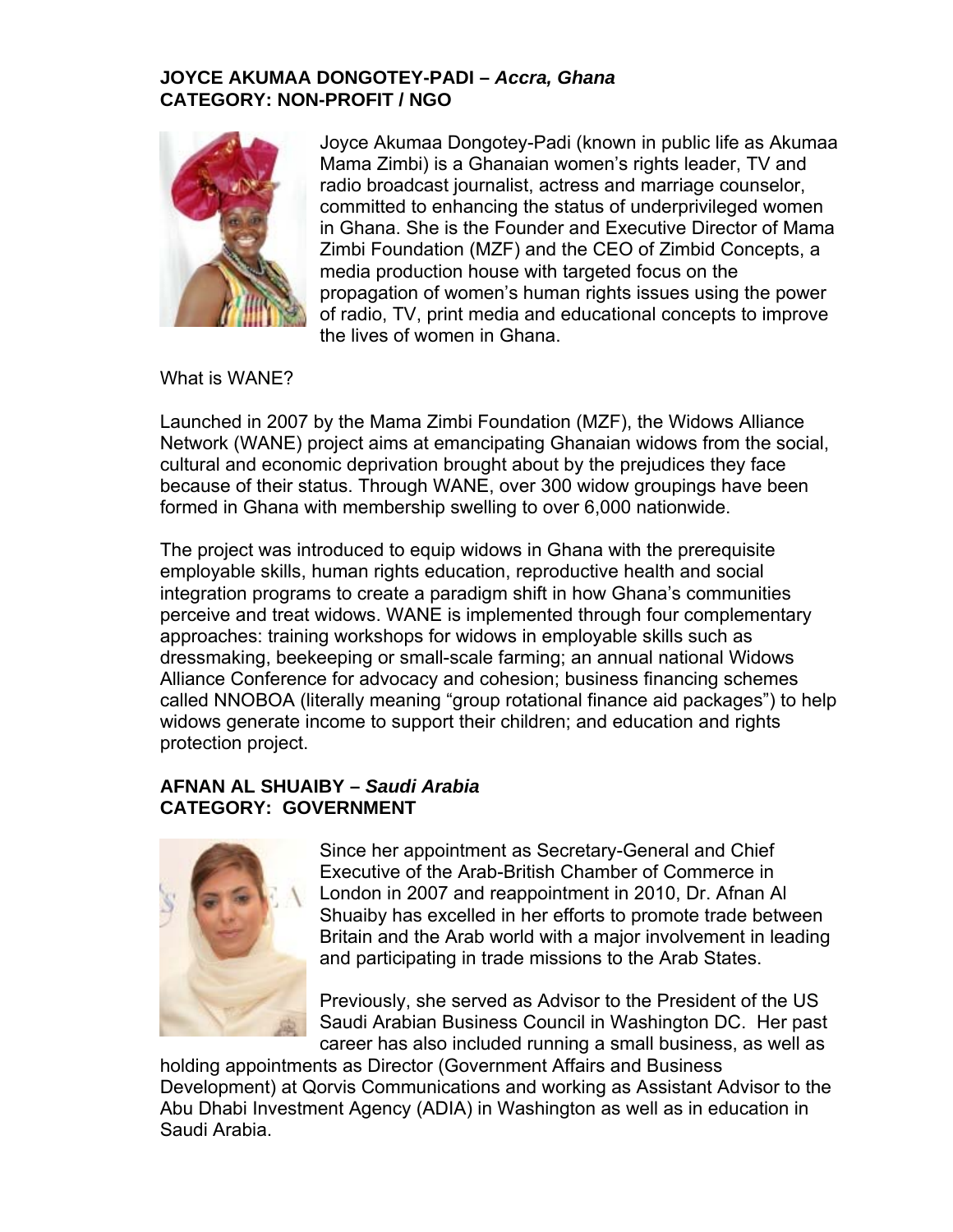**JOYCE AKUMAA DONGOTEY-PADI –** ***Accra, Ghana***
**CATEGORY: NON-PROFIT / NGO**

Joyce Akumaa Dongotey-Padi (known in public life as Akumaa Mama Zimbi) is a Ghanaian women's rights leader, TV and radio broadcast journalist, actress and marriage counselor, committed to enhancing the status of underprivileged women in Ghana. She is the Founder and Executive Director of Mama Zimbi Foundation (MZF) and the CEO of Zimbid Concepts, a media production house with targeted focus on the propagation of women's human rights issues using the power of radio, TV, print media and educational concepts to improve the lives of women in Ghana.

What is WANE?

Launched in 2007 by the Mama Zimbi Foundation (MZF), the Widows Alliance Network (WANE) project aims at emancipating Ghanaian widows from the social, cultural and economic deprivation brought about by the prejudices they face because of their status. Through WANE, over 300 widow groupings have been formed in Ghana with membership swelling to over 6,000 nationwide.

The project was introduced to equip widows in Ghana with the prerequisite employable skills, human rights education, reproductive health and social integration programs to create a paradigm shift in how Ghana's communities perceive and treat widows. WANE is implemented through four complementary approaches: training workshops for widows in employable skills such as dressmaking, beekeeping or small-scale farming; an annual national Widows Alliance Conference for advocacy and cohesion; business financing schemes called NNOBOA (literally meaning "group rotational finance aid packages") to help widows generate income to support their children; and education and rights protection project.

**AFNAN AL SHUAIBY –** ***Saudi Arabia***
**CATEGORY: GOVERNMENT**

Since her appointment as Secretary-General and Chief Executive of the Arab-British Chamber of Commerce in London in 2007 and reappointment in 2010, Dr. Afnan Al Shuaiby has excelled in her efforts to promote trade between Britain and the Arab world with a major involvement in leading and participating in trade missions to the Arab States.

Previously, she served as Advisor to the President of the US Saudi Arabian Business Council in Washington DC. Her past career has also included running a small business, as well as holding appointments as Director (Government Affairs and Business Development) at Qorvis Communications and working as Assistant Advisor to the Abu Dhabi Investment Agency (ADIA) in Washington as well as in education in Saudi Arabia.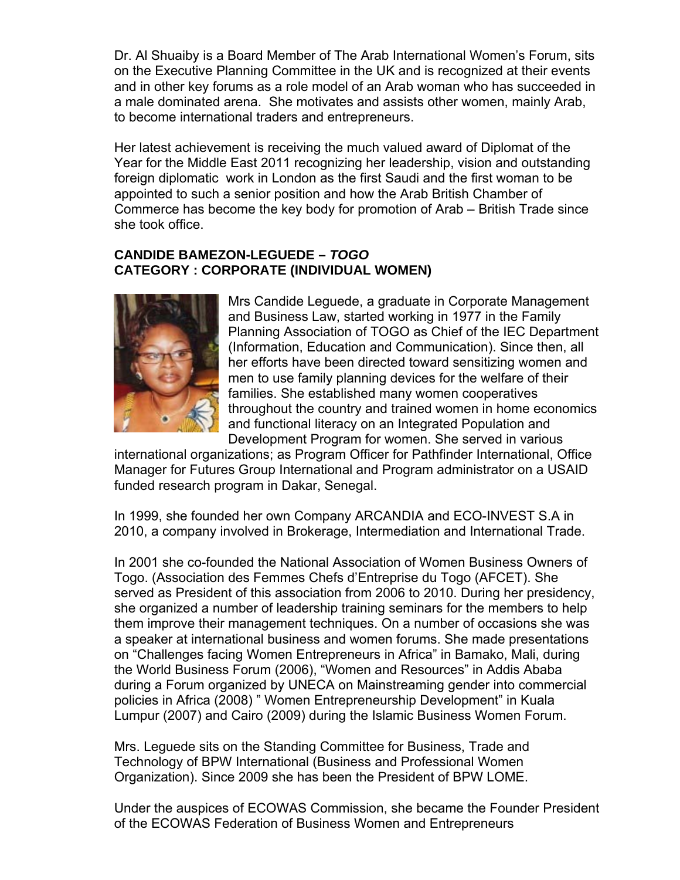Dr. Al Shuaiby is a Board Member of The Arab International Women's Forum, sits on the Executive Planning Committee in the UK and is recognized at their events and in other key forums as a role model of an Arab woman who has succeeded in a male dominated arena. She motivates and assists other women, mainly Arab, to become international traders and entrepreneurs.

Her latest achievement is receiving the much valued award of Diplomat of the Year for the Middle East 2011 recognizing her leadership, vision and outstanding foreign diplomatic work in London as the first Saudi and the first woman to be appointed to such a senior position and how the Arab British Chamber of Commerce has become the key body for promotion of Arab – British Trade since she took office.

**CANDIDE BAMEZON-LEGUEDE – *TOGO***
**CATEGORY : CORPORATE (INDIVIDUAL WOMEN)**

Mrs Candide Leguede, a graduate in Corporate Management and Business Law, started working in 1977 in the Family Planning Association of TOGO as Chief of the IEC Department (Information, Education and Communication). Since then, all her efforts have been directed toward sensitizing women and men to use family planning devices for the welfare of their families. She established many women cooperatives throughout the country and trained women in home economics and functional literacy on an Integrated Population and Development Program for women. She served in various international organizations; as Program Officer for Pathfinder International, Office Manager for Futures Group International and Program administrator on a USAID funded research program in Dakar, Senegal.

In 1999, she founded her own Company ARCANDIA and ECO-INVEST S.A in 2010, a company involved in Brokerage, Intermediation and International Trade.

In 2001 she co-founded the National Association of Women Business Owners of Togo. (Association des Femmes Chefs d'Entreprise du Togo (AFCET). She served as President of this association from 2006 to 2010. During her presidency, she organized a number of leadership training seminars for the members to help them improve their management techniques. On a number of occasions she was a speaker at international business and women forums. She made presentations on "Challenges facing Women Entrepreneurs in Africa" in Bamako, Mali, during the World Business Forum (2006), "Women and Resources" in Addis Ababa during a Forum organized by UNECA on Mainstreaming gender into commercial policies in Africa (2008) " Women Entrepreneurship Development" in Kuala Lumpur (2007) and Cairo (2009) during the Islamic Business Women Forum.

Mrs. Leguede sits on the Standing Committee for Business, Trade and Technology of BPW International (Business and Professional Women Organization). Since 2009 she has been the President of BPW LOME.

Under the auspices of ECOWAS Commission, she became the Founder President of the ECOWAS Federation of Business Women and Entrepreneurs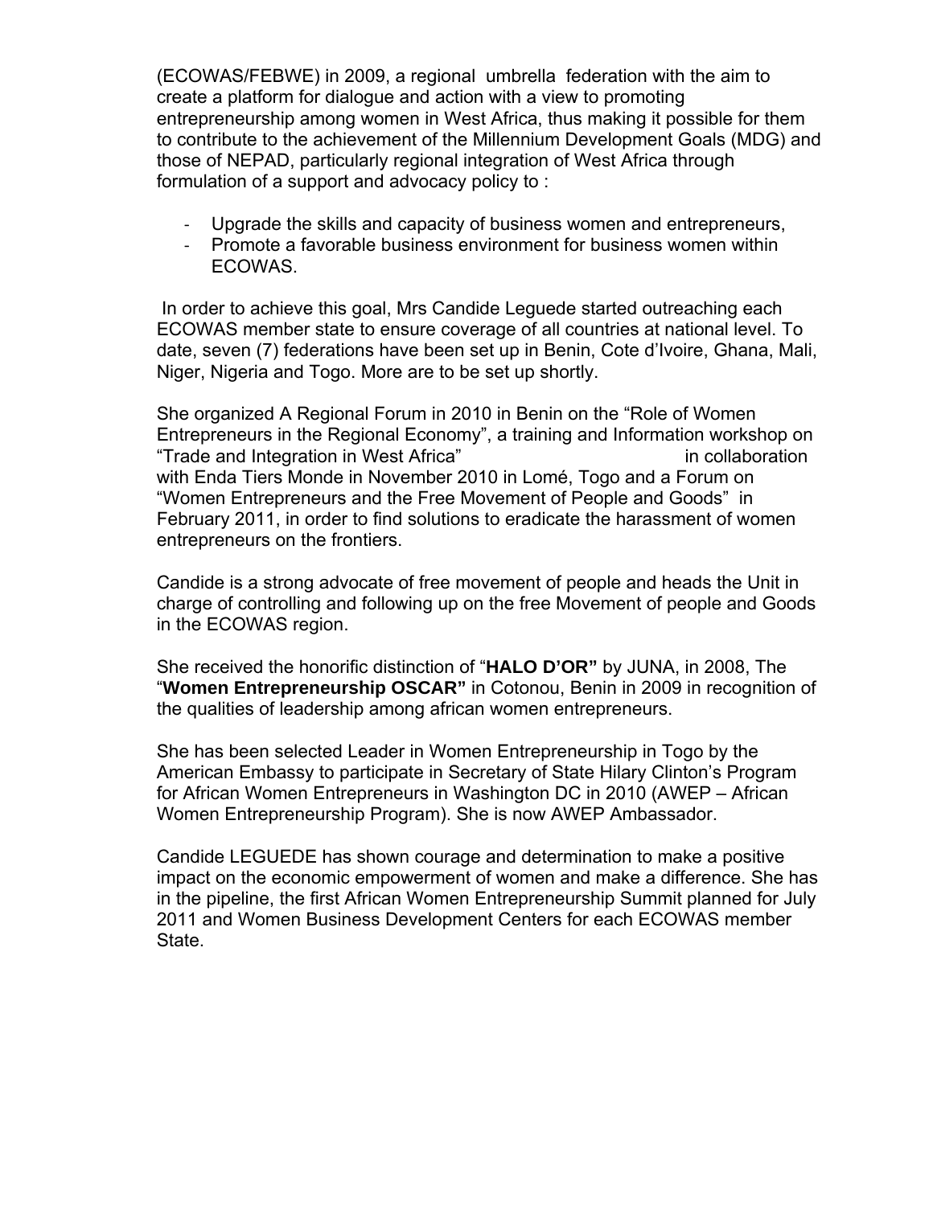(ECOWAS/FEBWE) in 2009, a regional umbrella federation with the aim to create a platform for dialogue and action with a view to promoting entrepreneurship among women in West Africa, thus making it possible for them to contribute to the achievement of the Millennium Development Goals (MDG) and those of NEPAD, particularly regional integration of West Africa through formulation of a support and advocacy policy to :

- Upgrade the skills and capacity of business women and entrepreneurs,
- Promote a favorable business environment for business women within ECOWAS.

In order to achieve this goal, Mrs Candide Leguede started outreaching each ECOWAS member state to ensure coverage of all countries at national level. To date, seven (7) federations have been set up in Benin, Cote d'Ivoire, Ghana, Mali, Niger, Nigeria and Togo. More are to be set up shortly.

She organized A Regional Forum in 2010 in Benin on the "Role of Women Entrepreneurs in the Regional Economy", a training and Information workshop on "Trade and Integration in West Africa" in collaboration with Enda Tiers Monde in November 2010 in Lomé, Togo and a Forum on "Women Entrepreneurs and the Free Movement of People and Goods" in February 2011, in order to find solutions to eradicate the harassment of women entrepreneurs on the frontiers.

Candide is a strong advocate of free movement of people and heads the Unit in charge of controlling and following up on the free Movement of people and Goods in the ECOWAS region.

She received the honorific distinction of "**HALO D'OR"** by JUNA, in 2008, The "**Women Entrepreneurship OSCAR"** in Cotonou, Benin in 2009 in recognition of the qualities of leadership among african women entrepreneurs.

She has been selected Leader in Women Entrepreneurship in Togo by the American Embassy to participate in Secretary of State Hilary Clinton's Program for African Women Entrepreneurs in Washington DC in 2010 (AWEP – African Women Entrepreneurship Program). She is now AWEP Ambassador.

Candide LEGUEDE has shown courage and determination to make a positive impact on the economic empowerment of women and make a difference. She has in the pipeline, the first African Women Entrepreneurship Summit planned for July 2011 and Women Business Development Centers for each ECOWAS member State.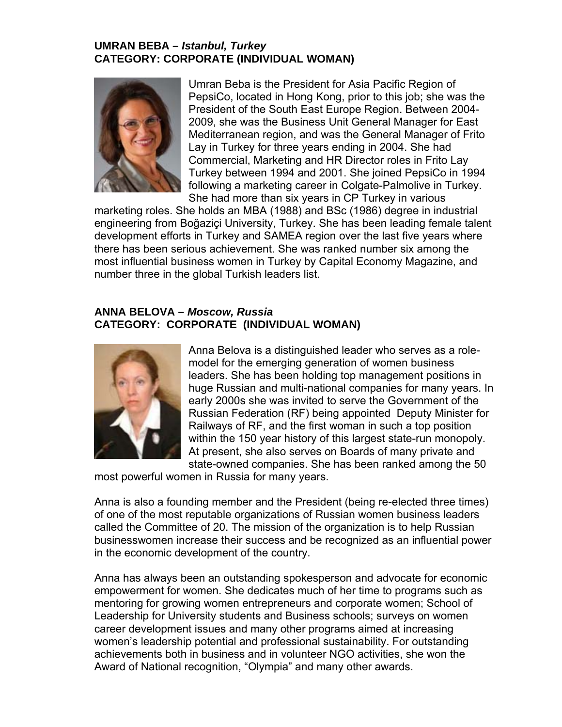**UMRAN BEBA –** ***Istanbul, Turkey***
**CATEGORY: CORPORATE (INDIVIDUAL WOMAN)**

Umran Beba is the President for Asia Pacific Region of PepsiCo, located in Hong Kong, prior to this job; she was the President of the South East Europe Region. Between 2004-2009, she was the Business Unit General Manager for East Mediterranean region, and was the General Manager of Frito Lay in Turkey for three years ending in 2004. She had Commercial, Marketing and HR Director roles in Frito Lay Turkey between 1994 and 2001. She joined PepsiCo in 1994 following a marketing career in Colgate-Palmolive in Turkey. She had more than six years in CP Turkey in various marketing roles. She holds an MBA (1988) and BSc (1986) degree in industrial engineering from Boğaziçi University, Turkey. She has been leading female talent development efforts in Turkey and SAMEA region over the last five years where there has been serious achievement. She was ranked number six among the most influential business women in Turkey by Capital Economy Magazine, and number three in the global Turkish leaders list.

**ANNA BELOVA –** ***Moscow, Russia***
**CATEGORY: CORPORATE (INDIVIDUAL WOMAN)**

Anna Belova is a distinguished leader who serves as a role-model for the emerging generation of women business leaders. She has been holding top management positions in huge Russian and multi-national companies for many years. In early 2000s she was invited to serve the Government of the Russian Federation (RF) being appointed Deputy Minister for Railways of RF, and the first woman in such a top position within the 150 year history of this largest state-run monopoly. At present, she also serves on Boards of many private and state-owned companies. She has been ranked among the 50 most powerful women in Russia for many years.

Anna is also a founding member and the President (being re-elected three times) of one of the most reputable organizations of Russian women business leaders called the Committee of 20. The mission of the organization is to help Russian businesswomen increase their success and be recognized as an influential power in the economic development of the country.

Anna has always been an outstanding spokesperson and advocate for economic empowerment for women. She dedicates much of her time to programs such as mentoring for growing women entrepreneurs and corporate women; School of Leadership for University students and Business schools; surveys on women career development issues and many other programs aimed at increasing women's leadership potential and professional sustainability. For outstanding achievements both in business and in volunteer NGO activities, she won the Award of National recognition, "Olympia" and many other awards.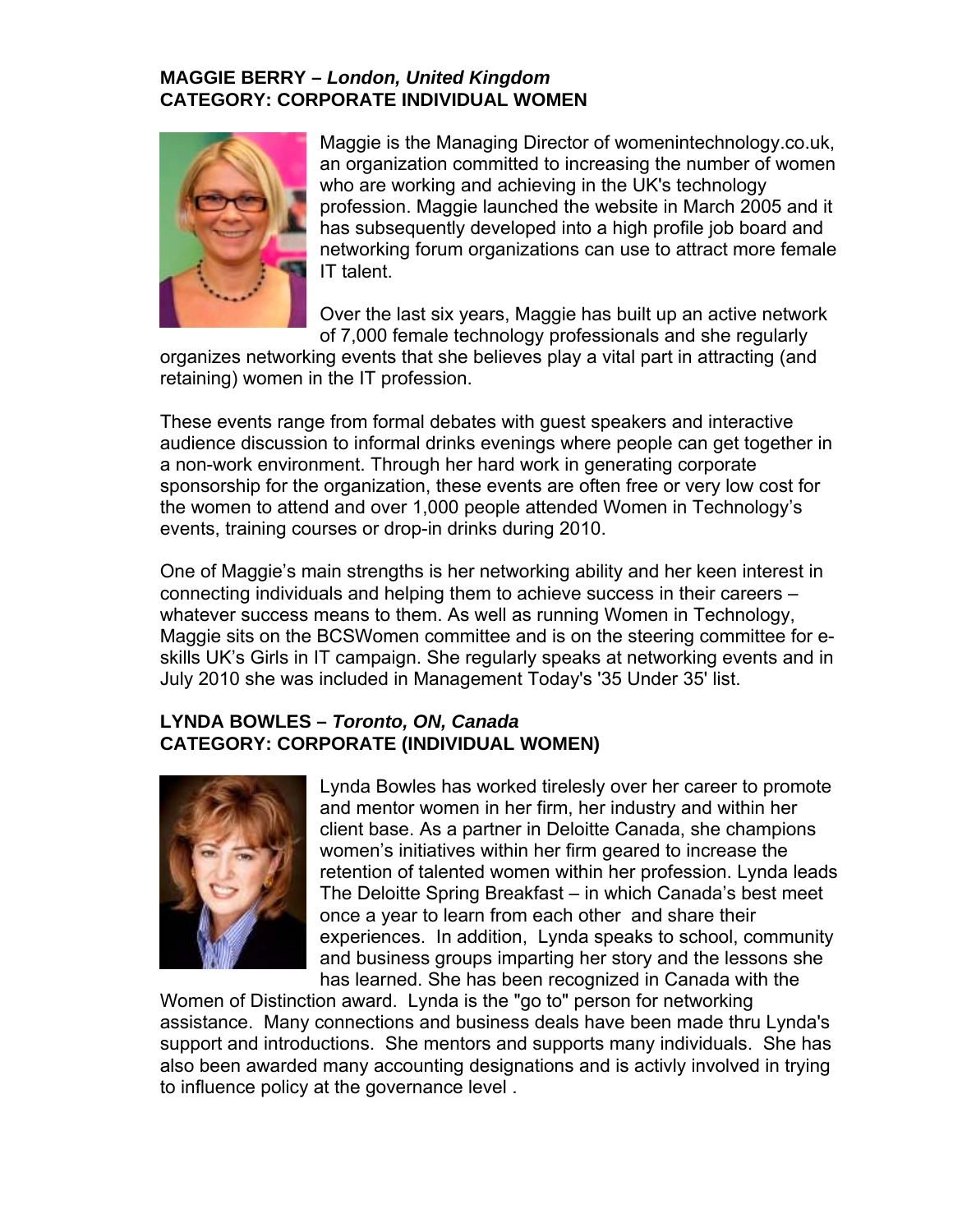**MAGGIE BERRY –** ***London, United Kingdom***
**CATEGORY: CORPORATE INDIVIDUAL WOMEN**

Maggie is the Managing Director of womenintechnology.co.uk, an organization committed to increasing the number of women who are working and achieving in the UK's technology profession. Maggie launched the website in March 2005 and it has subsequently developed into a high profile job board and networking forum organizations can use to attract more female IT talent.

Over the last six years, Maggie has built up an active network of 7,000 female technology professionals and she regularly organizes networking events that she believes play a vital part in attracting (and retaining) women in the IT profession.

These events range from formal debates with guest speakers and interactive audience discussion to informal drinks evenings where people can get together in a non-work environment. Through her hard work in generating corporate sponsorship for the organization, these events are often free or very low cost for the women to attend and over 1,000 people attended Women in Technology's events, training courses or drop-in drinks during 2010.

One of Maggie's main strengths is her networking ability and her keen interest in connecting individuals and helping them to achieve success in their careers – whatever success means to them. As well as running Women in Technology, Maggie sits on the BCSWomen committee and is on the steering committee for e-skills UK's Girls in IT campaign. She regularly speaks at networking events and in July 2010 she was included in Management Today's '35 Under 35' list.

**LYNDA BOWLES –** ***Toronto, ON, Canada***
**CATEGORY: CORPORATE (INDIVIDUAL WOMEN)**

Lynda Bowles has worked tirelessly over her career to promote and mentor women in her firm, her industry and within her client base. As a partner in Deloitte Canada, she champions women's initiatives within her firm geared to increase the retention of talented women within her profession. Lynda leads The Deloitte Spring Breakfast – in which Canada's best meet once a year to learn from each other and share their experiences. In addition, Lynda speaks to school, community and business groups imparting her story and the lessons she has learned. She has been recognized in Canada with the Women of Distinction award. Lynda is the "go to" person for networking assistance. Many connections and business deals have been made thru Lynda's support and introductions. She mentors and supports many individuals. She has also been awarded many accounting designations and is activly involved in trying to influence policy at the governance level .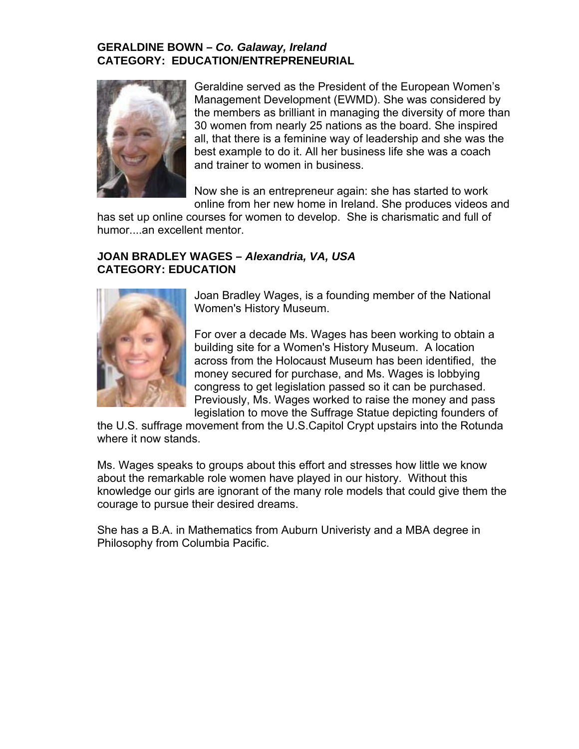**GERALDINE BOWN –** ***Co. Galaway, Ireland***
**CATEGORY: EDUCATION/ENTREPRENEURIAL**

Geraldine served as the President of the European Women's Management Development (EWMD). She was considered by the members as brilliant in managing the diversity of more than 30 women from nearly 25 nations as the board. She inspired all, that there is a feminine way of leadership and she was the best example to do it. All her business life she was a coach and trainer to women in business.

Now she is an entrepreneur again: she has started to work online from her new home in Ireland. She produces videos and has set up online courses for women to develop. She is charismatic and full of humor....an excellent mentor.

**JOAN BRADLEY WAGES –** ***Alexandria, VA, USA***
**CATEGORY: EDUCATION**

Joan Bradley Wages, is a founding member of the National Women's History Museum.

For over a decade Ms. Wages has been working to obtain a building site for a Women's History Museum. A location across from the Holocaust Museum has been identified, the money secured for purchase, and Ms. Wages is lobbying congress to get legislation passed so it can be purchased. Previously, Ms. Wages worked to raise the money and pass legislation to move the Suffrage Statue depicting founders of the U.S. suffrage movement from the U.S.Capitol Crypt upstairs into the Rotunda where it now stands.

Ms. Wages speaks to groups about this effort and stresses how little we know about the remarkable role women have played in our history. Without this knowledge our girls are ignorant of the many role models that could give them the courage to pursue their desired dreams.

She has a B.A. in Mathematics from Auburn Univeristy and a MBA degree in Philosophy from Columbia Pacific.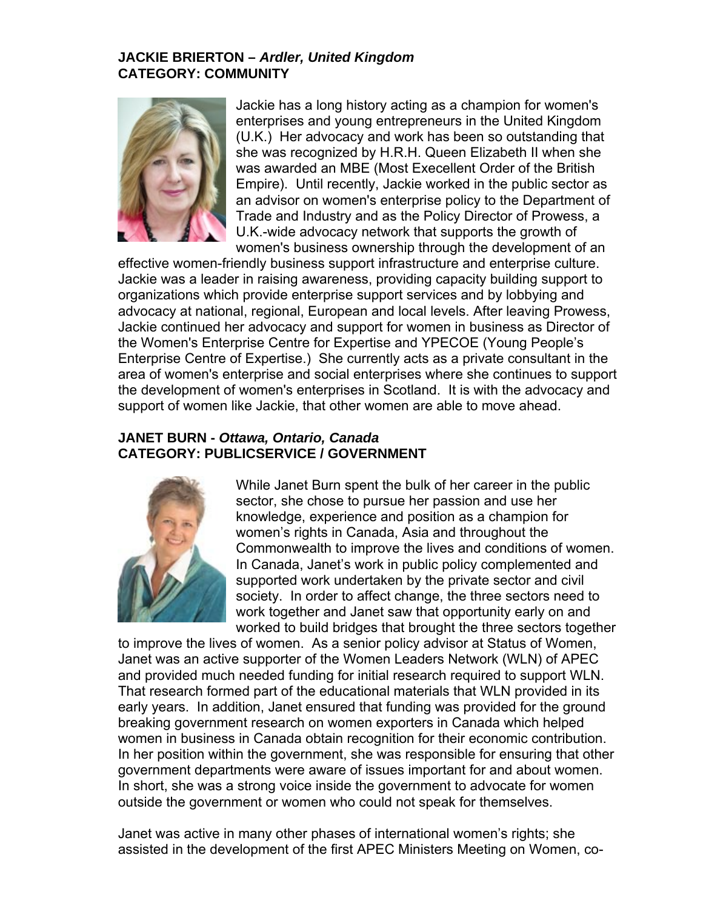**JACKIE BRIERTON –** ***Ardler, United Kingdom***
**CATEGORY: COMMUNITY**

Jackie has a long history acting as a champion for women's enterprises and young entrepreneurs in the United Kingdom (U.K.) Her advocacy and work has been so outstanding that she was recognized by H.R.H. Queen Elizabeth II when she was awarded an MBE (Most Execellent Order of the British Empire). Until recently, Jackie worked in the public sector as an advisor on women's enterprise policy to the Department of Trade and Industry and as the Policy Director of Prowess, a U.K.-wide advocacy network that supports the growth of women's business ownership through the development of an effective women-friendly business support infrastructure and enterprise culture. Jackie was a leader in raising awareness, providing capacity building support to organizations which provide enterprise support services and by lobbying and advocacy at national, regional, European and local levels. After leaving Prowess, Jackie continued her advocacy and support for women in business as Director of the Women's Enterprise Centre for Expertise and YPECOE (Young People's Enterprise Centre of Expertise.) She currently acts as a private consultant in the area of women's enterprise and social enterprises where she continues to support the development of women's enterprises in Scotland. It is with the advocacy and support of women like Jackie, that other women are able to move ahead.

**JANET BURN -** ***Ottawa, Ontario, Canada***
**CATEGORY: PUBLICSERVICE / GOVERNMENT**

While Janet Burn spent the bulk of her career in the public sector, she chose to pursue her passion and use her knowledge, experience and position as a champion for women's rights in Canada, Asia and throughout the Commonwealth to improve the lives and conditions of women. In Canada, Janet's work in public policy complemented and supported work undertaken by the private sector and civil society. In order to affect change, the three sectors need to work together and Janet saw that opportunity early on and worked to build bridges that brought the three sectors together to improve the lives of women. As a senior policy advisor at Status of Women, Janet was an active supporter of the Women Leaders Network (WLN) of APEC and provided much needed funding for initial research required to support WLN. That research formed part of the educational materials that WLN provided in its early years. In addition, Janet ensured that funding was provided for the ground breaking government research on women exporters in Canada which helped women in business in Canada obtain recognition for their economic contribution. In her position within the government, she was responsible for ensuring that other government departments were aware of issues important for and about women. In short, she was a strong voice inside the government to advocate for women outside the government or women who could not speak for themselves.

Janet was active in many other phases of international women's rights; she assisted in the development of the first APEC Ministers Meeting on Women, co-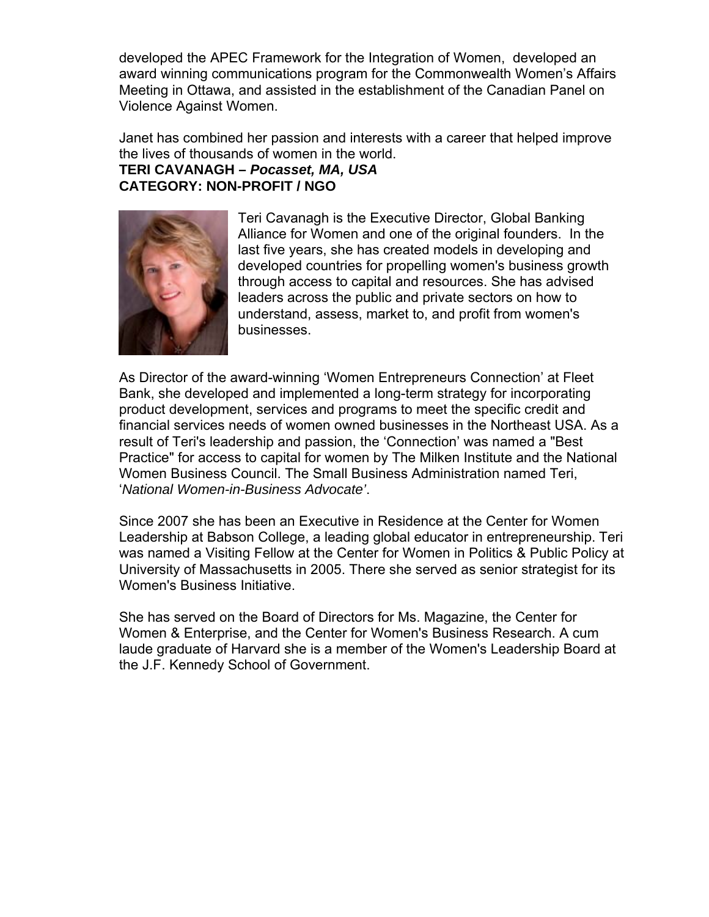developed the APEC Framework for the Integration of Women, developed an award winning communications program for the Commonwealth Women's Affairs Meeting in Ottawa, and assisted in the establishment of the Canadian Panel on Violence Against Women.

Janet has combined her passion and interests with a career that helped improve the lives of thousands of women in the world.

**TERI CAVANAGH – *Pocasset, MA, USA***
**CATEGORY: NON-PROFIT / NGO**

Teri Cavanagh is the Executive Director, Global Banking Alliance for Women and one of the original founders. In the last five years, she has created models in developing and developed countries for propelling women's business growth through access to capital and resources. She has advised leaders across the public and private sectors on how to understand, assess, market to, and profit from women's businesses.

As Director of the award-winning 'Women Entrepreneurs Connection' at Fleet Bank, she developed and implemented a long-term strategy for incorporating product development, services and programs to meet the specific credit and financial services needs of women owned businesses in the Northeast USA. As a result of Teri's leadership and passion, the 'Connection' was named a "Best Practice" for access to capital for women by The Milken Institute and the National Women Business Council. The Small Business Administration named Teri, '*National Women-in-Business Advocate'*.

Since 2007 she has been an Executive in Residence at the Center for Women Leadership at Babson College, a leading global educator in entrepreneurship. Teri was named a Visiting Fellow at the Center for Women in Politics & Public Policy at University of Massachusetts in 2005. There she served as senior strategist for its Women's Business Initiative.

She has served on the Board of Directors for Ms. Magazine, the Center for Women & Enterprise, and the Center for Women's Business Research. A cum laude graduate of Harvard she is a member of the Women's Leadership Board at the J.F. Kennedy School of Government.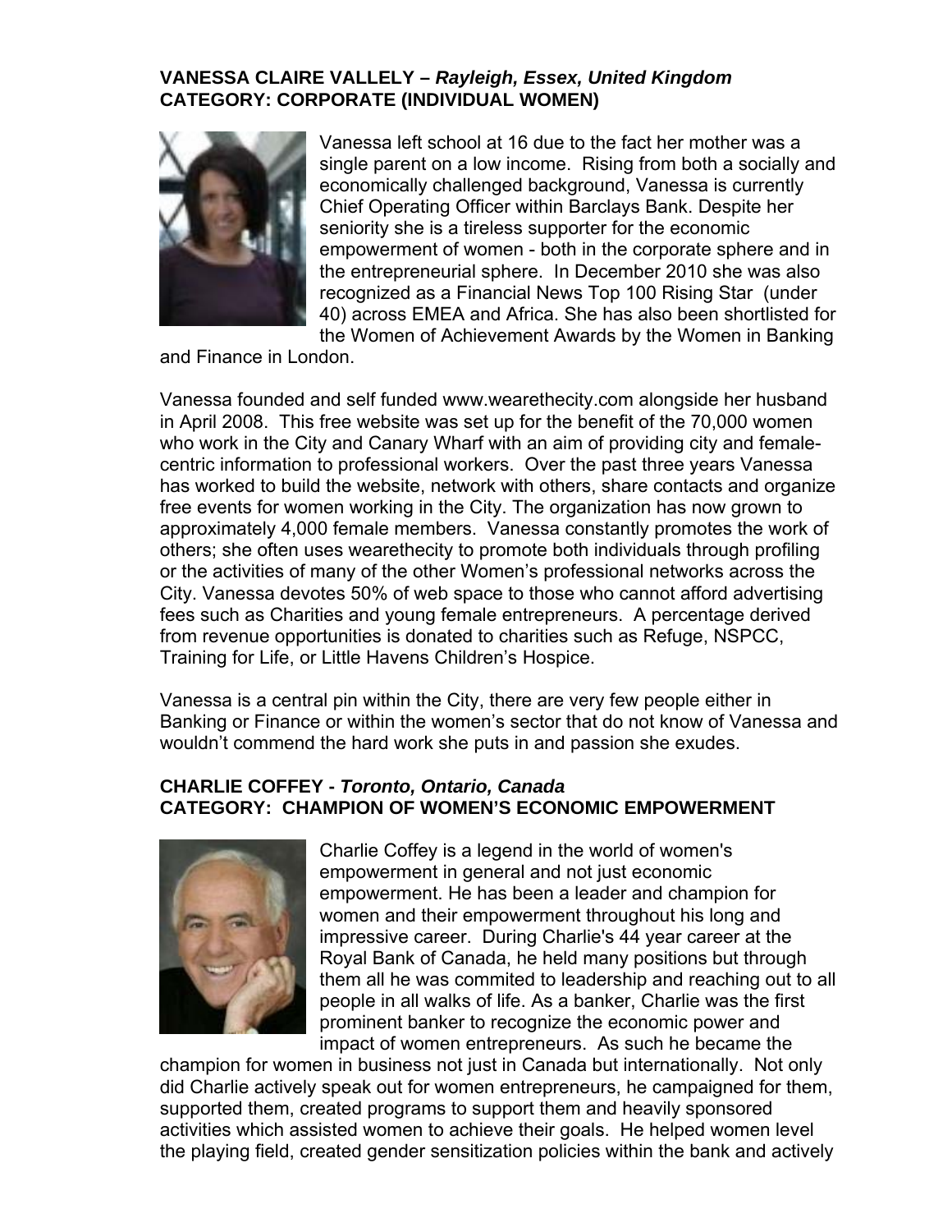**VANESSA CLAIRE VALLELY –** ***Rayleigh, Essex, United Kingdom***
**CATEGORY: CORPORATE (INDIVIDUAL WOMEN)**

Vanessa left school at 16 due to the fact her mother was a single parent on a low income. Rising from both a socially and economically challenged background, Vanessa is currently Chief Operating Officer within Barclays Bank. Despite her seniority she is a tireless supporter for the economic empowerment of women - both in the corporate sphere and in the entrepreneurial sphere. In December 2010 she was also recognized as a Financial News Top 100 Rising Star (under 40) across EMEA and Africa. She has also been shortlisted for the Women of Achievement Awards by the Women in Banking and Finance in London.

Vanessa founded and self funded www.wearethecity.com alongside her husband in April 2008. This free website was set up for the benefit of the 70,000 women who work in the City and Canary Wharf with an aim of providing city and female-centric information to professional workers. Over the past three years Vanessa has worked to build the website, network with others, share contacts and organize free events for women working in the City. The organization has now grown to approximately 4,000 female members. Vanessa constantly promotes the work of others; she often uses wearethecity to promote both individuals through profiling or the activities of many of the other Women's professional networks across the City. Vanessa devotes 50% of web space to those who cannot afford advertising fees such as Charities and young female entrepreneurs. A percentage derived from revenue opportunities is donated to charities such as Refuge, NSPCC, Training for Life, or Little Havens Children's Hospice.

Vanessa is a central pin within the City, there are very few people either in Banking or Finance or within the women's sector that do not know of Vanessa and wouldn't commend the hard work she puts in and passion she exudes.

**CHARLIE COFFEY -** ***Toronto, Ontario, Canada***
**CATEGORY: CHAMPION OF WOMEN'S ECONOMIC EMPOWERMENT**

Charlie Coffey is a legend in the world of women's empowerment in general and not just economic empowerment. He has been a leader and champion for women and their empowerment throughout his long and impressive career. During Charlie's 44 year career at the Royal Bank of Canada, he held many positions but through them all he was commited to leadership and reaching out to all people in all walks of life. As a banker, Charlie was the first prominent banker to recognize the economic power and impact of women entrepreneurs. As such he became the champion for women in business not just in Canada but internationally. Not only did Charlie actively speak out for women entrepreneurs, he campaigned for them, supported them, created programs to support them and heavily sponsored activities which assisted women to achieve their goals. He helped women level the playing field, created gender sensitization policies within the bank and actively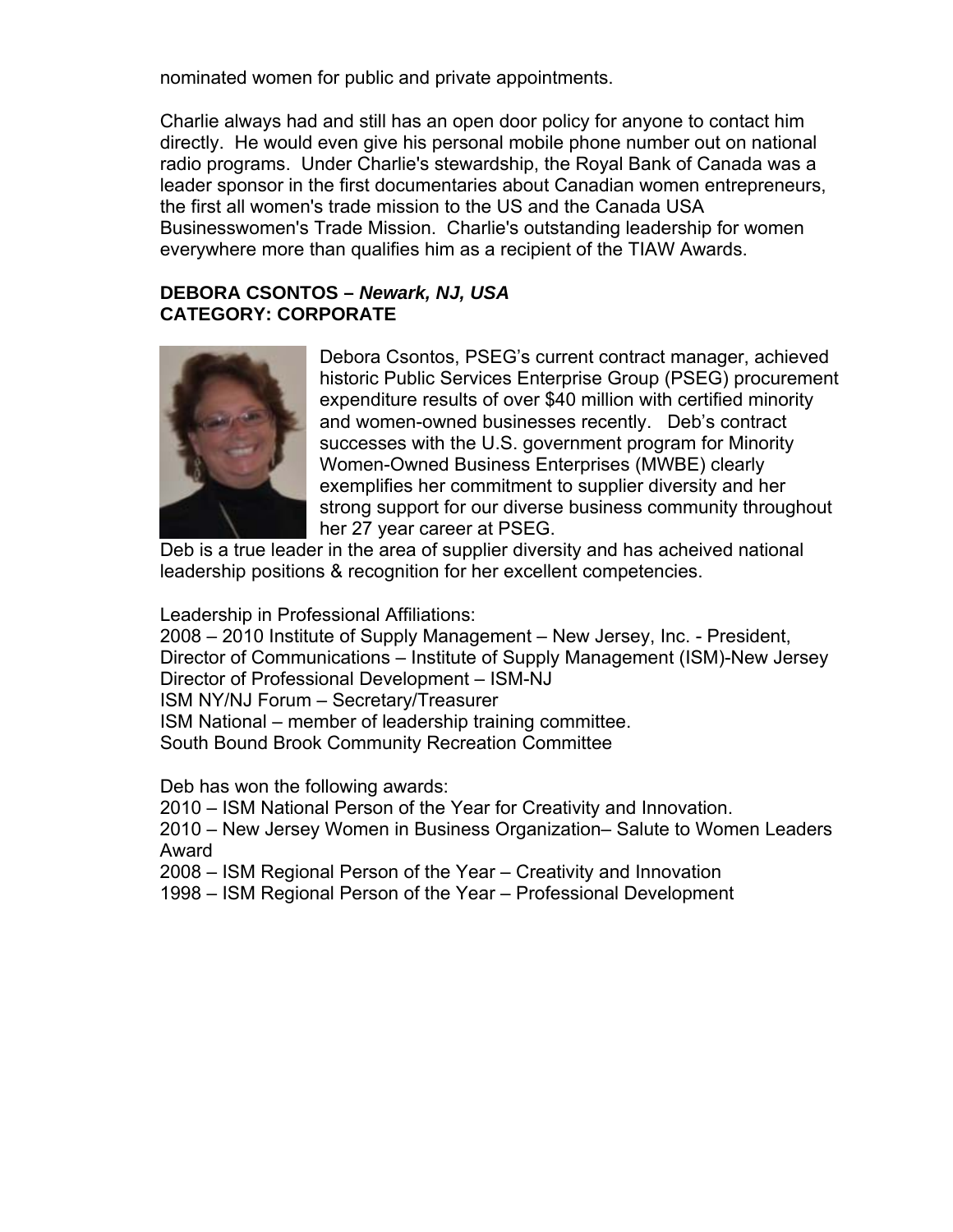nominated women for public and private appointments.

Charlie always had and still has an open door policy for anyone to contact him directly. He would even give his personal mobile phone number out on national radio programs. Under Charlie's stewardship, the Royal Bank of Canada was a leader sponsor in the first documentaries about Canadian women entrepreneurs, the first all women's trade mission to the US and the Canada USA Businesswomen's Trade Mission. Charlie's outstanding leadership for women everywhere more than qualifies him as a recipient of the TIAW Awards.

**DEBORA CSONTOS – *Newark, NJ, USA***
**CATEGORY: CORPORATE**

Debora Csontos, PSEG's current contract manager, achieved historic Public Services Enterprise Group (PSEG) procurement expenditure results of over $40 million with certified minority and women-owned businesses recently. Deb's contract successes with the U.S. government program for Minority Women-Owned Business Enterprises (MWBE) clearly exemplifies her commitment to supplier diversity and her strong support for our diverse business community throughout her 27 year career at PSEG.
Deb is a true leader in the area of supplier diversity and has acheived national leadership positions & recognition for her excellent competencies.

Leadership in Professional Affiliations:
2008 – 2010 Institute of Supply Management – New Jersey, Inc. - President,
Director of Communications – Institute of Supply Management (ISM)-New Jersey
Director of Professional Development – ISM-NJ
ISM NY/NJ Forum – Secretary/Treasurer
ISM National – member of leadership training committee.
South Bound Brook Community Recreation Committee

Deb has won the following awards:
2010 – ISM National Person of the Year for Creativity and Innovation.
2010 – New Jersey Women in Business Organization– Salute to Women Leaders Award
2008 – ISM Regional Person of the Year – Creativity and Innovation
1998 – ISM Regional Person of the Year – Professional Development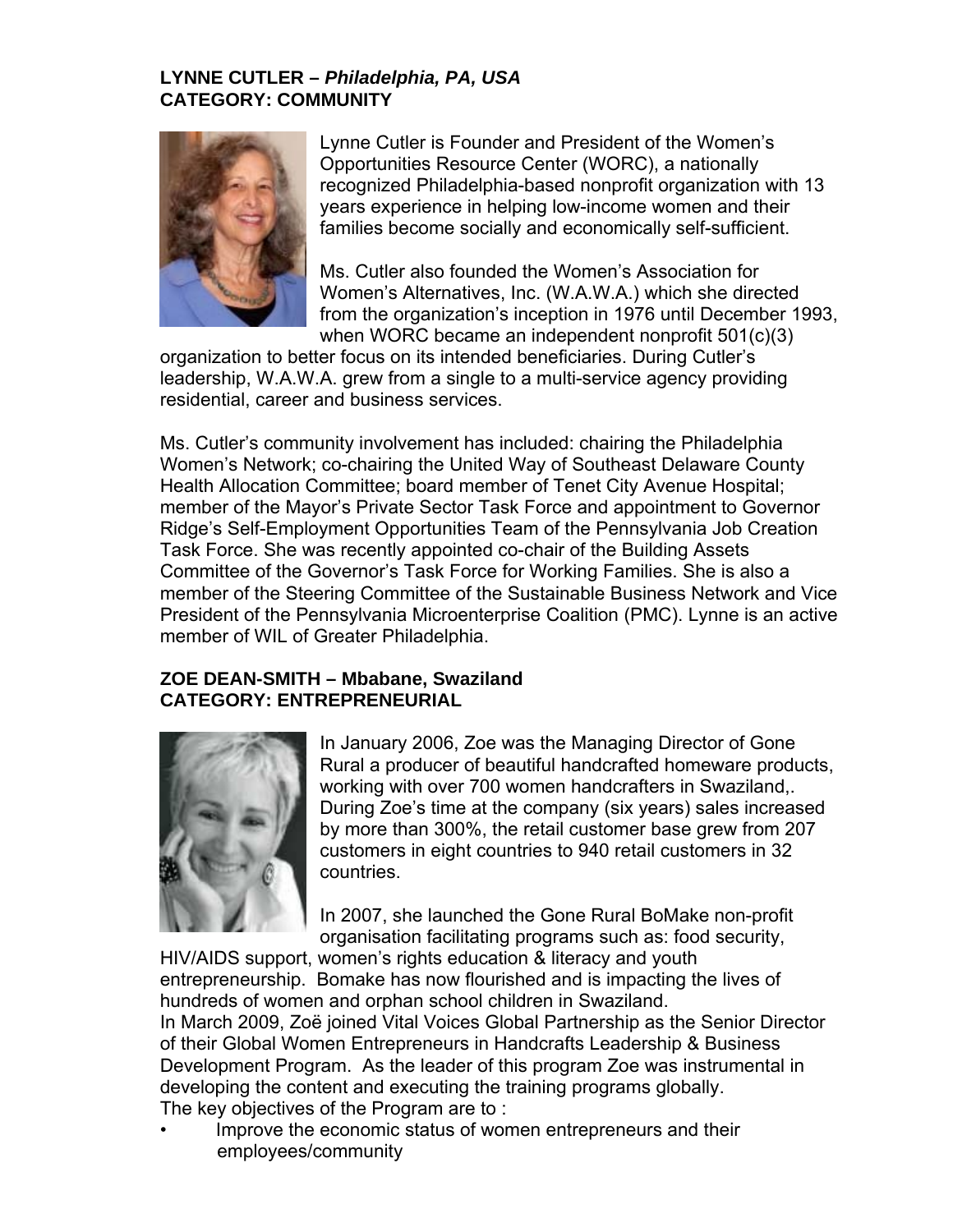**LYNNE CUTLER –** ***Philadelphia, PA, USA***
**CATEGORY: COMMUNITY**

Lynne Cutler is Founder and President of the Women's Opportunities Resource Center (WORC), a nationally recognized Philadelphia-based nonprofit organization with 13 years experience in helping low-income women and their families become socially and economically self-sufficient.

Ms. Cutler also founded the Women's Association for Women's Alternatives, Inc. (W.A.W.A.) which she directed from the organization's inception in 1976 until December 1993, when WORC became an independent nonprofit 501(c)(3) organization to better focus on its intended beneficiaries. During Cutler's leadership, W.A.W.A. grew from a single to a multi-service agency providing residential, career and business services.

Ms. Cutler's community involvement has included: chairing the Philadelphia Women's Network; co-chairing the United Way of Southeast Delaware County Health Allocation Committee; board member of Tenet City Avenue Hospital; member of the Mayor's Private Sector Task Force and appointment to Governor Ridge's Self-Employment Opportunities Team of the Pennsylvania Job Creation Task Force. She was recently appointed co-chair of the Building Assets Committee of the Governor's Task Force for Working Families. She is also a member of the Steering Committee of the Sustainable Business Network and Vice President of the Pennsylvania Microenterprise Coalition (PMC). Lynne is an active member of WIL of Greater Philadelphia.

**ZOE DEAN-SMITH – Mbabane, Swaziland**
**CATEGORY: ENTREPRENEURIAL**

In January 2006, Zoe was the Managing Director of Gone Rural a producer of beautiful handcrafted homeware products, working with over 700 women handcrafters in Swaziland,. During Zoe's time at the company (six years) sales increased by more than 300%, the retail customer base grew from 207 customers in eight countries to 940 retail customers in 32 countries.

In 2007, she launched the Gone Rural BoMake non-profit organisation facilitating programs such as: food security, HIV/AIDS support, women's rights education & literacy and youth entrepreneurship. Bomake has now flourished and is impacting the lives of hundreds of women and orphan school children in Swaziland.
In March 2009, Zoë joined Vital Voices Global Partnership as the Senior Director of their Global Women Entrepreneurs in Handcrafts Leadership & Business Development Program. As the leader of this program Zoe was instrumental in developing the content and executing the training programs globally.
The key objectives of the Program are to :

- Improve the economic status of women entrepreneurs and their employees/community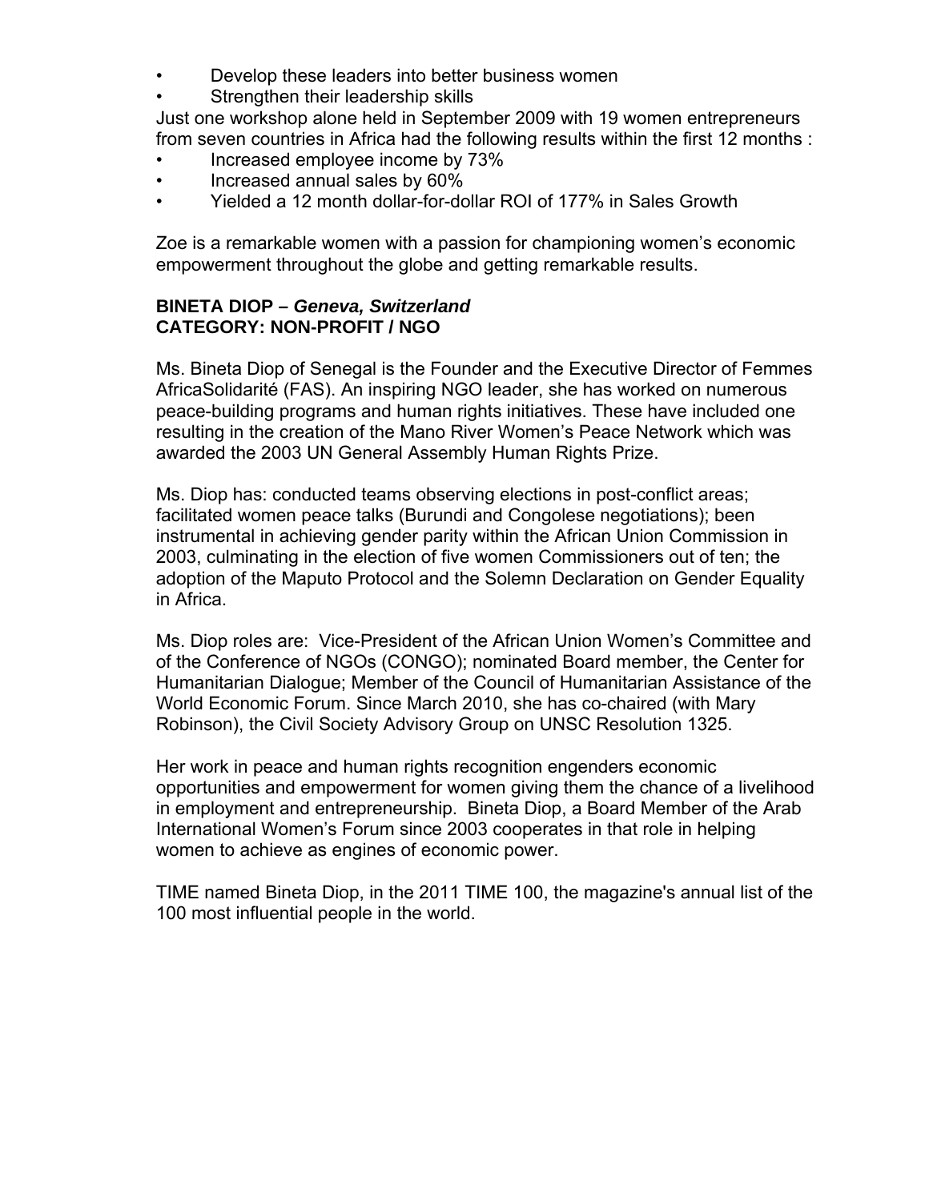- Develop these leaders into better business women
- Strengthen their leadership skills

Just one workshop alone held in September 2009 with 19 women entrepreneurs from seven countries in Africa had the following results within the first 12 months :

- Increased employee income by 73%
- Increased annual sales by 60%
- Yielded a 12 month dollar-for-dollar ROI of 177% in Sales Growth

Zoe is a remarkable women with a passion for championing women's economic empowerment throughout the globe and getting remarkable results.

**BINETA DIOP –** ***Geneva, Switzerland***
**CATEGORY: NON-PROFIT / NGO**

Ms. Bineta Diop of Senegal is the Founder and the Executive Director of Femmes AfricaSolidarité (FAS). An inspiring NGO leader, she has worked on numerous peace-building programs and human rights initiatives. These have included one resulting in the creation of the Mano River Women's Peace Network which was awarded the 2003 UN General Assembly Human Rights Prize.

Ms. Diop has: conducted teams observing elections in post-conflict areas; facilitated women peace talks (Burundi and Congolese negotiations); been instrumental in achieving gender parity within the African Union Commission in 2003, culminating in the election of five women Commissioners out of ten; the adoption of the Maputo Protocol and the Solemn Declaration on Gender Equality in Africa.

Ms. Diop roles are: Vice-President of the African Union Women's Committee and of the Conference of NGOs (CONGO); nominated Board member, the Center for Humanitarian Dialogue; Member of the Council of Humanitarian Assistance of the World Economic Forum. Since March 2010, she has co-chaired (with Mary Robinson), the Civil Society Advisory Group on UNSC Resolution 1325.

Her work in peace and human rights recognition engenders economic opportunities and empowerment for women giving them the chance of a livelihood in employment and entrepreneurship. Bineta Diop, a Board Member of the Arab International Women's Forum since 2003 cooperates in that role in helping women to achieve as engines of economic power.

TIME named Bineta Diop, in the 2011 TIME 100, the magazine's annual list of the 100 most influential people in the world.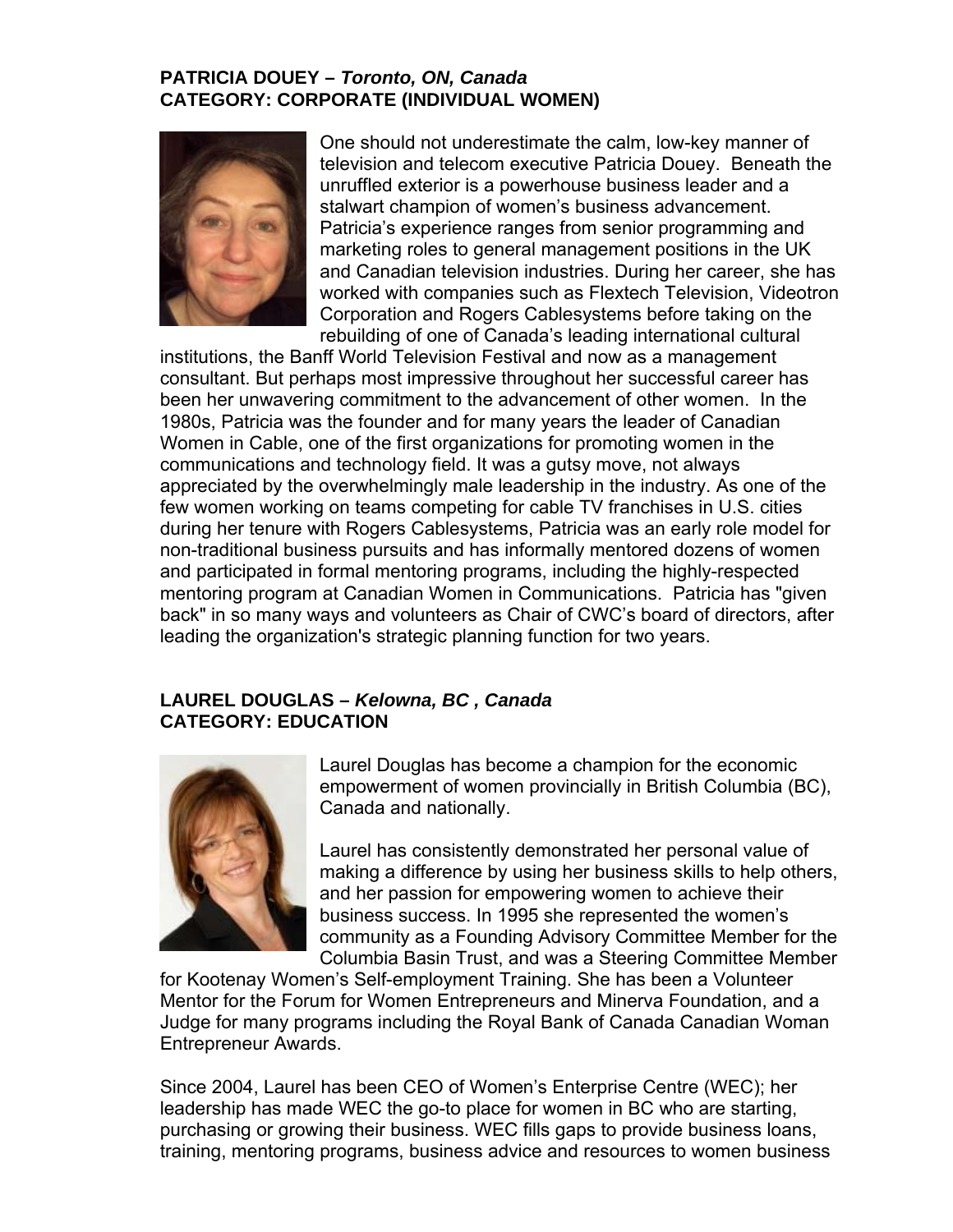**PATRICIA DOUEY –** ***Toronto, ON, Canada***
**CATEGORY: CORPORATE (INDIVIDUAL WOMEN)**

One should not underestimate the calm, low-key manner of television and telecom executive Patricia Douey. Beneath the unruffled exterior is a powerhouse business leader and a stalwart champion of women's business advancement. Patricia's experience ranges from senior programming and marketing roles to general management positions in the UK and Canadian television industries. During her career, she has worked with companies such as Flextech Television, Videotron Corporation and Rogers Cablesystems before taking on the rebuilding of one of Canada's leading international cultural institutions, the Banff World Television Festival and now as a management consultant. But perhaps most impressive throughout her successful career has been her unwavering commitment to the advancement of other women. In the 1980s, Patricia was the founder and for many years the leader of Canadian Women in Cable, one of the first organizations for promoting women in the communications and technology field. It was a gutsy move, not always appreciated by the overwhelmingly male leadership in the industry. As one of the few women working on teams competing for cable TV franchises in U.S. cities during her tenure with Rogers Cablesystems, Patricia was an early role model for non-traditional business pursuits and has informally mentored dozens of women and participated in formal mentoring programs, including the highly-respected mentoring program at Canadian Women in Communications. Patricia has "given back" in so many ways and volunteers as Chair of CWC's board of directors, after leading the organization's strategic planning function for two years.

**LAUREL DOUGLAS –** ***Kelowna, BC , Canada***
**CATEGORY: EDUCATION**

Laurel Douglas has become a champion for the economic empowerment of women provincially in British Columbia (BC), Canada and nationally.

Laurel has consistently demonstrated her personal value of making a difference by using her business skills to help others, and her passion for empowering women to achieve their business success. In 1995 she represented the women's community as a Founding Advisory Committee Member for the Columbia Basin Trust, and was a Steering Committee Member for Kootenay Women's Self-employment Training. She has been a Volunteer Mentor for the Forum for Women Entrepreneurs and Minerva Foundation, and a Judge for many programs including the Royal Bank of Canada Canadian Woman Entrepreneur Awards.

Since 2004, Laurel has been CEO of Women's Enterprise Centre (WEC); her leadership has made WEC the go-to place for women in BC who are starting, purchasing or growing their business. WEC fills gaps to provide business loans, training, mentoring programs, business advice and resources to women business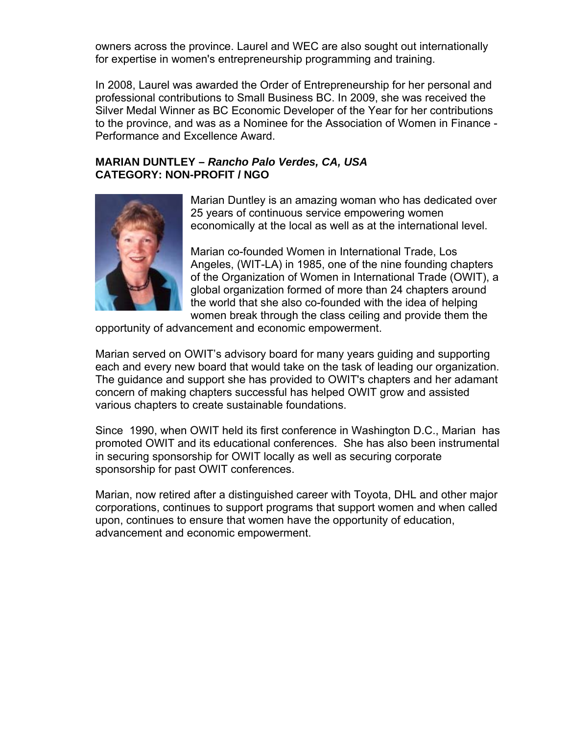owners across the province. Laurel and WEC are also sought out internationally for expertise in women's entrepreneurship programming and training.

In 2008, Laurel was awarded the Order of Entrepreneurship for her personal and professional contributions to Small Business BC. In 2009, she was received the Silver Medal Winner as BC Economic Developer of the Year for her contributions to the province, and was as a Nominee for the Association of Women in Finance - Performance and Excellence Award.

**MARIAN DUNTLEY –** ***Rancho Palo Verdes, CA, USA***
**CATEGORY: NON-PROFIT / NGO**

Marian Duntley is an amazing woman who has dedicated over 25 years of continuous service empowering women economically at the local as well as at the international level.

Marian co-founded Women in International Trade, Los Angeles, (WIT-LA) in 1985, one of the nine founding chapters of the Organization of Women in International Trade (OWIT), a global organization formed of more than 24 chapters around the world that she also co-founded with the idea of helping women break through the class ceiling and provide them the opportunity of advancement and economic empowerment.

Marian served on OWIT's advisory board for many years guiding and supporting each and every new board that would take on the task of leading our organization. The guidance and support she has provided to OWIT's chapters and her adamant concern of making chapters successful has helped OWIT grow and assisted various chapters to create sustainable foundations.

Since 1990, when OWIT held its first conference in Washington D.C., Marian has promoted OWIT and its educational conferences. She has also been instrumental in securing sponsorship for OWIT locally as well as securing corporate sponsorship for past OWIT conferences.

Marian, now retired after a distinguished career with Toyota, DHL and other major corporations, continues to support programs that support women and when called upon, continues to ensure that women have the opportunity of education, advancement and economic empowerment.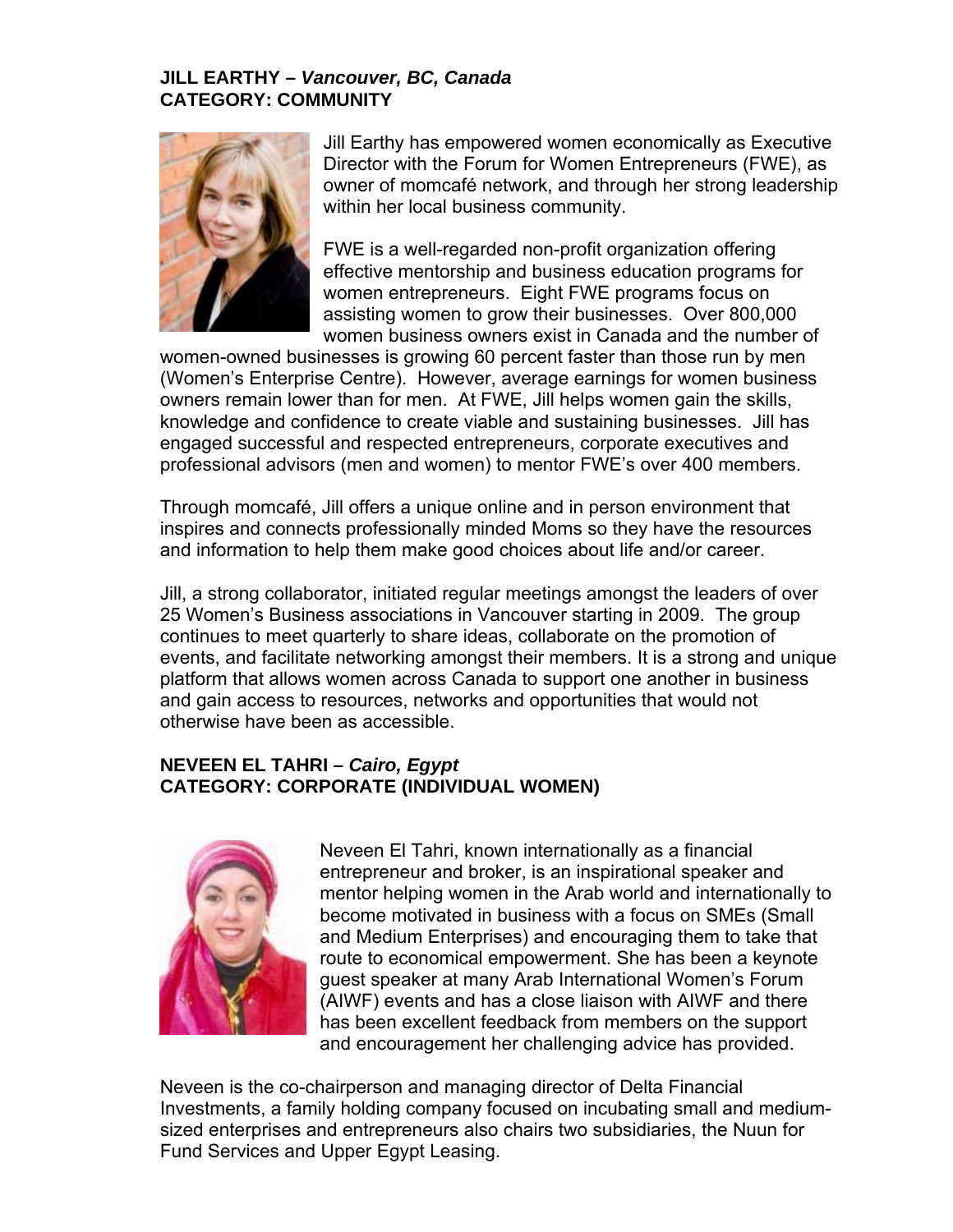**JILL EARTHY –** ***Vancouver, BC, Canada***
**CATEGORY: COMMUNITY**

Jill Earthy has empowered women economically as Executive Director with the Forum for Women Entrepreneurs (FWE), as owner of momcafé network, and through her strong leadership within her local business community.

FWE is a well-regarded non-profit organization offering effective mentorship and business education programs for women entrepreneurs. Eight FWE programs focus on assisting women to grow their businesses. Over 800,000 women business owners exist in Canada and the number of women-owned businesses is growing 60 percent faster than those run by men (Women's Enterprise Centre). However, average earnings for women business owners remain lower than for men. At FWE, Jill helps women gain the skills, knowledge and confidence to create viable and sustaining businesses. Jill has engaged successful and respected entrepreneurs, corporate executives and professional advisors (men and women) to mentor FWE's over 400 members.

Through momcafé, Jill offers a unique online and in person environment that inspires and connects professionally minded Moms so they have the resources and information to help them make good choices about life and/or career.

Jill, a strong collaborator, initiated regular meetings amongst the leaders of over 25 Women's Business associations in Vancouver starting in 2009. The group continues to meet quarterly to share ideas, collaborate on the promotion of events, and facilitate networking amongst their members. It is a strong and unique platform that allows women across Canada to support one another in business and gain access to resources, networks and opportunities that would not otherwise have been as accessible.

**NEVEEN EL TAHRI –** ***Cairo, Egypt***
**CATEGORY: CORPORATE (INDIVIDUAL WOMEN)**

Neveen El Tahri, known internationally as a financial entrepreneur and broker, is an inspirational speaker and mentor helping women in the Arab world and internationally to become motivated in business with a focus on SMEs (Small and Medium Enterprises) and encouraging them to take that route to economical empowerment. She has been a keynote guest speaker at many Arab International Women's Forum (AIWF) events and has a close liaison with AIWF and there has been excellent feedback from members on the support and encouragement her challenging advice has provided.

Neveen is the co-chairperson and managing director of Delta Financial Investments, a family holding company focused on incubating small and medium-sized enterprises and entrepreneurs also chairs two subsidiaries, the Nuun for Fund Services and Upper Egypt Leasing.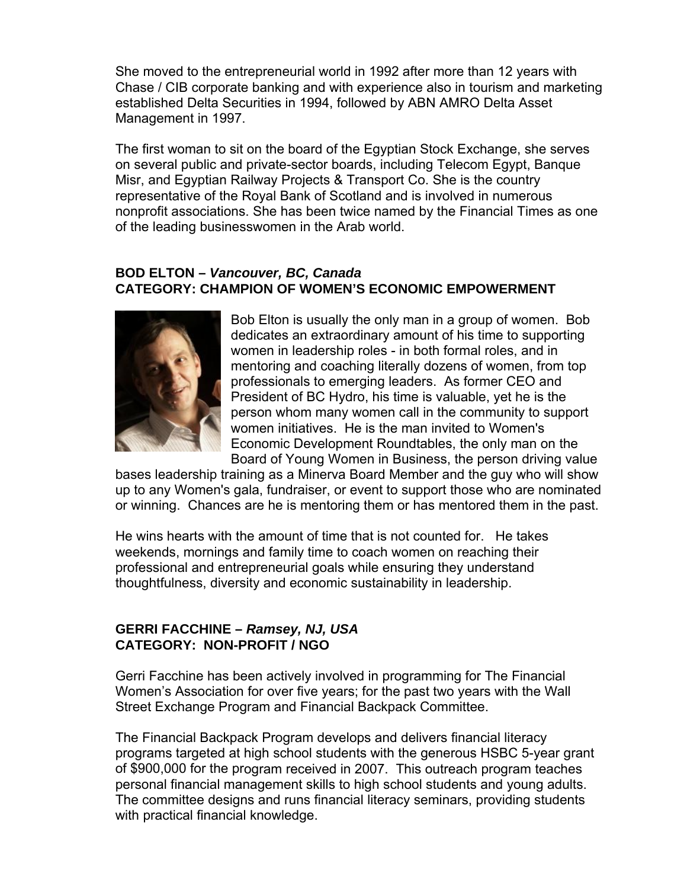She moved to the entrepreneurial world in 1992 after more than 12 years with Chase / CIB corporate banking and with experience also in tourism and marketing established Delta Securities in 1994, followed by ABN AMRO Delta Asset Management in 1997.

The first woman to sit on the board of the Egyptian Stock Exchange, she serves on several public and private-sector boards, including Telecom Egypt, Banque Misr, and Egyptian Railway Projects & Transport Co. She is the country representative of the Royal Bank of Scotland and is involved in numerous nonprofit associations. She has been twice named by the Financial Times as one of the leading businesswomen in the Arab world.

**BOD ELTON –** ***Vancouver, BC, Canada***
**CATEGORY: CHAMPION OF WOMEN'S ECONOMIC EMPOWERMENT**

Bob Elton is usually the only man in a group of women. Bob dedicates an extraordinary amount of his time to supporting women in leadership roles - in both formal roles, and in mentoring and coaching literally dozens of women, from top professionals to emerging leaders. As former CEO and President of BC Hydro, his time is valuable, yet he is the person whom many women call in the community to support women initiatives. He is the man invited to Women's Economic Development Roundtables, the only man on the Board of Young Women in Business, the person driving value bases leadership training as a Minerva Board Member and the guy who will show up to any Women's gala, fundraiser, or event to support those who are nominated or winning. Chances are he is mentoring them or has mentored them in the past.

He wins hearts with the amount of time that is not counted for. He takes weekends, mornings and family time to coach women on reaching their professional and entrepreneurial goals while ensuring they understand thoughtfulness, diversity and economic sustainability in leadership.

**GERRI FACCHINE –** ***Ramsey, NJ, USA***
**CATEGORY: NON-PROFIT / NGO**

Gerri Facchine has been actively involved in programming for The Financial Women's Association for over five years; for the past two years with the Wall Street Exchange Program and Financial Backpack Committee.

The Financial Backpack Program develops and delivers financial literacy programs targeted at high school students with the generous HSBC 5-year grant of $900,000 for the program received in 2007. This outreach program teaches personal financial management skills to high school students and young adults. The committee designs and runs financial literacy seminars, providing students with practical financial knowledge.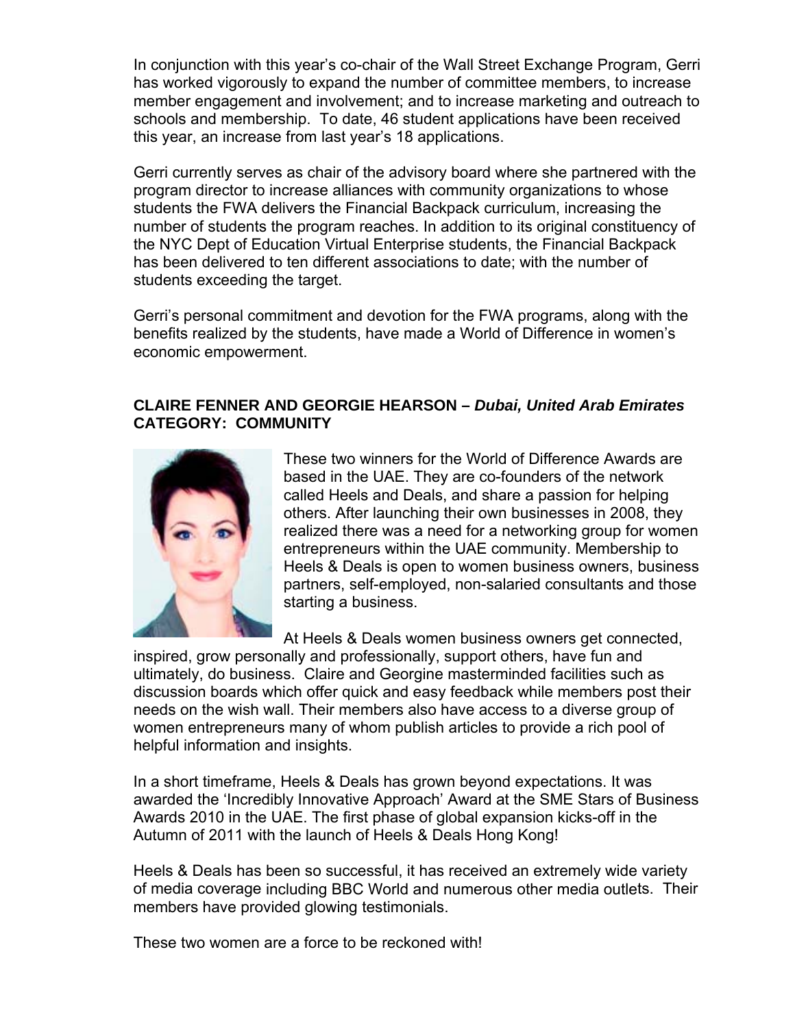In conjunction with this year's co-chair of the Wall Street Exchange Program, Gerri has worked vigorously to expand the number of committee members, to increase member engagement and involvement; and to increase marketing and outreach to schools and membership. To date, 46 student applications have been received this year, an increase from last year's 18 applications.

Gerri currently serves as chair of the advisory board where she partnered with the program director to increase alliances with community organizations to whose students the FWA delivers the Financial Backpack curriculum, increasing the number of students the program reaches. In addition to its original constituency of the NYC Dept of Education Virtual Enterprise students, the Financial Backpack has been delivered to ten different associations to date; with the number of students exceeding the target.

Gerri's personal commitment and devotion for the FWA programs, along with the benefits realized by the students, have made a World of Difference in women's economic empowerment.

**CLAIRE FENNER AND GEORGIE HEARSON –** ***Dubai, United Arab Emirates***
**CATEGORY: COMMUNITY**

These two winners for the World of Difference Awards are based in the UAE. They are co-founders of the network called Heels and Deals, and share a passion for helping others. After launching their own businesses in 2008, they realized there was a need for a networking group for women entrepreneurs within the UAE community. Membership to Heels & Deals is open to women business owners, business partners, self-employed, non-salaried consultants and those starting a business.

At Heels & Deals women business owners get connected, inspired, grow personally and professionally, support others, have fun and ultimately, do business. Claire and Georgine masterminded facilities such as discussion boards which offer quick and easy feedback while members post their needs on the wish wall. Their members also have access to a diverse group of women entrepreneurs many of whom publish articles to provide a rich pool of helpful information and insights.

In a short timeframe, Heels & Deals has grown beyond expectations. It was awarded the 'Incredibly Innovative Approach' Award at the SME Stars of Business Awards 2010 in the UAE. The first phase of global expansion kicks-off in the Autumn of 2011 with the launch of Heels & Deals Hong Kong!

Heels & Deals has been so successful, it has received an extremely wide variety of media coverage including BBC World and numerous other media outlets. Their members have provided glowing testimonials.

These two women are a force to be reckoned with!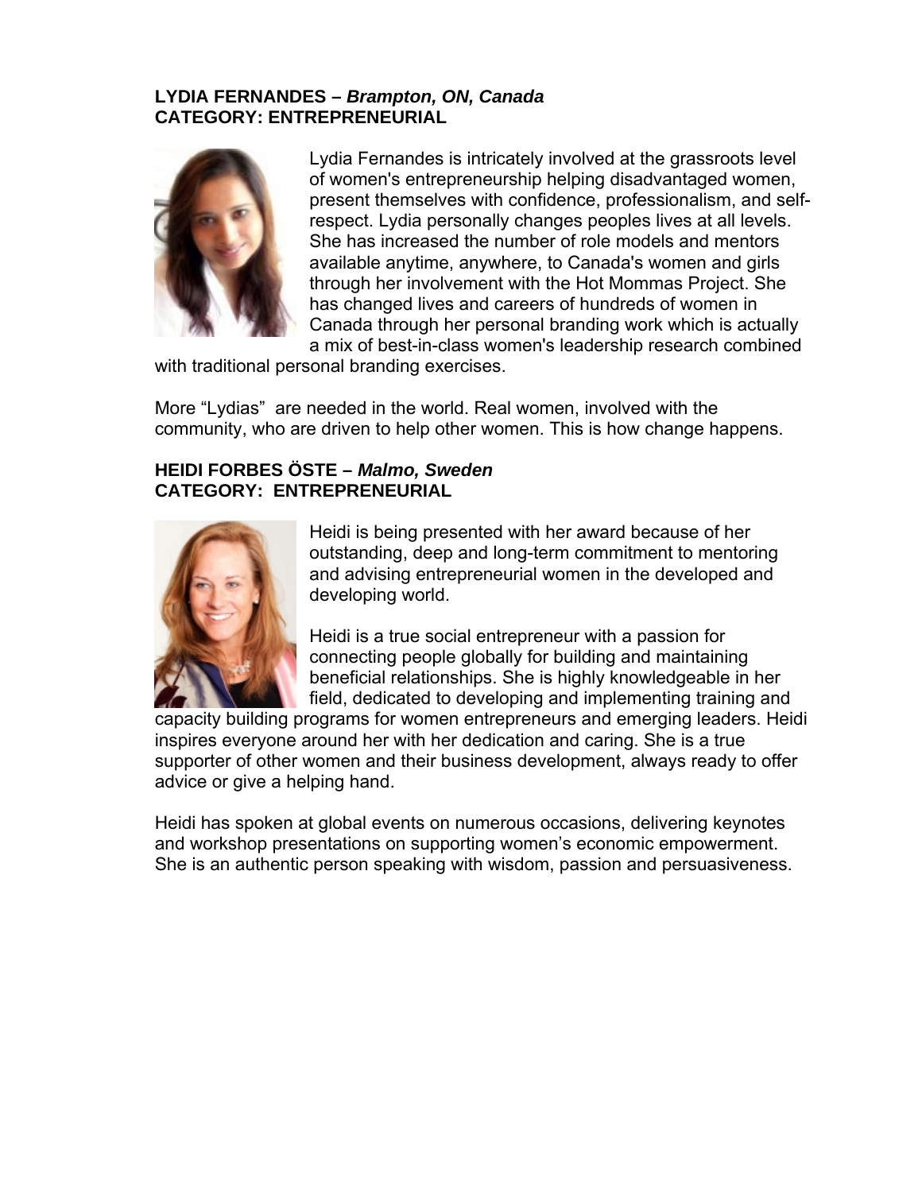**LYDIA FERNANDES –** ***Brampton, ON, Canada***
**CATEGORY: ENTREPRENEURIAL**

Lydia Fernandes is intricately involved at the grassroots level of women's entrepreneurship helping disadvantaged women, present themselves with confidence, professionalism, and self-respect. Lydia personally changes peoples lives at all levels. She has increased the number of role models and mentors available anytime, anywhere, to Canada's women and girls through her involvement with the Hot Mommas Project. She has changed lives and careers of hundreds of women in Canada through her personal branding work which is actually a mix of best-in-class women's leadership research combined with traditional personal branding exercises.

More “Lydias” are needed in the world. Real women, involved with the community, who are driven to help other women. This is how change happens.

**HEIDI FORBES ÖSTE –** ***Malmo, Sweden***
**CATEGORY: ENTREPRENEURIAL**

Heidi is being presented with her award because of her outstanding, deep and long-term commitment to mentoring and advising entrepreneurial women in the developed and developing world.

Heidi is a true social entrepreneur with a passion for connecting people globally for building and maintaining beneficial relationships. She is highly knowledgeable in her field, dedicated to developing and implementing training and capacity building programs for women entrepreneurs and emerging leaders. Heidi inspires everyone around her with her dedication and caring. She is a true supporter of other women and their business development, always ready to offer advice or give a helping hand.

Heidi has spoken at global events on numerous occasions, delivering keynotes and workshop presentations on supporting women’s economic empowerment. She is an authentic person speaking with wisdom, passion and persuasiveness.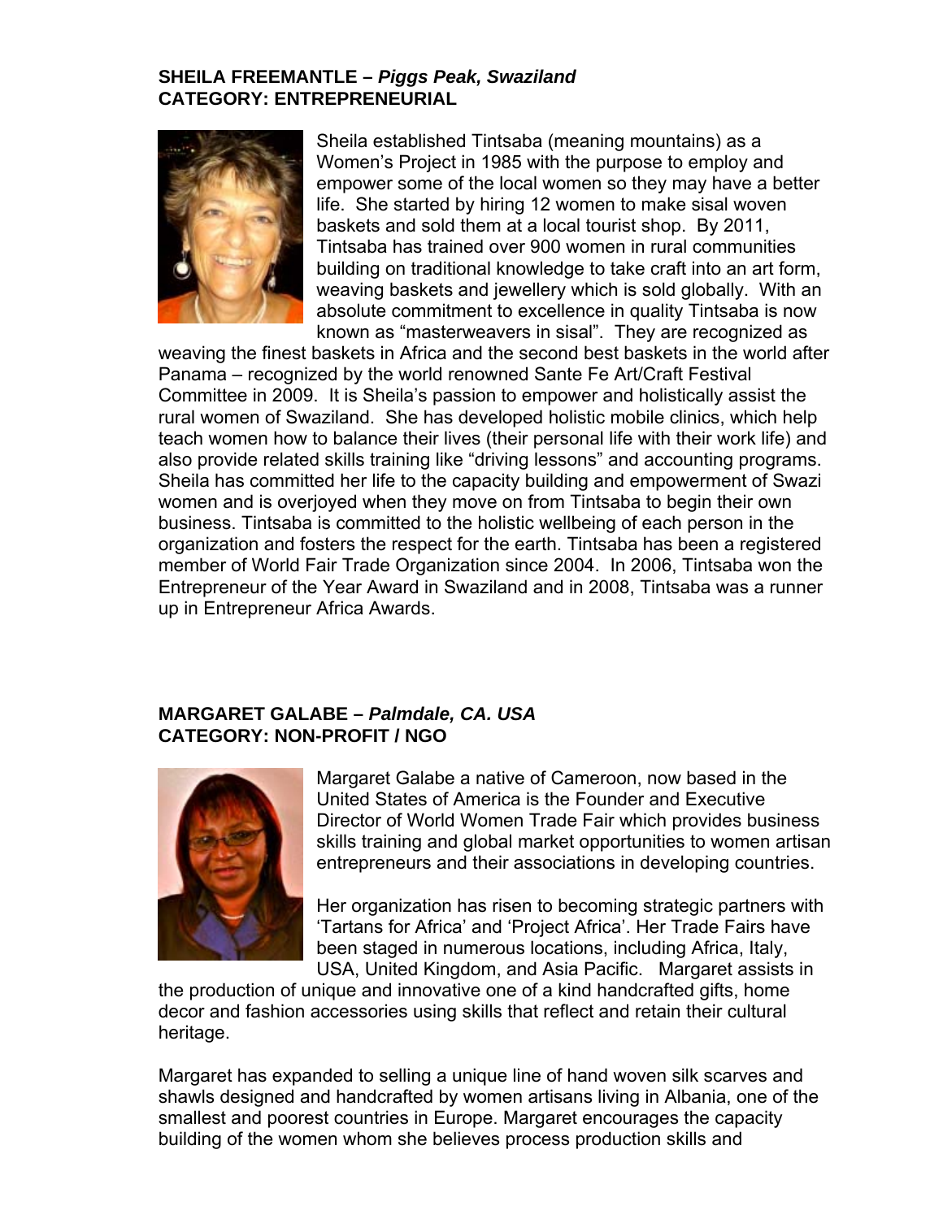**SHEILA FREEMANTLE – *Piggs Peak, Swaziland***
**CATEGORY: ENTREPRENEURIAL**

Sheila established Tintsaba (meaning mountains) as a Women's Project in 1985 with the purpose to employ and empower some of the local women so they may have a better life. She started by hiring 12 women to make sisal woven baskets and sold them at a local tourist shop. By 2011, Tintsaba has trained over 900 women in rural communities building on traditional knowledge to take craft into an art form, weaving baskets and jewellery which is sold globally. With an absolute commitment to excellence in quality Tintsaba is now known as "masterweavers in sisal". They are recognized as weaving the finest baskets in Africa and the second best baskets in the world after Panama – recognized by the world renowned Sante Fe Art/Craft Festival Committee in 2009. It is Sheila's passion to empower and holistically assist the rural women of Swaziland. She has developed holistic mobile clinics, which help teach women how to balance their lives (their personal life with their work life) and also provide related skills training like "driving lessons" and accounting programs. Sheila has committed her life to the capacity building and empowerment of Swazi women and is overjoyed when they move on from Tintsaba to begin their own business. Tintsaba is committed to the holistic wellbeing of each person in the organization and fosters the respect for the earth. Tintsaba has been a registered member of World Fair Trade Organization since 2004. In 2006, Tintsaba won the Entrepreneur of the Year Award in Swaziland and in 2008, Tintsaba was a runner up in Entrepreneur Africa Awards.

**MARGARET GALABE – *Palmdale, CA. USA***
**CATEGORY: NON-PROFIT / NGO**

Margaret Galabe a native of Cameroon, now based in the United States of America is the Founder and Executive Director of World Women Trade Fair which provides business skills training and global market opportunities to women artisan entrepreneurs and their associations in developing countries.

Her organization has risen to becoming strategic partners with 'Tartans for Africa' and 'Project Africa'. Her Trade Fairs have been staged in numerous locations, including Africa, Italy, USA, United Kingdom, and Asia Pacific. Margaret assists in the production of unique and innovative one of a kind handcrafted gifts, home decor and fashion accessories using skills that reflect and retain their cultural heritage.

Margaret has expanded to selling a unique line of hand woven silk scarves and shawls designed and handcrafted by women artisans living in Albania, one of the smallest and poorest countries in Europe. Margaret encourages the capacity building of the women whom she believes process production skills and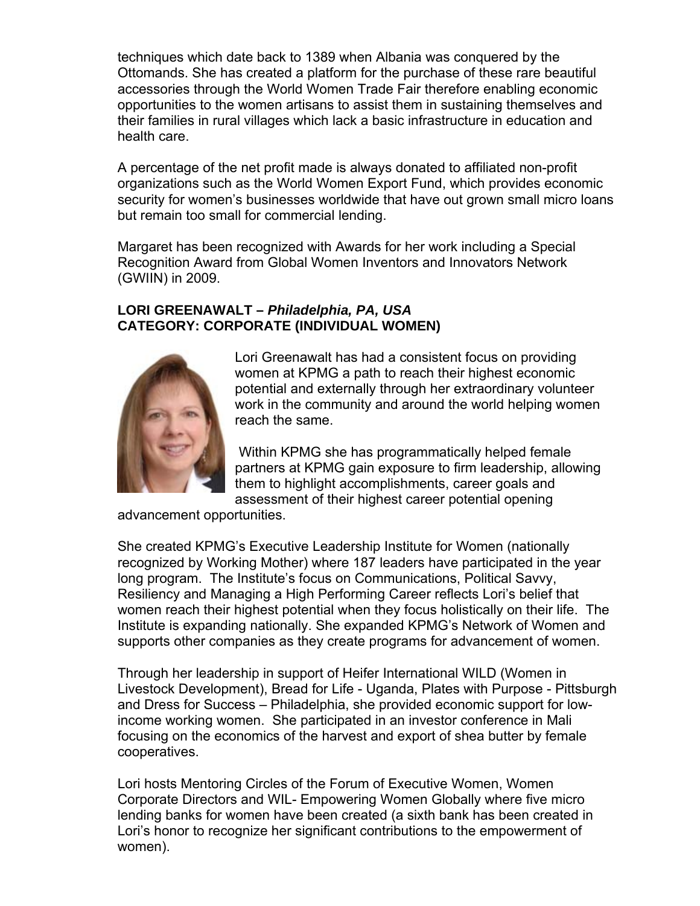techniques which date back to 1389 when Albania was conquered by the Ottomands. She has created a platform for the purchase of these rare beautiful accessories through the World Women Trade Fair therefore enabling economic opportunities to the women artisans to assist them in sustaining themselves and their families in rural villages which lack a basic infrastructure in education and health care.

A percentage of the net profit made is always donated to affiliated non-profit organizations such as the World Women Export Fund, which provides economic security for women's businesses worldwide that have out grown small micro loans but remain too small for commercial lending.

Margaret has been recognized with Awards for her work including a Special Recognition Award from Global Women Inventors and Innovators Network (GWIIN) in 2009.

**LORI GREENAWALT – *Philadelphia, PA, USA***
**CATEGORY: CORPORATE (INDIVIDUAL WOMEN)**

Lori Greenawalt has had a consistent focus on providing women at KPMG a path to reach their highest economic potential and externally through her extraordinary volunteer work in the community and around the world helping women reach the same.

Within KPMG she has programmatically helped female partners at KPMG gain exposure to firm leadership, allowing them to highlight accomplishments, career goals and assessment of their highest career potential opening advancement opportunities.

She created KPMG's Executive Leadership Institute for Women (nationally recognized by Working Mother) where 187 leaders have participated in the year long program. The Institute's focus on Communications, Political Savvy, Resiliency and Managing a High Performing Career reflects Lori's belief that women reach their highest potential when they focus holistically on their life. The Institute is expanding nationally. She expanded KPMG's Network of Women and supports other companies as they create programs for advancement of women.

Through her leadership in support of Heifer International WILD (Women in Livestock Development), Bread for Life - Uganda, Plates with Purpose - Pittsburgh and Dress for Success – Philadelphia, she provided economic support for low-income working women. She participated in an investor conference in Mali focusing on the economics of the harvest and export of shea butter by female cooperatives.

Lori hosts Mentoring Circles of the Forum of Executive Women, Women Corporate Directors and WIL- Empowering Women Globally where five micro lending banks for women have been created (a sixth bank has been created in Lori's honor to recognize her significant contributions to the empowerment of women).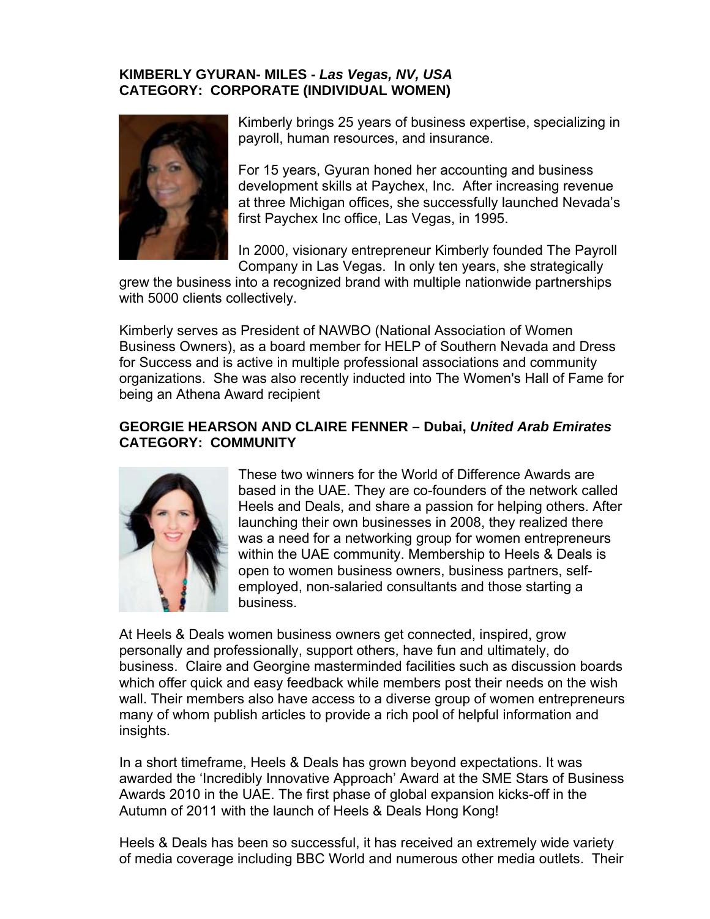**KIMBERLY GYURAN- MILES -** ***Las Vegas, NV, USA***
**CATEGORY: CORPORATE (INDIVIDUAL WOMEN)**

Kimberly brings 25 years of business expertise, specializing in payroll, human resources, and insurance.

For 15 years, Gyuran honed her accounting and business development skills at Paychex, Inc. After increasing revenue at three Michigan offices, she successfully launched Nevada's first Paychex Inc office, Las Vegas, in 1995.

In 2000, visionary entrepreneur Kimberly founded The Payroll Company in Las Vegas. In only ten years, she strategically grew the business into a recognized brand with multiple nationwide partnerships with 5000 clients collectively.

Kimberly serves as President of NAWBO (National Association of Women Business Owners), as a board member for HELP of Southern Nevada and Dress for Success and is active in multiple professional associations and community organizations. She was also recently inducted into The Women's Hall of Fame for being an Athena Award recipient

**GEORGIE HEARSON AND CLAIRE FENNER – Dubai,** ***United Arab Emirates***
**CATEGORY: COMMUNITY**

These two winners for the World of Difference Awards are based in the UAE. They are co-founders of the network called Heels and Deals, and share a passion for helping others. After launching their own businesses in 2008, they realized there was a need for a networking group for women entrepreneurs within the UAE community. Membership to Heels & Deals is open to women business owners, business partners, self-employed, non-salaried consultants and those starting a business.

At Heels & Deals women business owners get connected, inspired, grow personally and professionally, support others, have fun and ultimately, do business. Claire and Georgine masterminded facilities such as discussion boards which offer quick and easy feedback while members post their needs on the wish wall. Their members also have access to a diverse group of women entrepreneurs many of whom publish articles to provide a rich pool of helpful information and insights.

In a short timeframe, Heels & Deals has grown beyond expectations. It was awarded the 'Incredibly Innovative Approach' Award at the SME Stars of Business Awards 2010 in the UAE. The first phase of global expansion kicks-off in the Autumn of 2011 with the launch of Heels & Deals Hong Kong!

Heels & Deals has been so successful, it has received an extremely wide variety of media coverage including BBC World and numerous other media outlets. Their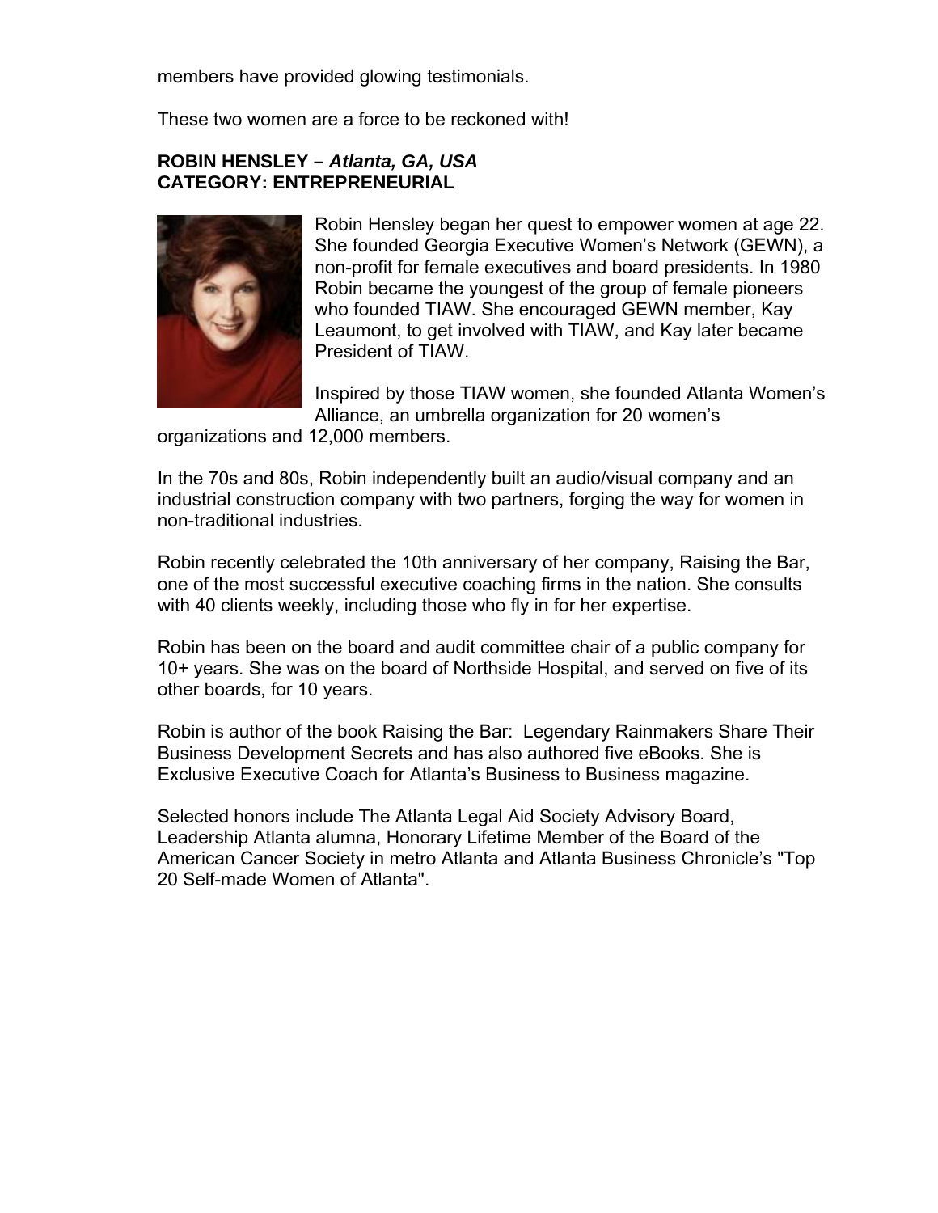members have provided glowing testimonials.

These two women are a force to be reckoned with!

**ROBIN HENSLEY –** ***Atlanta, GA, USA***
**CATEGORY: ENTREPRENEURIAL**

Robin Hensley began her quest to empower women at age 22. She founded Georgia Executive Women's Network (GEWN), a non-profit for female executives and board presidents. In 1980 Robin became the youngest of the group of female pioneers who founded TIAW. She encouraged GEWN member, Kay Leaumont, to get involved with TIAW, and Kay later became President of TIAW.

Inspired by those TIAW women, she founded Atlanta Women's Alliance, an umbrella organization for 20 women's organizations and 12,000 members.

In the 70s and 80s, Robin independently built an audio/visual company and an industrial construction company with two partners, forging the way for women in non-traditional industries.

Robin recently celebrated the 10th anniversary of her company, Raising the Bar, one of the most successful executive coaching firms in the nation. She consults with 40 clients weekly, including those who fly in for her expertise.

Robin has been on the board and audit committee chair of a public company for 10+ years. She was on the board of Northside Hospital, and served on five of its other boards, for 10 years.

Robin is author of the book Raising the Bar: Legendary Rainmakers Share Their Business Development Secrets and has also authored five eBooks. She is Exclusive Executive Coach for Atlanta's Business to Business magazine.

Selected honors include The Atlanta Legal Aid Society Advisory Board, Leadership Atlanta alumna, Honorary Lifetime Member of the Board of the American Cancer Society in metro Atlanta and Atlanta Business Chronicle's "Top 20 Self-made Women of Atlanta".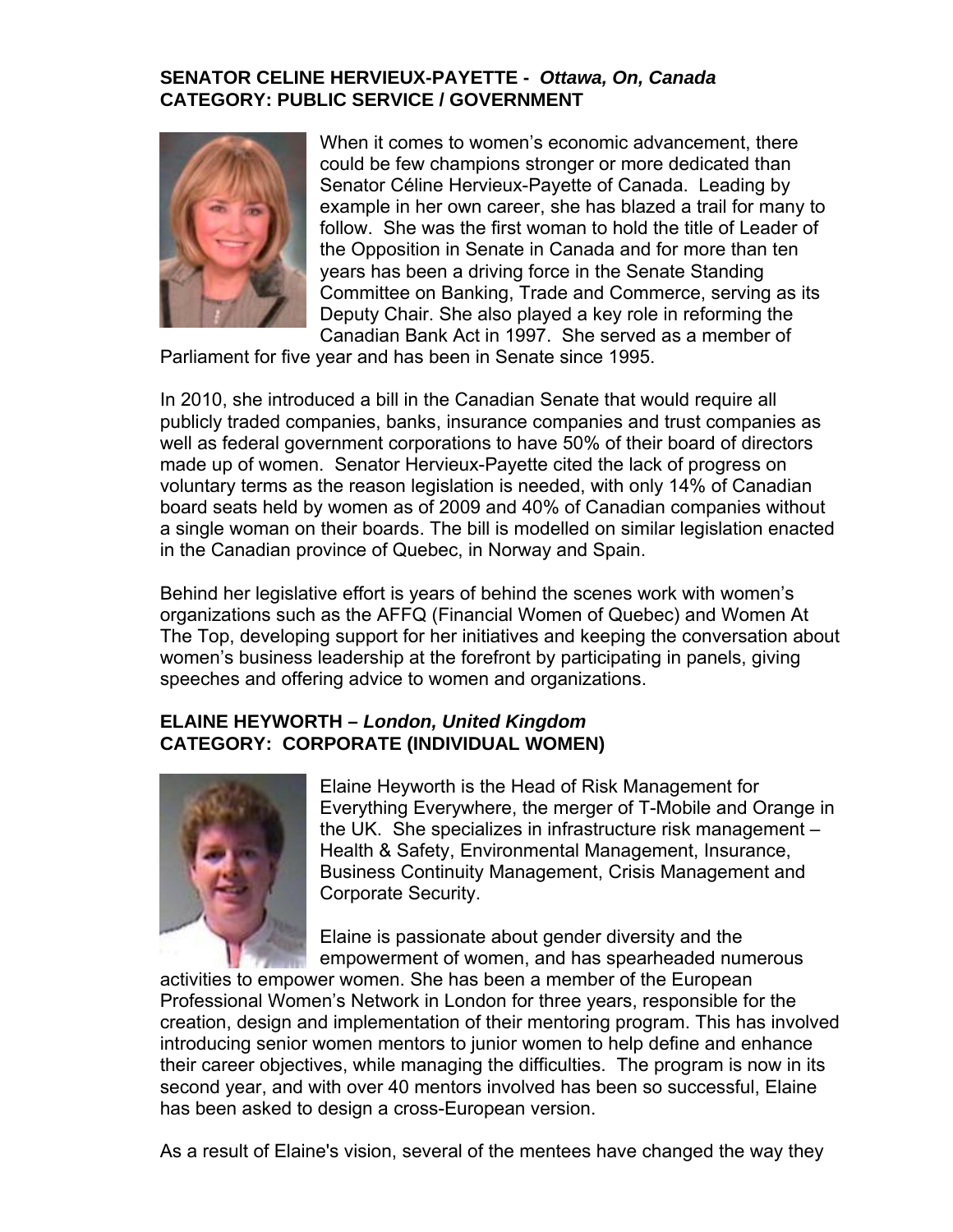**SENATOR CELINE HERVIEUX-PAYETTE -** ***Ottawa, On, Canada***
**CATEGORY: PUBLIC SERVICE / GOVERNMENT**

When it comes to women's economic advancement, there could be few champions stronger or more dedicated than Senator Céline Hervieux-Payette of Canada. Leading by example in her own career, she has blazed a trail for many to follow. She was the first woman to hold the title of Leader of the Opposition in Senate in Canada and for more than ten years has been a driving force in the Senate Standing Committee on Banking, Trade and Commerce, serving as its Deputy Chair. She also played a key role in reforming the Canadian Bank Act in 1997. She served as a member of Parliament for five year and has been in Senate since 1995.

In 2010, she introduced a bill in the Canadian Senate that would require all publicly traded companies, banks, insurance companies and trust companies as well as federal government corporations to have 50% of their board of directors made up of women. Senator Hervieux-Payette cited the lack of progress on voluntary terms as the reason legislation is needed, with only 14% of Canadian board seats held by women as of 2009 and 40% of Canadian companies without a single woman on their boards. The bill is modelled on similar legislation enacted in the Canadian province of Quebec, in Norway and Spain.

Behind her legislative effort is years of behind the scenes work with women's organizations such as the AFFQ (Financial Women of Quebec) and Women At The Top, developing support for her initiatives and keeping the conversation about women's business leadership at the forefront by participating in panels, giving speeches and offering advice to women and organizations.

**ELAINE HEYWORTH –** ***London, United Kingdom***
**CATEGORY: CORPORATE (INDIVIDUAL WOMEN)**

Elaine Heyworth is the Head of Risk Management for Everything Everywhere, the merger of T-Mobile and Orange in the UK. She specializes in infrastructure risk management – Health & Safety, Environmental Management, Insurance, Business Continuity Management, Crisis Management and Corporate Security.

Elaine is passionate about gender diversity and the empowerment of women, and has spearheaded numerous activities to empower women. She has been a member of the European Professional Women's Network in London for three years, responsible for the creation, design and implementation of their mentoring program. This has involved introducing senior women mentors to junior women to help define and enhance their career objectives, while managing the difficulties. The program is now in its second year, and with over 40 mentors involved has been so successful, Elaine has been asked to design a cross-European version.

As a result of Elaine's vision, several of the mentees have changed the way they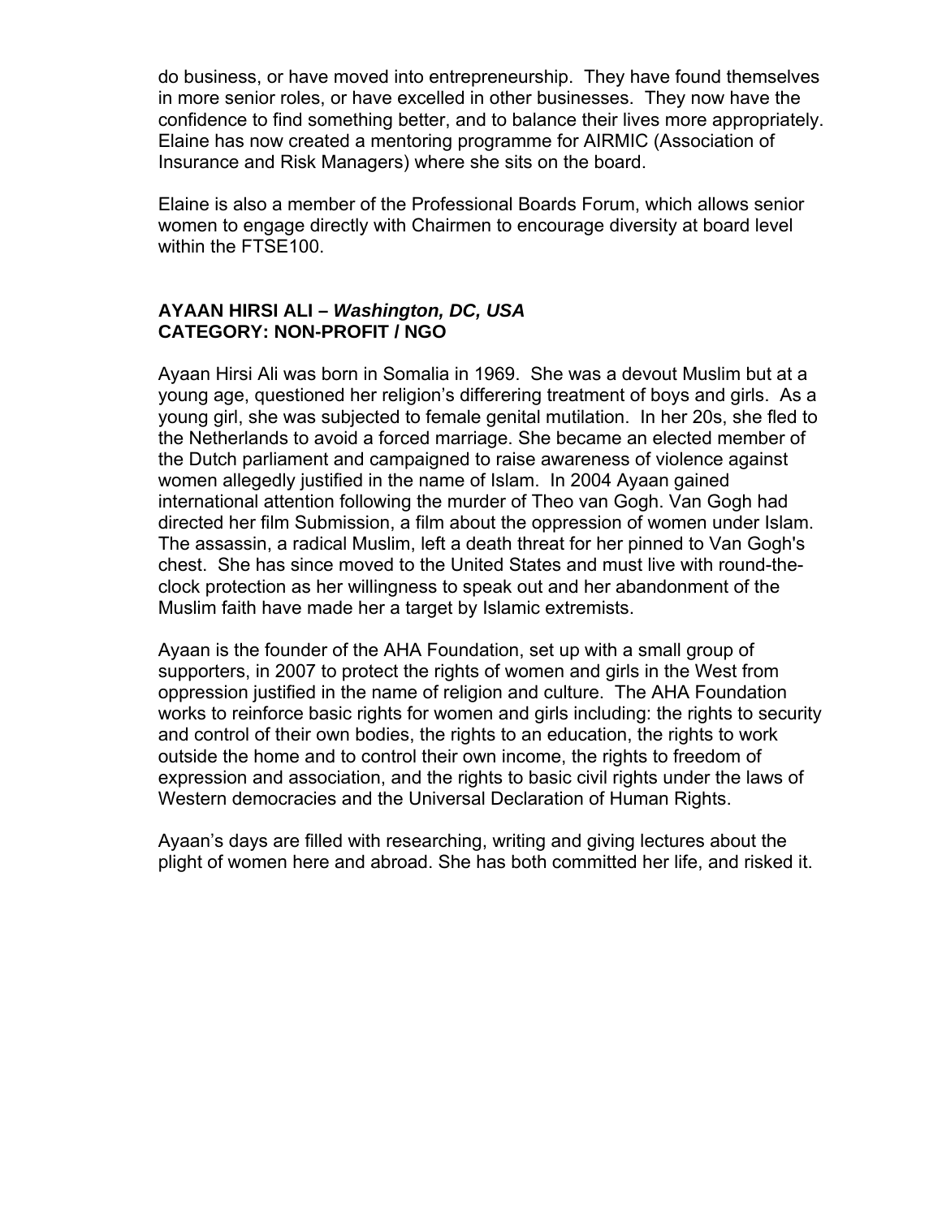do business, or have moved into entrepreneurship. They have found themselves in more senior roles, or have excelled in other businesses. They now have the confidence to find something better, and to balance their lives more appropriately. Elaine has now created a mentoring programme for AIRMIC (Association of Insurance and Risk Managers) where she sits on the board.

Elaine is also a member of the Professional Boards Forum, which allows senior women to engage directly with Chairmen to encourage diversity at board level within the FTSE100.

**AYAAN HIRSI ALI – *Washington, DC, USA***
**CATEGORY: NON-PROFIT / NGO**

Ayaan Hirsi Ali was born in Somalia in 1969. She was a devout Muslim but at a young age, questioned her religion's differering treatment of boys and girls. As a young girl, she was subjected to female genital mutilation. In her 20s, she fled to the Netherlands to avoid a forced marriage. She became an elected member of the Dutch parliament and campaigned to raise awareness of violence against women allegedly justified in the name of Islam. In 2004 Ayaan gained international attention following the murder of Theo van Gogh. Van Gogh had directed her film Submission, a film about the oppression of women under Islam. The assassin, a radical Muslim, left a death threat for her pinned to Van Gogh's chest. She has since moved to the United States and must live with round-the-clock protection as her willingness to speak out and her abandonment of the Muslim faith have made her a target by Islamic extremists.

Ayaan is the founder of the AHA Foundation, set up with a small group of supporters, in 2007 to protect the rights of women and girls in the West from oppression justified in the name of religion and culture. The AHA Foundation works to reinforce basic rights for women and girls including: the rights to security and control of their own bodies, the rights to an education, the rights to work outside the home and to control their own income, the rights to freedom of expression and association, and the rights to basic civil rights under the laws of Western democracies and the Universal Declaration of Human Rights.

Ayaan's days are filled with researching, writing and giving lectures about the plight of women here and abroad. She has both committed her life, and risked it.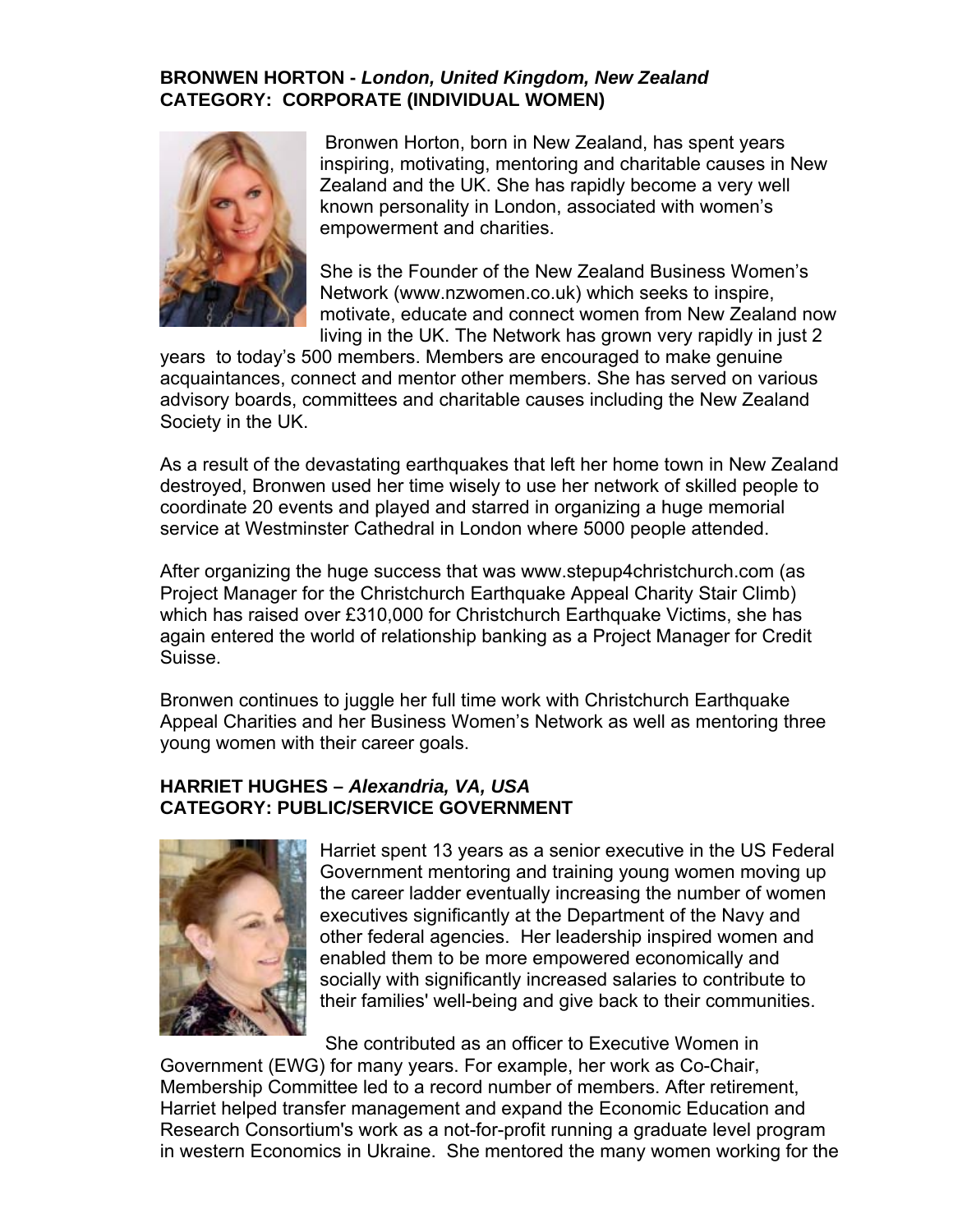**BRONWEN HORTON -** ***London, United Kingdom, New Zealand***
**CATEGORY: CORPORATE (INDIVIDUAL WOMEN)**

Bronwen Horton, born in New Zealand, has spent years inspiring, motivating, mentoring and charitable causes in New Zealand and the UK. She has rapidly become a very well known personality in London, associated with women's empowerment and charities.

She is the Founder of the New Zealand Business Women's Network (www.nzwomen.co.uk) which seeks to inspire, motivate, educate and connect women from New Zealand now living in the UK. The Network has grown very rapidly in just 2 years to today's 500 members. Members are encouraged to make genuine acquaintances, connect and mentor other members. She has served on various advisory boards, committees and charitable causes including the New Zealand Society in the UK.

As a result of the devastating earthquakes that left her home town in New Zealand destroyed, Bronwen used her time wisely to use her network of skilled people to coordinate 20 events and played and starred in organizing a huge memorial service at Westminster Cathedral in London where 5000 people attended.

After organizing the huge success that was www.stepup4christchurch.com (as Project Manager for the Christchurch Earthquake Appeal Charity Stair Climb) which has raised over £310,000 for Christchurch Earthquake Victims, she has again entered the world of relationship banking as a Project Manager for Credit Suisse.

Bronwen continues to juggle her full time work with Christchurch Earthquake Appeal Charities and her Business Women's Network as well as mentoring three young women with their career goals.

**HARRIET HUGHES –** ***Alexandria, VA, USA***
**CATEGORY: PUBLIC/SERVICE GOVERNMENT**

Harriet spent 13 years as a senior executive in the US Federal Government mentoring and training young women moving up the career ladder eventually increasing the number of women executives significantly at the Department of the Navy and other federal agencies. Her leadership inspired women and enabled them to be more empowered economically and socially with significantly increased salaries to contribute to their families' well-being and give back to their communities.

She contributed as an officer to Executive Women in Government (EWG) for many years. For example, her work as Co-Chair, Membership Committee led to a record number of members. After retirement, Harriet helped transfer management and expand the Economic Education and Research Consortium's work as a not-for-profit running a graduate level program in western Economics in Ukraine. She mentored the many women working for the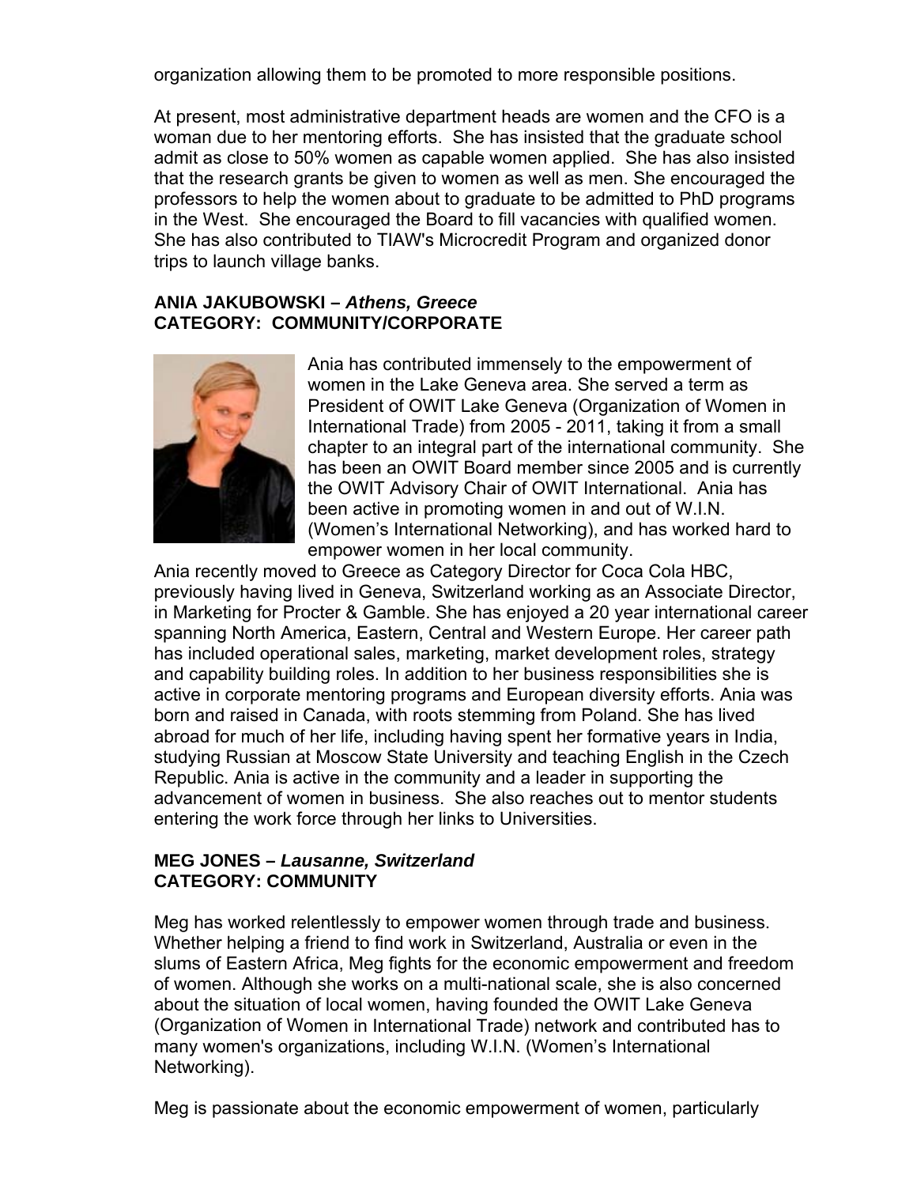organization allowing them to be promoted to more responsible positions.

At present, most administrative department heads are women and the CFO is a woman due to her mentoring efforts. She has insisted that the graduate school admit as close to 50% women as capable women applied. She has also insisted that the research grants be given to women as well as men. She encouraged the professors to help the women about to graduate to be admitted to PhD programs in the West. She encouraged the Board to fill vacancies with qualified women. She has also contributed to TIAW's Microcredit Program and organized donor trips to launch village banks.

**ANIA JAKUBOWSKI –** ***Athens, Greece***
**CATEGORY: COMMUNITY/CORPORATE**

Ania has contributed immensely to the empowerment of women in the Lake Geneva area. She served a term as President of OWIT Lake Geneva (Organization of Women in International Trade) from 2005 - 2011, taking it from a small chapter to an integral part of the international community. She has been an OWIT Board member since 2005 and is currently the OWIT Advisory Chair of OWIT International. Ania has been active in promoting women in and out of W.I.N. (Women's International Networking), and has worked hard to empower women in her local community.
Ania recently moved to Greece as Category Director for Coca Cola HBC, previously having lived in Geneva, Switzerland working as an Associate Director, in Marketing for Procter & Gamble. She has enjoyed a 20 year international career spanning North America, Eastern, Central and Western Europe. Her career path has included operational sales, marketing, market development roles, strategy and capability building roles. In addition to her business responsibilities she is active in corporate mentoring programs and European diversity efforts. Ania was born and raised in Canada, with roots stemming from Poland. She has lived abroad for much of her life, including having spent her formative years in India, studying Russian at Moscow State University and teaching English in the Czech Republic. Ania is active in the community and a leader in supporting the advancement of women in business. She also reaches out to mentor students entering the work force through her links to Universities.

**MEG JONES –** ***Lausanne, Switzerland***
**CATEGORY: COMMUNITY**

Meg has worked relentlessly to empower women through trade and business. Whether helping a friend to find work in Switzerland, Australia or even in the slums of Eastern Africa, Meg fights for the economic empowerment and freedom of women. Although she works on a multi-national scale, she is also concerned about the situation of local women, having founded the OWIT Lake Geneva (Organization of Women in International Trade) network and contributed has to many women's organizations, including W.I.N. (Women's International Networking).

Meg is passionate about the economic empowerment of women, particularly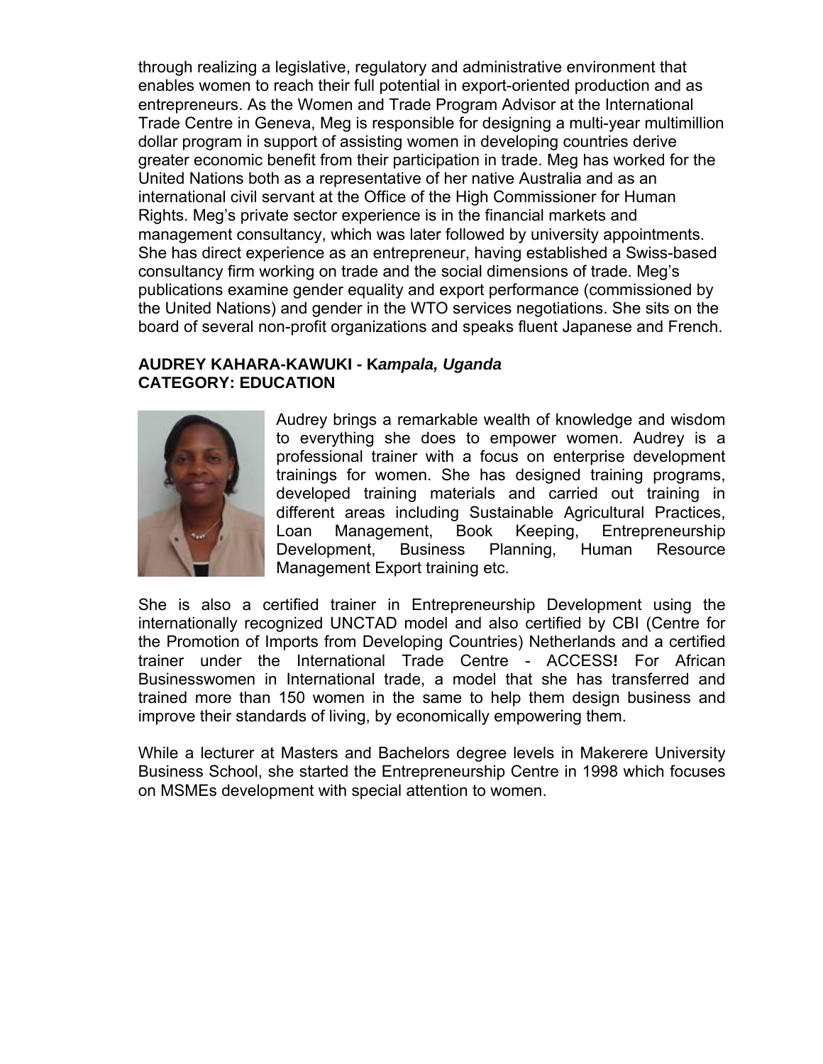through realizing a legislative, regulatory and administrative environment that enables women to reach their full potential in export-oriented production and as entrepreneurs. As the Women and Trade Program Advisor at the International Trade Centre in Geneva, Meg is responsible for designing a multi-year multimillion dollar program in support of assisting women in developing countries derive greater economic benefit from their participation in trade. Meg has worked for the United Nations both as a representative of her native Australia and as an international civil servant at the Office of the High Commissioner for Human Rights. Meg's private sector experience is in the financial markets and management consultancy, which was later followed by university appointments. She has direct experience as an entrepreneur, having established a Swiss-based consultancy firm working on trade and the social dimensions of trade. Meg's publications examine gender equality and export performance (commissioned by the United Nations) and gender in the WTO services negotiations. She sits on the board of several non-profit organizations and speaks fluent Japanese and French.

**AUDREY KAHARA-KAWUKI - K*ampala, Uganda***
**CATEGORY: EDUCATION**

Audrey brings a remarkable wealth of knowledge and wisdom to everything she does to empower women. Audrey is a professional trainer with a focus on enterprise development trainings for women. She has designed training programs, developed training materials and carried out training in different areas including Sustainable Agricultural Practices, Loan Management, Book Keeping, Entrepreneurship Development, Business Planning, Human Resource Management Export training etc.

She is also a certified trainer in Entrepreneurship Development using the internationally recognized UNCTAD model and also certified by CBI (Centre for the Promotion of Imports from Developing Countries) Netherlands and a certified trainer under the International Trade Centre - ACCESS**!** For African Businesswomen in International trade, a model that she has transferred and trained more than 150 women in the same to help them design business and improve their standards of living, by economically empowering them.

While a lecturer at Masters and Bachelors degree levels in Makerere University Business School, she started the Entrepreneurship Centre in 1998 which focuses on MSMEs development with special attention to women.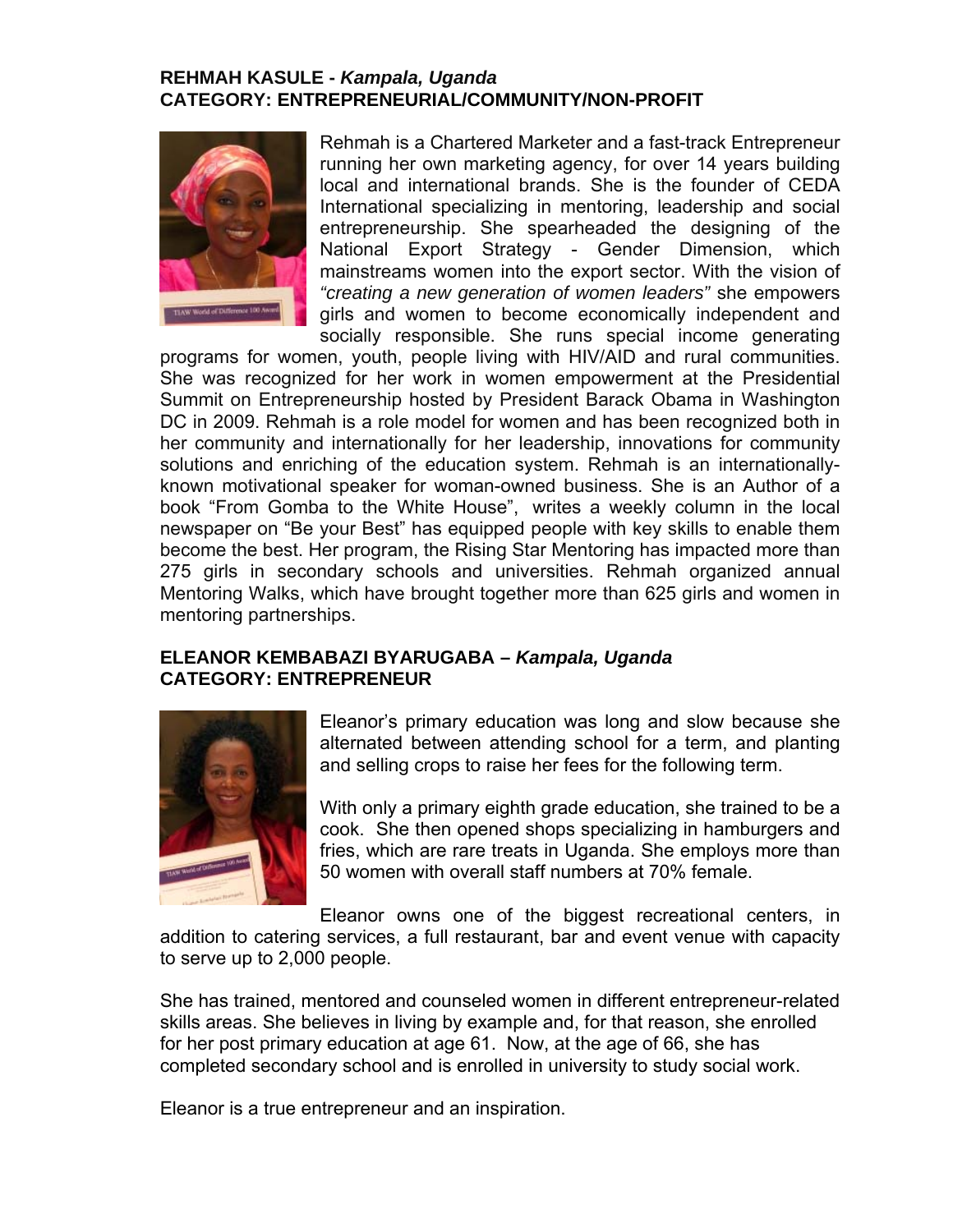**REHMAH KASULE -** ***Kampala, Uganda***
**CATEGORY: ENTREPRENEURIAL/COMMUNITY/NON-PROFIT**

Rehmah is a Chartered Marketer and a fast-track Entrepreneur running her own marketing agency, for over 14 years building local and international brands. She is the founder of CEDA International specializing in mentoring, leadership and social entrepreneurship. She spearheaded the designing of the National Export Strategy - Gender Dimension, which mainstreams women into the export sector. With the vision of *"creating a new generation of women leaders"* she empowers girls and women to become economically independent and socially responsible. She runs special income generating programs for women, youth, people living with HIV/AID and rural communities. She was recognized for her work in women empowerment at the Presidential Summit on Entrepreneurship hosted by President Barack Obama in Washington DC in 2009. Rehmah is a role model for women and has been recognized both in her community and internationally for her leadership, innovations for community solutions and enriching of the education system. Rehmah is an internationally-known motivational speaker for woman-owned business. She is an Author of a book "From Gomba to the White House", writes a weekly column in the local newspaper on "Be your Best" has equipped people with key skills to enable them become the best. Her program, the Rising Star Mentoring has impacted more than 275 girls in secondary schools and universities. Rehmah organized annual Mentoring Walks, which have brought together more than 625 girls and women in mentoring partnerships.

**ELEANOR KEMBABAZI BYARUGABA –** ***Kampala, Uganda***
**CATEGORY: ENTREPRENEUR**

Eleanor's primary education was long and slow because she alternated between attending school for a term, and planting and selling crops to raise her fees for the following term.

With only a primary eighth grade education, she trained to be a cook. She then opened shops specializing in hamburgers and fries, which are rare treats in Uganda. She employs more than 50 women with overall staff numbers at 70% female.

Eleanor owns one of the biggest recreational centers, in addition to catering services, a full restaurant, bar and event venue with capacity to serve up to 2,000 people.

She has trained, mentored and counseled women in different entrepreneur-related skills areas. She believes in living by example and, for that reason, she enrolled for her post primary education at age 61. Now, at the age of 66, she has completed secondary school and is enrolled in university to study social work.

Eleanor is a true entrepreneur and an inspiration.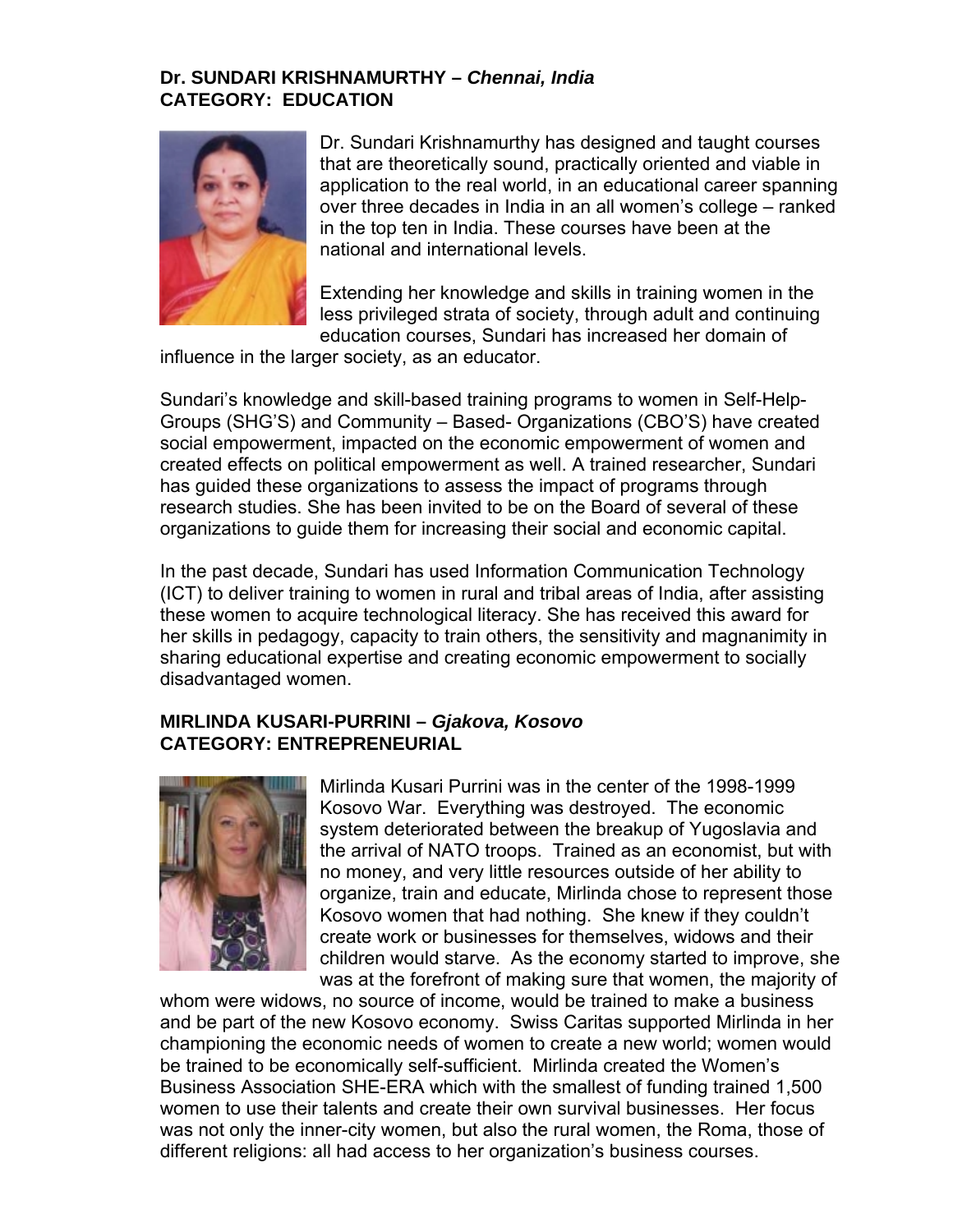**Dr. SUNDARI KRISHNAMURTHY –** ***Chennai, India***
**CATEGORY: EDUCATION**

Dr. Sundari Krishnamurthy has designed and taught courses that are theoretically sound, practically oriented and viable in application to the real world, in an educational career spanning over three decades in India in an all women's college – ranked in the top ten in India. These courses have been at the national and international levels.

Extending her knowledge and skills in training women in the less privileged strata of society, through adult and continuing education courses, Sundari has increased her domain of influence in the larger society, as an educator.

Sundari's knowledge and skill-based training programs to women in Self-Help-Groups (SHG'S) and Community – Based- Organizations (CBO'S) have created social empowerment, impacted on the economic empowerment of women and created effects on political empowerment as well. A trained researcher, Sundari has guided these organizations to assess the impact of programs through research studies. She has been invited to be on the Board of several of these organizations to guide them for increasing their social and economic capital.

In the past decade, Sundari has used Information Communication Technology (ICT) to deliver training to women in rural and tribal areas of India, after assisting these women to acquire technological literacy. She has received this award for her skills in pedagogy, capacity to train others, the sensitivity and magnanimity in sharing educational expertise and creating economic empowerment to socially disadvantaged women.

**MIRLINDA KUSARI-PURRINI –** ***Gjakova, Kosovo***
**CATEGORY: ENTREPRENEURIAL**

Mirlinda Kusari Purrini was in the center of the 1998-1999 Kosovo War. Everything was destroyed. The economic system deteriorated between the breakup of Yugoslavia and the arrival of NATO troops. Trained as an economist, but with no money, and very little resources outside of her ability to organize, train and educate, Mirlinda chose to represent those Kosovo women that had nothing. She knew if they couldn't create work or businesses for themselves, widows and their children would starve. As the economy started to improve, she was at the forefront of making sure that women, the majority of whom were widows, no source of income, would be trained to make a business and be part of the new Kosovo economy. Swiss Caritas supported Mirlinda in her championing the economic needs of women to create a new world; women would be trained to be economically self-sufficient. Mirlinda created the Women's Business Association SHE-ERA which with the smallest of funding trained 1,500 women to use their talents and create their own survival businesses. Her focus was not only the inner-city women, but also the rural women, the Roma, those of different religions: all had access to her organization's business courses.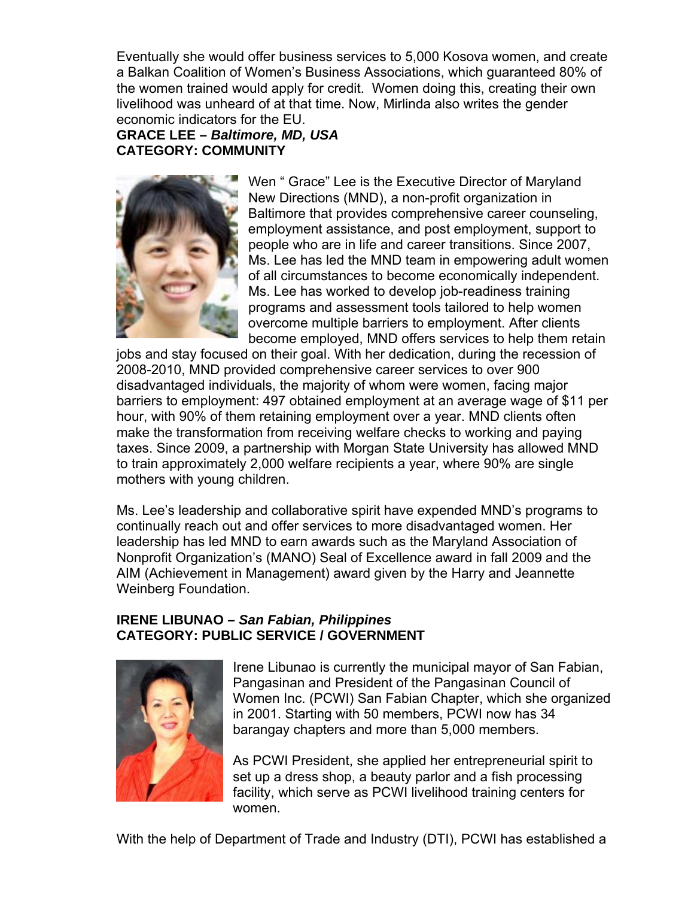Eventually she would offer business services to 5,000 Kosova women, and create a Balkan Coalition of Women's Business Associations, which guaranteed 80% of the women trained would apply for credit. Women doing this, creating their own livelihood was unheard of at that time. Now, Mirlinda also writes the gender economic indicators for the EU.

**GRACE LEE –** ***Baltimore, MD, USA***
**CATEGORY: COMMUNITY**

Wen " Grace" Lee is the Executive Director of Maryland New Directions (MND), a non-profit organization in Baltimore that provides comprehensive career counseling, employment assistance, and post employment, support to people who are in life and career transitions. Since 2007, Ms. Lee has led the MND team in empowering adult women of all circumstances to become economically independent. Ms. Lee has worked to develop job-readiness training programs and assessment tools tailored to help women overcome multiple barriers to employment. After clients become employed, MND offers services to help them retain jobs and stay focused on their goal. With her dedication, during the recession of 2008-2010, MND provided comprehensive career services to over 900 disadvantaged individuals, the majority of whom were women, facing major barriers to employment: 497 obtained employment at an average wage of $11 per hour, with 90% of them retaining employment over a year. MND clients often make the transformation from receiving welfare checks to working and paying taxes. Since 2009, a partnership with Morgan State University has allowed MND to train approximately 2,000 welfare recipients a year, where 90% are single mothers with young children.

Ms. Lee's leadership and collaborative spirit have expended MND's programs to continually reach out and offer services to more disadvantaged women. Her leadership has led MND to earn awards such as the Maryland Association of Nonprofit Organization's (MANO) Seal of Excellence award in fall 2009 and the AIM (Achievement in Management) award given by the Harry and Jeannette Weinberg Foundation.

**IRENE LIBUNAO –** ***San Fabian, Philippines***
**CATEGORY: PUBLIC SERVICE / GOVERNMENT**

Irene Libunao is currently the municipal mayor of San Fabian, Pangasinan and President of the Pangasinan Council of Women Inc. (PCWI) San Fabian Chapter, which she organized in 2001. Starting with 50 members, PCWI now has 34 barangay chapters and more than 5,000 members.

As PCWI President, she applied her entrepreneurial spirit to set up a dress shop, a beauty parlor and a fish processing facility, which serve as PCWI livelihood training centers for women.

With the help of Department of Trade and Industry (DTI), PCWI has established a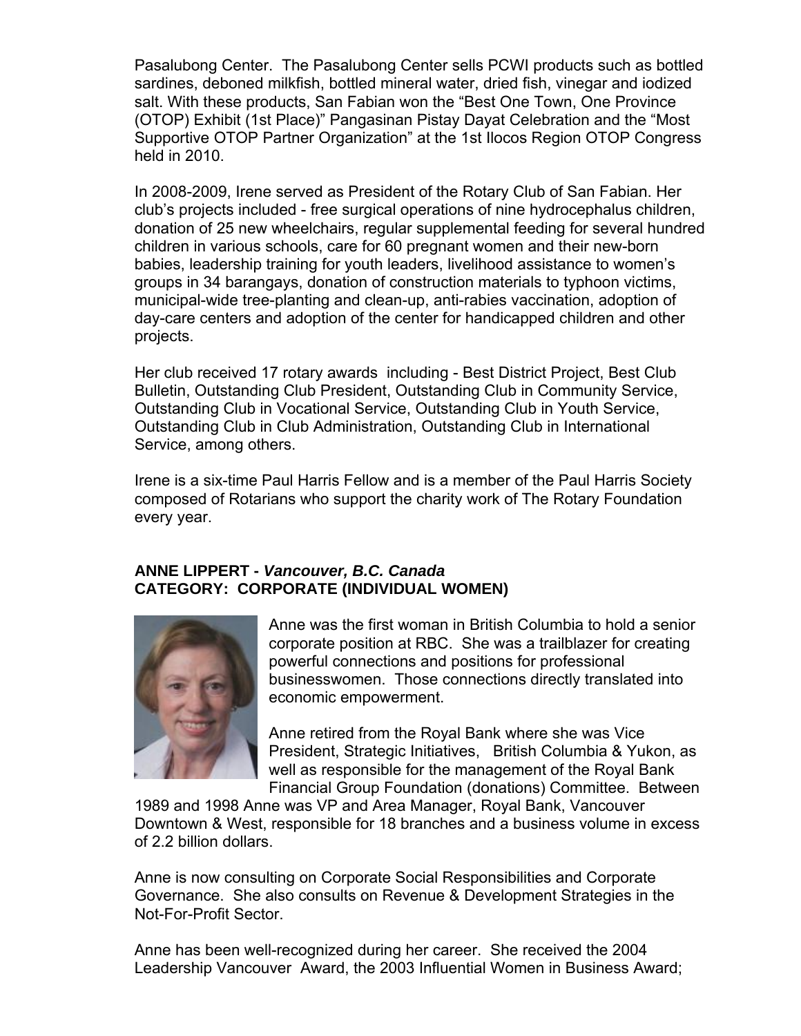Pasalubong Center. The Pasalubong Center sells PCWI products such as bottled sardines, deboned milkfish, bottled mineral water, dried fish, vinegar and iodized salt. With these products, San Fabian won the "Best One Town, One Province (OTOP) Exhibit (1st Place)" Pangasinan Pistay Dayat Celebration and the "Most Supportive OTOP Partner Organization" at the 1st Ilocos Region OTOP Congress held in 2010.

In 2008-2009, Irene served as President of the Rotary Club of San Fabian. Her club's projects included - free surgical operations of nine hydrocephalus children, donation of 25 new wheelchairs, regular supplemental feeding for several hundred children in various schools, care for 60 pregnant women and their new-born babies, leadership training for youth leaders, livelihood assistance to women's groups in 34 barangays, donation of construction materials to typhoon victims, municipal-wide tree-planting and clean-up, anti-rabies vaccination, adoption of day-care centers and adoption of the center for handicapped children and other projects.

Her club received 17 rotary awards including - Best District Project, Best Club Bulletin, Outstanding Club President, Outstanding Club in Community Service, Outstanding Club in Vocational Service, Outstanding Club in Youth Service, Outstanding Club in Club Administration, Outstanding Club in International Service, among others.

Irene is a six-time Paul Harris Fellow and is a member of the Paul Harris Society composed of Rotarians who support the charity work of The Rotary Foundation every year.

## ANNE LIPPERT - *Vancouver, B.C. Canada*
## CATEGORY: CORPORATE (INDIVIDUAL WOMEN)

Anne was the first woman in British Columbia to hold a senior corporate position at RBC. She was a trailblazer for creating powerful connections and positions for professional businesswomen. Those connections directly translated into economic empowerment.

Anne retired from the Royal Bank where she was Vice President, Strategic Initiatives, British Columbia & Yukon, as well as responsible for the management of the Royal Bank Financial Group Foundation (donations) Committee. Between 1989 and 1998 Anne was VP and Area Manager, Royal Bank, Vancouver Downtown & West, responsible for 18 branches and a business volume in excess of 2.2 billion dollars.

Anne is now consulting on Corporate Social Responsibilities and Corporate Governance. She also consults on Revenue & Development Strategies in the Not-For-Profit Sector.

Anne has been well-recognized during her career. She received the 2004 Leadership Vancouver Award, the 2003 Influential Women in Business Award;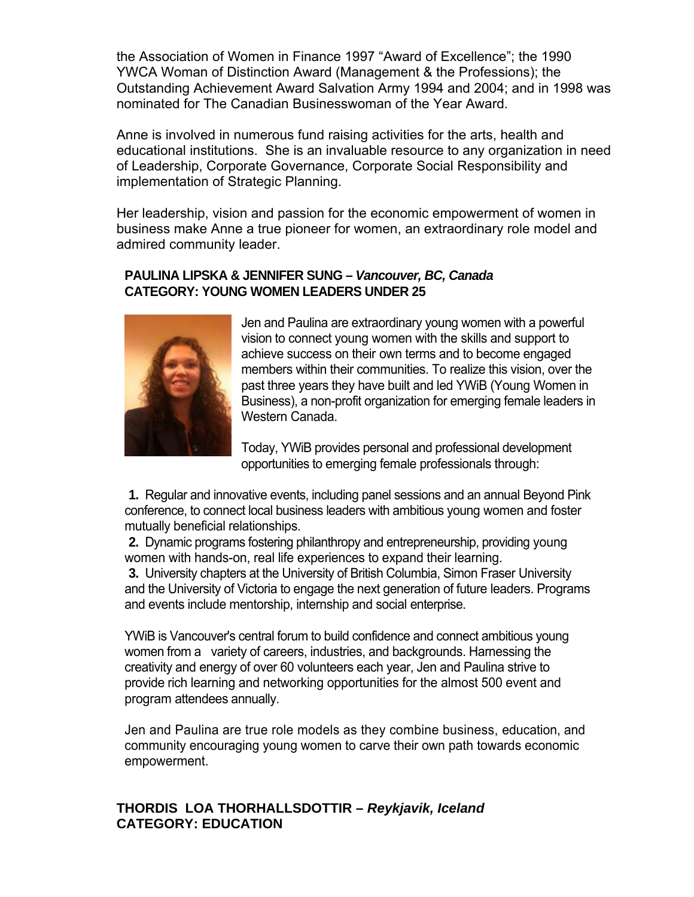the Association of Women in Finance 1997 "Award of Excellence"; the 1990 YWCA Woman of Distinction Award (Management & the Professions); the Outstanding Achievement Award Salvation Army 1994 and 2004; and in 1998 was nominated for The Canadian Businesswoman of the Year Award.

Anne is involved in numerous fund raising activities for the arts, health and educational institutions. She is an invaluable resource to any organization in need of Leadership, Corporate Governance, Corporate Social Responsibility and implementation of Strategic Planning.

Her leadership, vision and passion for the economic empowerment of women in business make Anne a true pioneer for women, an extraordinary role model and admired community leader.

**PAULINA LIPSKA & JENNIFER SUNG –** ***Vancouver, BC, Canada***
**CATEGORY: YOUNG WOMEN LEADERS UNDER 25**

Jen and Paulina are extraordinary young women with a powerful vision to connect young women with the skills and support to achieve success on their own terms and to become engaged members within their communities. To realize this vision, over the past three years they have built and led YWiB (Young Women in Business), a non-profit organization for emerging female leaders in Western Canada.

Today, YWiB provides personal and professional development opportunities to emerging female professionals through:

**1.** Regular and innovative events, including panel sessions and an annual Beyond Pink conference, to connect local business leaders with ambitious young women and foster mutually beneficial relationships.
**2.** Dynamic programs fostering philanthropy and entrepreneurship, providing young women with hands-on, real life experiences to expand their learning.
**3.** University chapters at the University of British Columbia, Simon Fraser University and the University of Victoria to engage the next generation of future leaders. Programs and events include mentorship, internship and social enterprise.

YWiB is Vancouver's central forum to build confidence and connect ambitious young women from a variety of careers, industries, and backgrounds. Harnessing the creativity and energy of over 60 volunteers each year, Jen and Paulina strive to provide rich learning and networking opportunities for the almost 500 event and program attendees annually.

Jen and Paulina are true role models as they combine business, education, and community encouraging young women to carve their own path towards economic empowerment.

**THORDIS LOA THORHALLSDOTTIR –** ***Reykjavik, Iceland***
**CATEGORY: EDUCATION**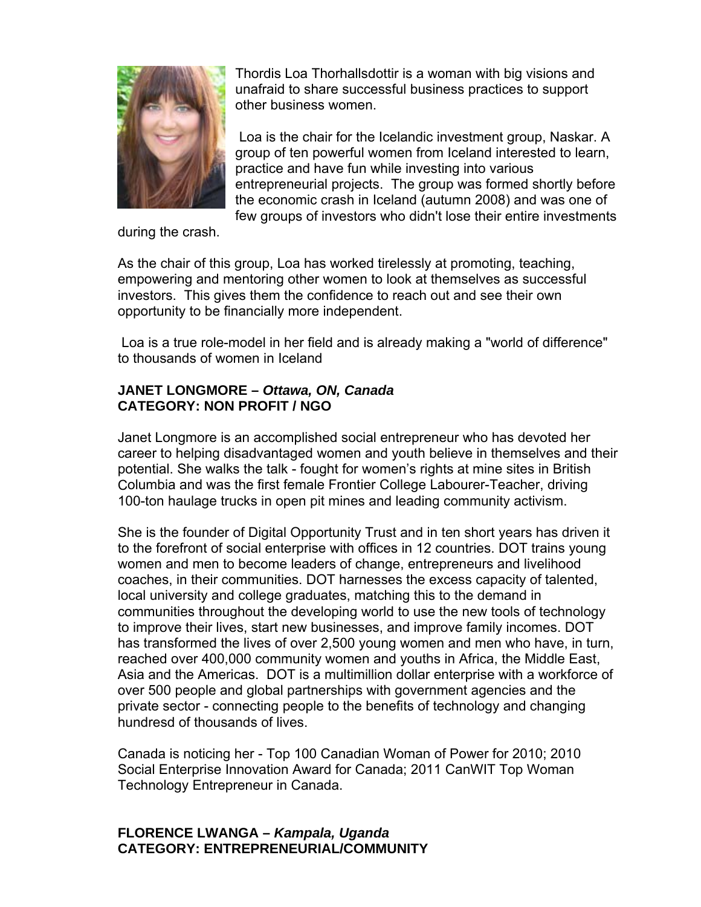Thordis Loa Thorhallsdottir is a woman with big visions and unafraid to share successful business practices to support other business women.

Loa is the chair for the Icelandic investment group, Naskar. A group of ten powerful women from Iceland interested to learn, practice and have fun while investing into various entrepreneurial projects. The group was formed shortly before the economic crash in Iceland (autumn 2008) and was one of few groups of investors who didn't lose their entire investments during the crash.

As the chair of this group, Loa has worked tirelessly at promoting, teaching, empowering and mentoring other women to look at themselves as successful investors. This gives them the confidence to reach out and see their own opportunity to be financially more independent.

Loa is a true role-model in her field and is already making a "world of difference" to thousands of women in Iceland

**JANET LONGMORE – *Ottawa, ON, Canada***
**CATEGORY: NON PROFIT / NGO**

Janet Longmore is an accomplished social entrepreneur who has devoted her career to helping disadvantaged women and youth believe in themselves and their potential. She walks the talk - fought for women's rights at mine sites in British Columbia and was the first female Frontier College Labourer-Teacher, driving 100-ton haulage trucks in open pit mines and leading community activism.

She is the founder of Digital Opportunity Trust and in ten short years has driven it to the forefront of social enterprise with offices in 12 countries. DOT trains young women and men to become leaders of change, entrepreneurs and livelihood coaches, in their communities. DOT harnesses the excess capacity of talented, local university and college graduates, matching this to the demand in communities throughout the developing world to use the new tools of technology to improve their lives, start new businesses, and improve family incomes. DOT has transformed the lives of over 2,500 young women and men who have, in turn, reached over 400,000 community women and youths in Africa, the Middle East, Asia and the Americas. DOT is a multimillion dollar enterprise with a workforce of over 500 people and global partnerships with government agencies and the private sector - connecting people to the benefits of technology and changing hundresd of thousands of lives.

Canada is noticing her - Top 100 Canadian Woman of Power for 2010; 2010 Social Enterprise Innovation Award for Canada; 2011 CanWIT Top Woman Technology Entrepreneur in Canada.

**FLORENCE LWANGA – *Kampala, Uganda***
**CATEGORY: ENTREPRENEURIAL/COMMUNITY**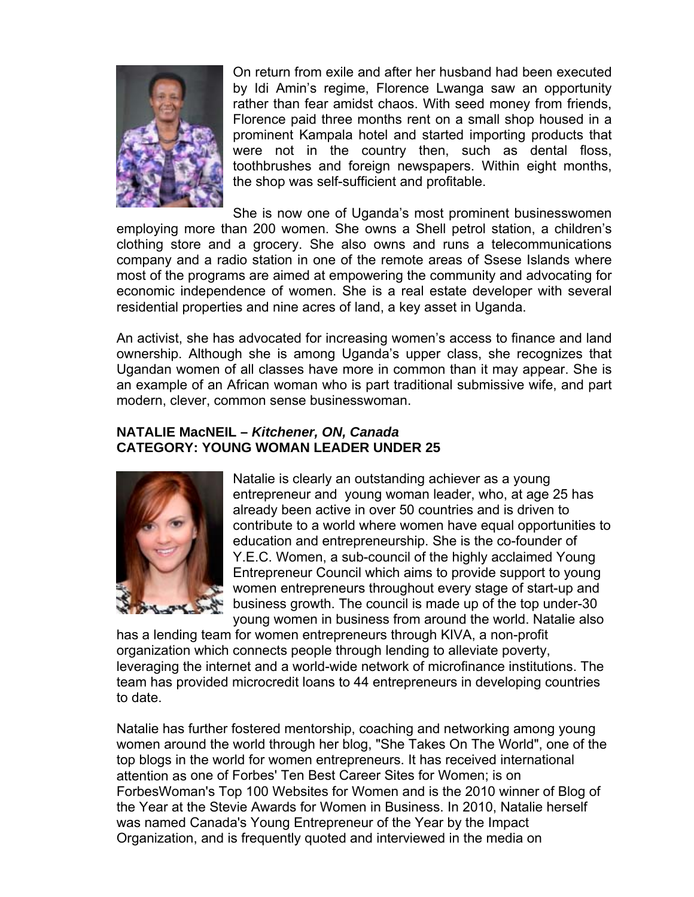On return from exile and after her husband had been executed by Idi Amin's regime, Florence Lwanga saw an opportunity rather than fear amidst chaos. With seed money from friends, Florence paid three months rent on a small shop housed in a prominent Kampala hotel and started importing products that were not in the country then, such as dental floss, toothbrushes and foreign newspapers. Within eight months, the shop was self-sufficient and profitable.

She is now one of Uganda's most prominent businesswomen employing more than 200 women. She owns a Shell petrol station, a children's clothing store and a grocery. She also owns and runs a telecommunications company and a radio station in one of the remote areas of Ssese Islands where most of the programs are aimed at empowering the community and advocating for economic independence of women. She is a real estate developer with several residential properties and nine acres of land, a key asset in Uganda.

An activist, she has advocated for increasing women's access to finance and land ownership. Although she is among Uganda's upper class, she recognizes that Ugandan women of all classes have more in common than it may appear. She is an example of an African woman who is part traditional submissive wife, and part modern, clever, common sense businesswoman.

**NATALIE MacNEIL –** ***Kitchener, ON, Canada***
**CATEGORY: YOUNG WOMAN LEADER UNDER 25**

Natalie is clearly an outstanding achiever as a young entrepreneur and young woman leader, who, at age 25 has already been active in over 50 countries and is driven to contribute to a world where women have equal opportunities to education and entrepreneurship. She is the co-founder of Y.E.C. Women, a sub-council of the highly acclaimed Young Entrepreneur Council which aims to provide support to young women entrepreneurs throughout every stage of start-up and business growth. The council is made up of the top under-30 young women in business from around the world. Natalie also has a lending team for women entrepreneurs through KIVA, a non-profit organization which connects people through lending to alleviate poverty, leveraging the internet and a world-wide network of microfinance institutions. The team has provided microcredit loans to 44 entrepreneurs in developing countries to date.

Natalie has further fostered mentorship, coaching and networking among young women around the world through her blog, "She Takes On The World", one of the top blogs in the world for women entrepreneurs. It has received international attention as one of Forbes' Ten Best Career Sites for Women; is on ForbesWoman's Top 100 Websites for Women and is the 2010 winner of Blog of the Year at the Stevie Awards for Women in Business. In 2010, Natalie herself was named Canada's Young Entrepreneur of the Year by the Impact Organization, and is frequently quoted and interviewed in the media on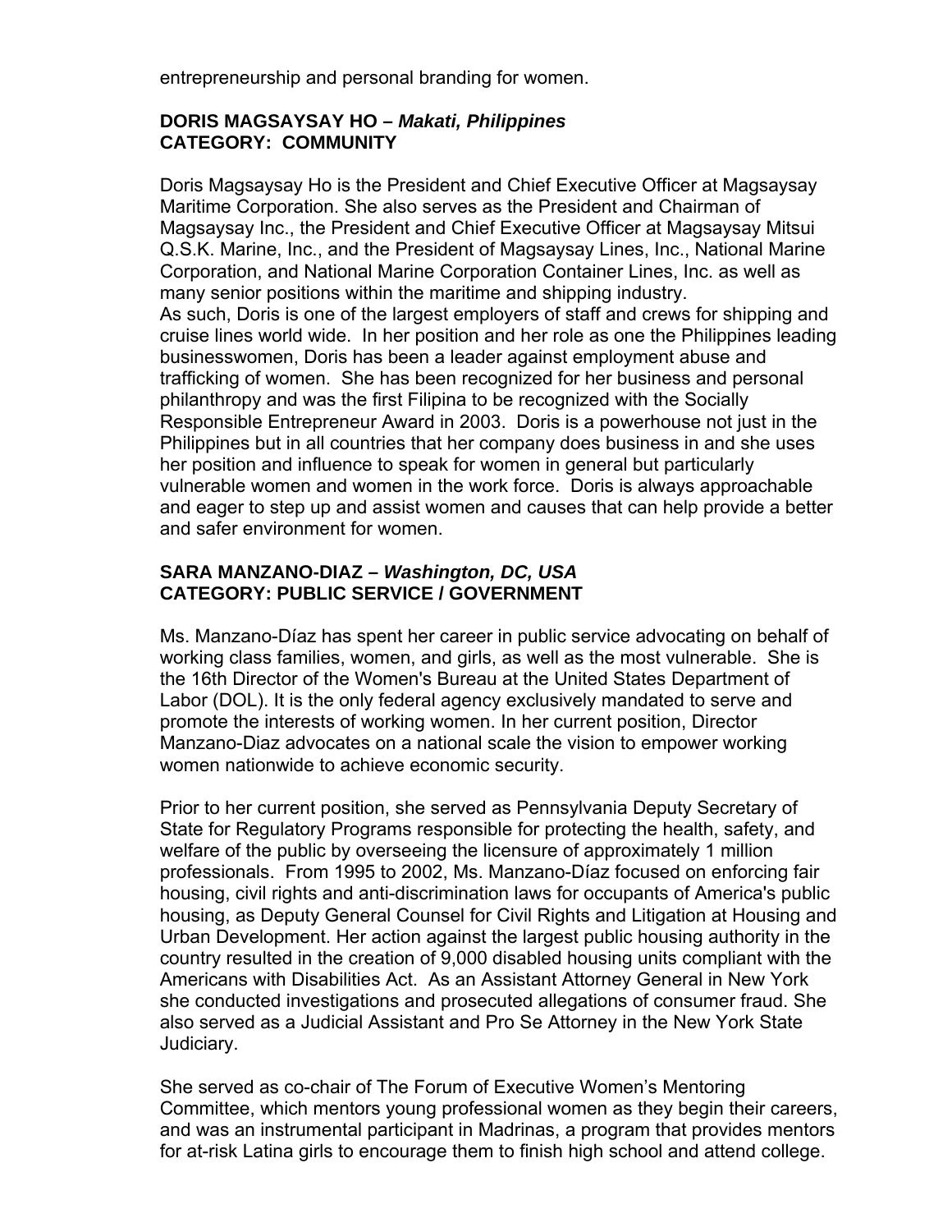entrepreneurship and personal branding for women.

**DORIS MAGSAYSAY HO –** ***Makati, Philippines***
**CATEGORY: COMMUNITY**

Doris Magsaysay Ho is the President and Chief Executive Officer at Magsaysay Maritime Corporation. She also serves as the President and Chairman of Magsaysay Inc., the President and Chief Executive Officer at Magsaysay Mitsui Q.S.K. Marine, Inc., and the President of Magsaysay Lines, Inc., National Marine Corporation, and National Marine Corporation Container Lines, Inc. as well as many senior positions within the maritime and shipping industry.
As such, Doris is one of the largest employers of staff and crews for shipping and cruise lines world wide. In her position and her role as one the Philippines leading businesswomen, Doris has been a leader against employment abuse and trafficking of women. She has been recognized for her business and personal philanthropy and was the first Filipina to be recognized with the Socially Responsible Entrepreneur Award in 2003. Doris is a powerhouse not just in the Philippines but in all countries that her company does business in and she uses her position and influence to speak for women in general but particularly vulnerable women and women in the work force. Doris is always approachable and eager to step up and assist women and causes that can help provide a better and safer environment for women.

**SARA MANZANO-DIAZ –** ***Washington, DC, USA***
**CATEGORY: PUBLIC SERVICE / GOVERNMENT**

Ms. Manzano-Díaz has spent her career in public service advocating on behalf of working class families, women, and girls, as well as the most vulnerable. She is the 16th Director of the Women's Bureau at the United States Department of Labor (DOL). It is the only federal agency exclusively mandated to serve and promote the interests of working women. In her current position, Director Manzano-Diaz advocates on a national scale the vision to empower working women nationwide to achieve economic security.

Prior to her current position, she served as Pennsylvania Deputy Secretary of State for Regulatory Programs responsible for protecting the health, safety, and welfare of the public by overseeing the licensure of approximately 1 million professionals. From 1995 to 2002, Ms. Manzano-Díaz focused on enforcing fair housing, civil rights and anti-discrimination laws for occupants of America's public housing, as Deputy General Counsel for Civil Rights and Litigation at Housing and Urban Development. Her action against the largest public housing authority in the country resulted in the creation of 9,000 disabled housing units compliant with the Americans with Disabilities Act. As an Assistant Attorney General in New York she conducted investigations and prosecuted allegations of consumer fraud. She also served as a Judicial Assistant and Pro Se Attorney in the New York State Judiciary.

She served as co-chair of The Forum of Executive Women's Mentoring Committee, which mentors young professional women as they begin their careers, and was an instrumental participant in Madrinas, a program that provides mentors for at-risk Latina girls to encourage them to finish high school and attend college.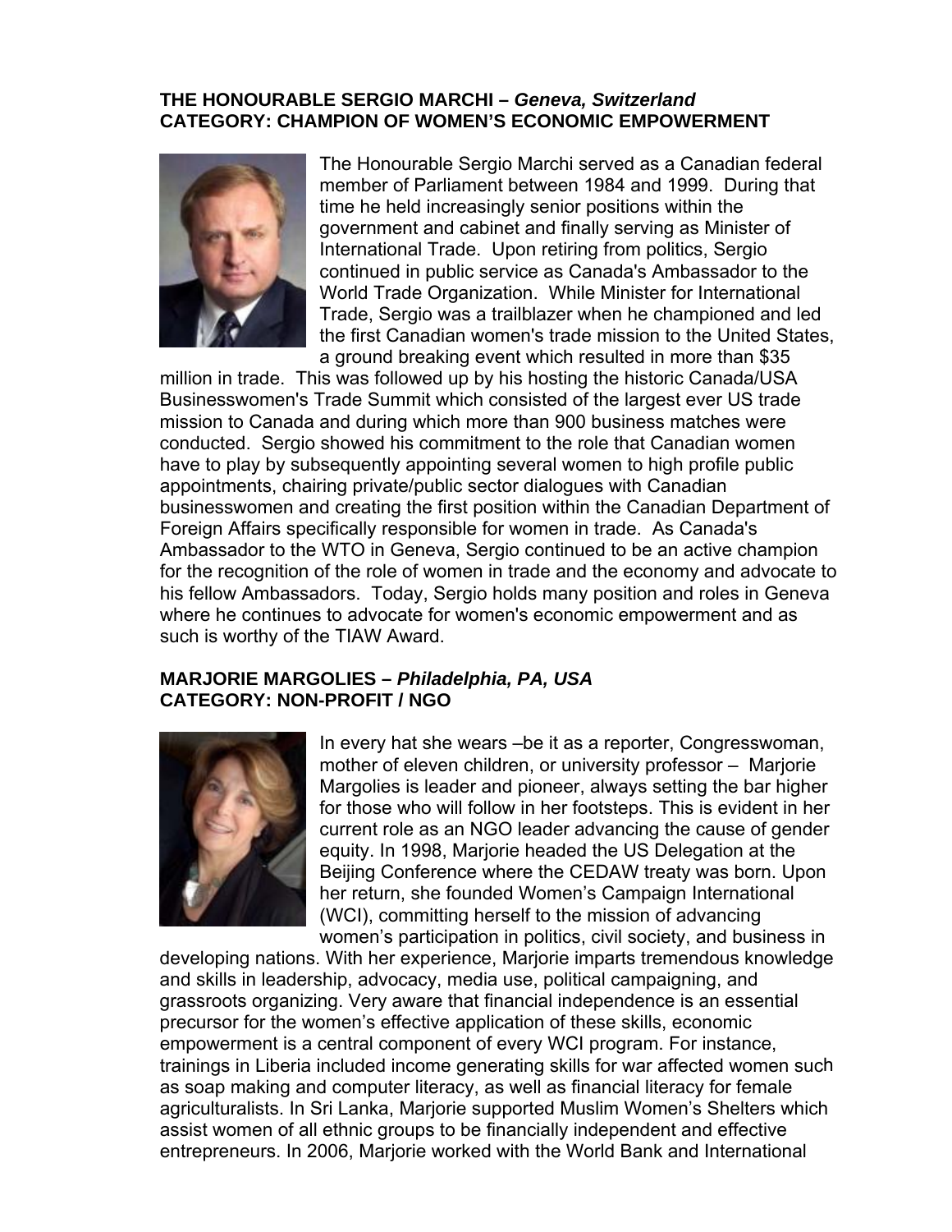**THE HONOURABLE SERGIO MARCHI –** ***Geneva, Switzerland***
**CATEGORY: CHAMPION OF WOMEN'S ECONOMIC EMPOWERMENT**

The Honourable Sergio Marchi served as a Canadian federal member of Parliament between 1984 and 1999. During that time he held increasingly senior positions within the government and cabinet and finally serving as Minister of International Trade. Upon retiring from politics, Sergio continued in public service as Canada's Ambassador to the World Trade Organization. While Minister for International Trade, Sergio was a trailblazer when he championed and led the first Canadian women's trade mission to the United States, a ground breaking event which resulted in more than $35 million in trade. This was followed up by his hosting the historic Canada/USA Businesswomen's Trade Summit which consisted of the largest ever US trade mission to Canada and during which more than 900 business matches were conducted. Sergio showed his commitment to the role that Canadian women have to play by subsequently appointing several women to high profile public appointments, chairing private/public sector dialogues with Canadian businesswomen and creating the first position within the Canadian Department of Foreign Affairs specifically responsible for women in trade. As Canada's Ambassador to the WTO in Geneva, Sergio continued to be an active champion for the recognition of the role of women in trade and the economy and advocate to his fellow Ambassadors. Today, Sergio holds many position and roles in Geneva where he continues to advocate for women's economic empowerment and as such is worthy of the TIAW Award.

**MARJORIE MARGOLIES –** ***Philadelphia, PA, USA***
**CATEGORY: NON-PROFIT / NGO**

In every hat she wears –be it as a reporter, Congresswoman, mother of eleven children, or university professor – Marjorie Margolies is leader and pioneer, always setting the bar higher for those who will follow in her footsteps. This is evident in her current role as an NGO leader advancing the cause of gender equity. In 1998, Marjorie headed the US Delegation at the Beijing Conference where the CEDAW treaty was born. Upon her return, she founded Women's Campaign International (WCI), committing herself to the mission of advancing women's participation in politics, civil society, and business in developing nations. With her experience, Marjorie imparts tremendous knowledge and skills in leadership, advocacy, media use, political campaigning, and grassroots organizing. Very aware that financial independence is an essential precursor for the women's effective application of these skills, economic empowerment is a central component of every WCI program. For instance, trainings in Liberia included income generating skills for war affected women such as soap making and computer literacy, as well as financial literacy for female agriculturalists. In Sri Lanka, Marjorie supported Muslim Women's Shelters which assist women of all ethnic groups to be financially independent and effective entrepreneurs. In 2006, Marjorie worked with the World Bank and International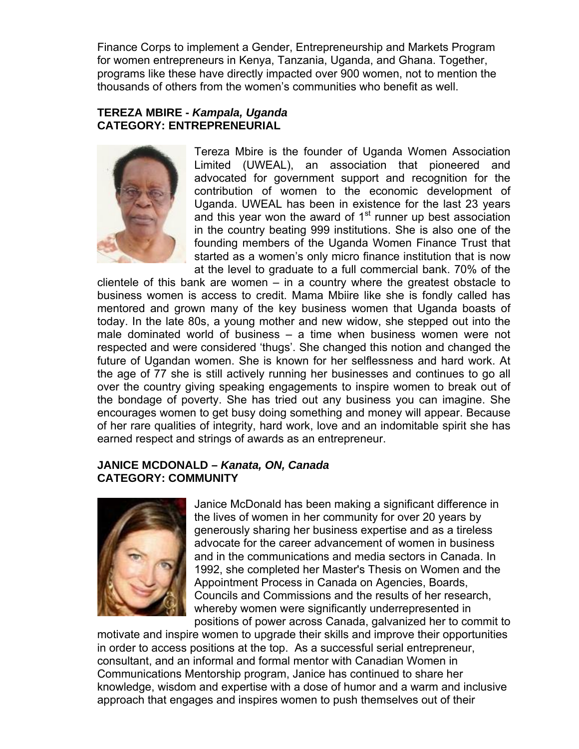Finance Corps to implement a Gender, Entrepreneurship and Markets Program for women entrepreneurs in Kenya, Tanzania, Uganda, and Ghana. Together, programs like these have directly impacted over 900 women, not to mention the thousands of others from the women's communities who benefit as well.

**TEREZA MBIRE -** ***Kampala, Uganda***
**CATEGORY: ENTREPRENEURIAL**

Tereza Mbire is the founder of Uganda Women Association Limited (UWEAL), an association that pioneered and advocated for government support and recognition for the contribution of women to the economic development of Uganda. UWEAL has been in existence for the last 23 years and this year won the award of 1st runner up best association in the country beating 999 institutions. She is also one of the founding members of the Uganda Women Finance Trust that started as a women's only micro finance institution that is now at the level to graduate to a full commercial bank. 70% of the clientele of this bank are women – in a country where the greatest obstacle to business women is access to credit. Mama Mbiire like she is fondly called has mentored and grown many of the key business women that Uganda boasts of today. In the late 80s, a young mother and new widow, she stepped out into the male dominated world of business – a time when business women were not respected and were considered 'thugs'. She changed this notion and changed the future of Ugandan women. She is known for her selflessness and hard work. At the age of 77 she is still actively running her businesses and continues to go all over the country giving speaking engagements to inspire women to break out of the bondage of poverty. She has tried out any business you can imagine. She encourages women to get busy doing something and money will appear. Because of her rare qualities of integrity, hard work, love and an indomitable spirit she has earned respect and strings of awards as an entrepreneur.

**JANICE MCDONALD –** ***Kanata, ON, Canada***
**CATEGORY: COMMUNITY**

Janice McDonald has been making a significant difference in the lives of women in her community for over 20 years by generously sharing her business expertise and as a tireless advocate for the career advancement of women in business and in the communications and media sectors in Canada. In 1992, she completed her Master's Thesis on Women and the Appointment Process in Canada on Agencies, Boards, Councils and Commissions and the results of her research, whereby women were significantly underrepresented in positions of power across Canada, galvanized her to commit to motivate and inspire women to upgrade their skills and improve their opportunities in order to access positions at the top. As a successful serial entrepreneur, consultant, and an informal and formal mentor with Canadian Women in Communications Mentorship program, Janice has continued to share her knowledge, wisdom and expertise with a dose of humor and a warm and inclusive approach that engages and inspires women to push themselves out of their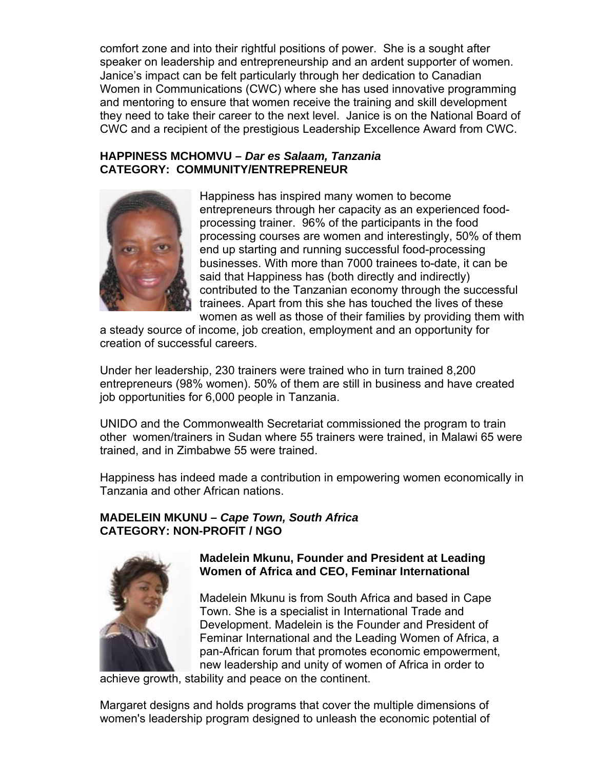comfort zone and into their rightful positions of power. She is a sought after speaker on leadership and entrepreneurship and an ardent supporter of women. Janice's impact can be felt particularly through her dedication to Canadian Women in Communications (CWC) where she has used innovative programming and mentoring to ensure that women receive the training and skill development they need to take their career to the next level. Janice is on the National Board of CWC and a recipient of the prestigious Leadership Excellence Award from CWC.

**HAPPINESS MCHOMVU –** ***Dar es Salaam, Tanzania***
**CATEGORY: COMMUNITY/ENTREPRENEUR**

Happiness has inspired many women to become entrepreneurs through her capacity as an experienced food-processing trainer. 96% of the participants in the food processing courses are women and interestingly, 50% of them end up starting and running successful food-processing businesses. With more than 7000 trainees to-date, it can be said that Happiness has (both directly and indirectly) contributed to the Tanzanian economy through the successful trainees. Apart from this she has touched the lives of these women as well as those of their families by providing them with a steady source of income, job creation, employment and an opportunity for creation of successful careers.

Under her leadership, 230 trainers were trained who in turn trained 8,200 entrepreneurs (98% women). 50% of them are still in business and have created job opportunities for 6,000 people in Tanzania.

UNIDO and the Commonwealth Secretariat commissioned the program to train other women/trainers in Sudan where 55 trainers were trained, in Malawi 65 were trained, and in Zimbabwe 55 were trained.

Happiness has indeed made a contribution in empowering women economically in Tanzania and other African nations.

**MADELEIN MKUNU –** ***Cape Town, South Africa***
**CATEGORY: NON-PROFIT / NGO**

**Madelein Mkunu, Founder and President at Leading Women of Africa and CEO, Feminar International**

Madelein Mkunu is from South Africa and based in Cape Town. She is a specialist in International Trade and Development. Madelein is the Founder and President of Feminar International and the Leading Women of Africa, a pan-African forum that promotes economic empowerment, new leadership and unity of women of Africa in order to achieve growth, stability and peace on the continent.

Margaret designs and holds programs that cover the multiple dimensions of women's leadership program designed to unleash the economic potential of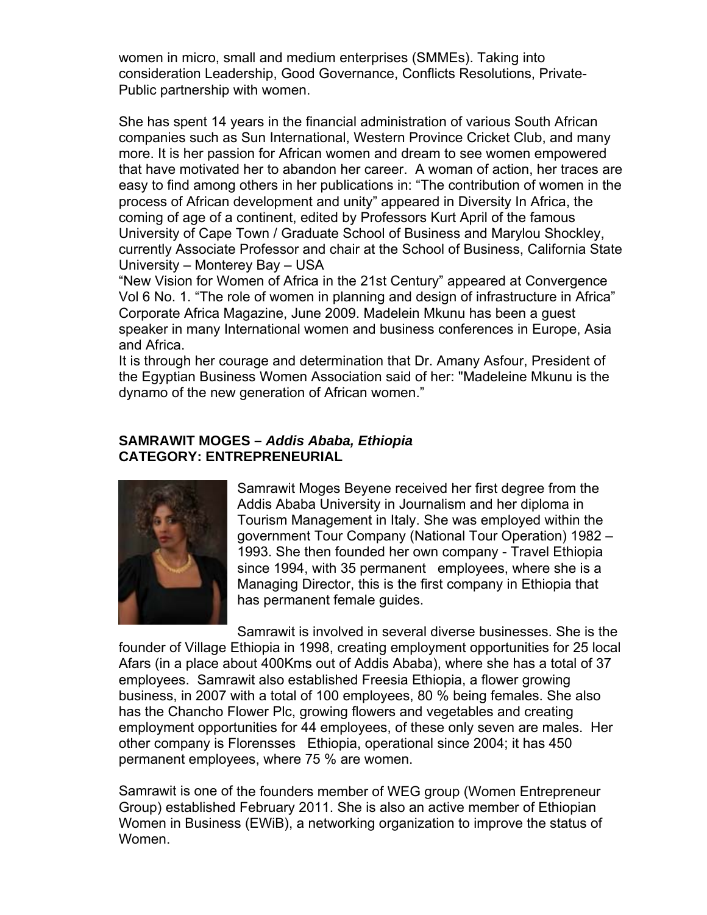women in micro, small and medium enterprises (SMMEs). Taking into consideration Leadership, Good Governance, Conflicts Resolutions, Private-Public partnership with women.

She has spent 14 years in the financial administration of various South African companies such as Sun International, Western Province Cricket Club, and many more. It is her passion for African women and dream to see women empowered that have motivated her to abandon her career. A woman of action, her traces are easy to find among others in her publications in: "The contribution of women in the process of African development and unity" appeared in Diversity In Africa, the coming of age of a continent, edited by Professors Kurt April of the famous University of Cape Town / Graduate School of Business and Marylou Shockley, currently Associate Professor and chair at the School of Business, California State University – Monterey Bay – USA

"New Vision for Women of Africa in the 21st Century" appeared at Convergence Vol 6 No. 1. "The role of women in planning and design of infrastructure in Africa" Corporate Africa Magazine, June 2009. Madelein Mkunu has been a guest speaker in many International women and business conferences in Europe, Asia and Africa.

It is through her courage and determination that Dr. Amany Asfour, President of the Egyptian Business Women Association said of her: "Madeleine Mkunu is the dynamo of the new generation of African women."

**SAMRAWIT MOGES – *Addis Ababa, Ethiopia***
**CATEGORY: ENTREPRENEURIAL**

Samrawit Moges Beyene received her first degree from the Addis Ababa University in Journalism and her diploma in Tourism Management in Italy. She was employed within the government Tour Company (National Tour Operation) 1982 – 1993. She then founded her own company - Travel Ethiopia since 1994, with 35 permanent employees, where she is a Managing Director, this is the first company in Ethiopia that has permanent female guides.

Samrawit is involved in several diverse businesses. She is the founder of Village Ethiopia in 1998, creating employment opportunities for 25 local Afars (in a place about 400Kms out of Addis Ababa), where she has a total of 37 employees. Samrawit also established Freesia Ethiopia, a flower growing business, in 2007 with a total of 100 employees, 80 % being females. She also has the Chancho Flower Plc, growing flowers and vegetables and creating employment opportunities for 44 employees, of these only seven are males. Her other company is Florensses Ethiopia, operational since 2004; it has 450 permanent employees, where 75 % are women.

Samrawit is one of the founders member of WEG group (Women Entrepreneur Group) established February 2011. She is also an active member of Ethiopian Women in Business (EWiB), a networking organization to improve the status of Women.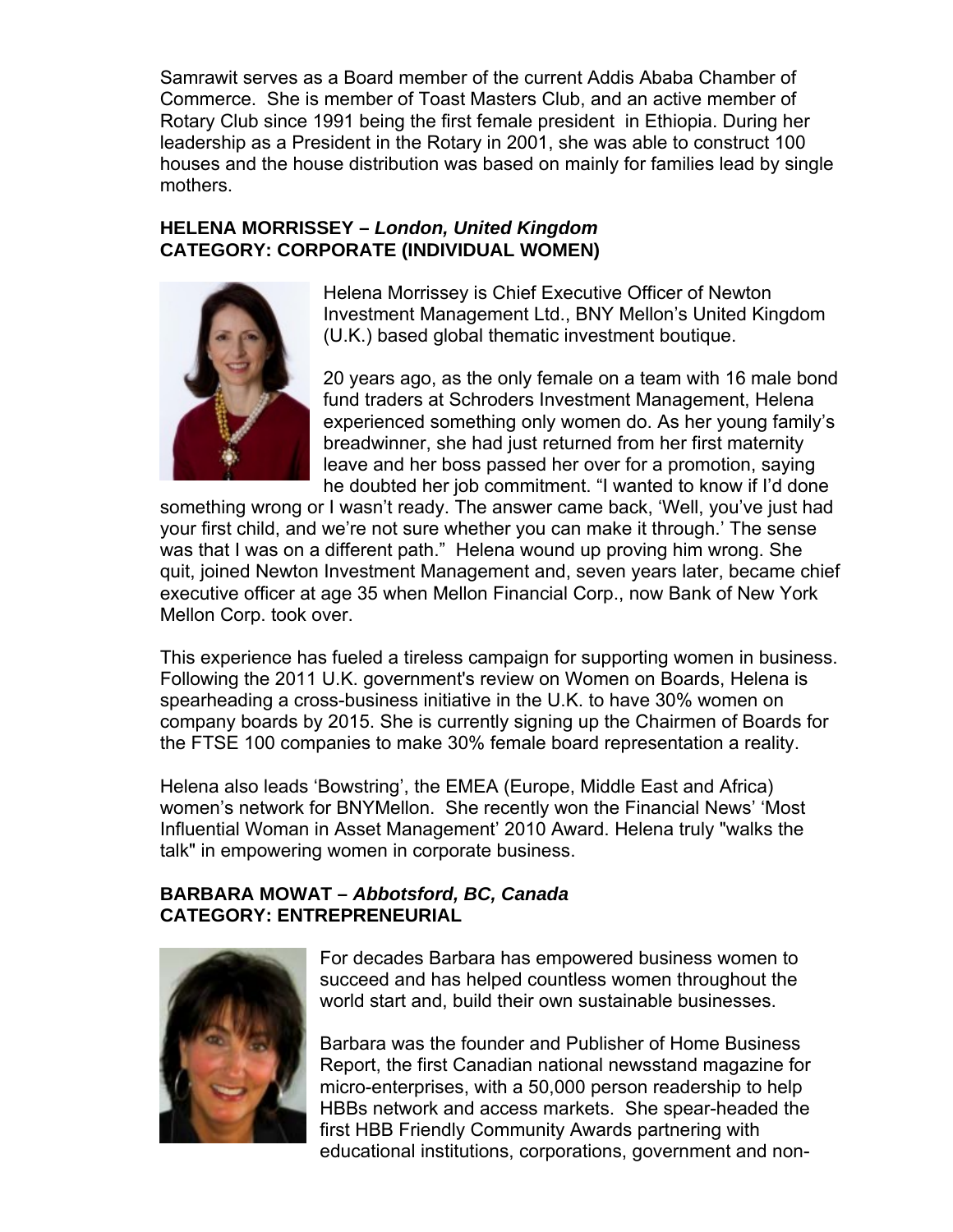Samrawit serves as a Board member of the current Addis Ababa Chamber of Commerce. She is member of Toast Masters Club, and an active member of Rotary Club since 1991 being the first female president in Ethiopia. During her leadership as a President in the Rotary in 2001, she was able to construct 100 houses and the house distribution was based on mainly for families lead by single mothers.

**HELENA MORRISSEY –** ***London, United Kingdom***
**CATEGORY: CORPORATE (INDIVIDUAL WOMEN)**

Helena Morrissey is Chief Executive Officer of Newton Investment Management Ltd., BNY Mellon's United Kingdom (U.K.) based global thematic investment boutique.

20 years ago, as the only female on a team with 16 male bond fund traders at Schroders Investment Management, Helena experienced something only women do. As her young family's breadwinner, she had just returned from her first maternity leave and her boss passed her over for a promotion, saying he doubted her job commitment. "I wanted to know if I'd done something wrong or I wasn't ready. The answer came back, 'Well, you've just had your first child, and we're not sure whether you can make it through.' The sense was that I was on a different path." Helena wound up proving him wrong. She quit, joined Newton Investment Management and, seven years later, became chief executive officer at age 35 when Mellon Financial Corp., now Bank of New York Mellon Corp. took over.

This experience has fueled a tireless campaign for supporting women in business. Following the 2011 U.K. government's review on Women on Boards, Helena is spearheading a cross-business initiative in the U.K. to have 30% women on company boards by 2015. She is currently signing up the Chairmen of Boards for the FTSE 100 companies to make 30% female board representation a reality.

Helena also leads 'Bowstring', the EMEA (Europe, Middle East and Africa) women's network for BNYMellon. She recently won the Financial News' 'Most Influential Woman in Asset Management' 2010 Award. Helena truly "walks the talk" in empowering women in corporate business.

**BARBARA MOWAT –** ***Abbotsford, BC, Canada***
**CATEGORY: ENTREPRENEURIAL**

For decades Barbara has empowered business women to succeed and has helped countless women throughout the world start and, build their own sustainable businesses.

Barbara was the founder and Publisher of Home Business Report, the first Canadian national newsstand magazine for micro-enterprises, with a 50,000 person readership to help HBBs network and access markets. She spear-headed the first HBB Friendly Community Awards partnering with educational institutions, corporations, government and non-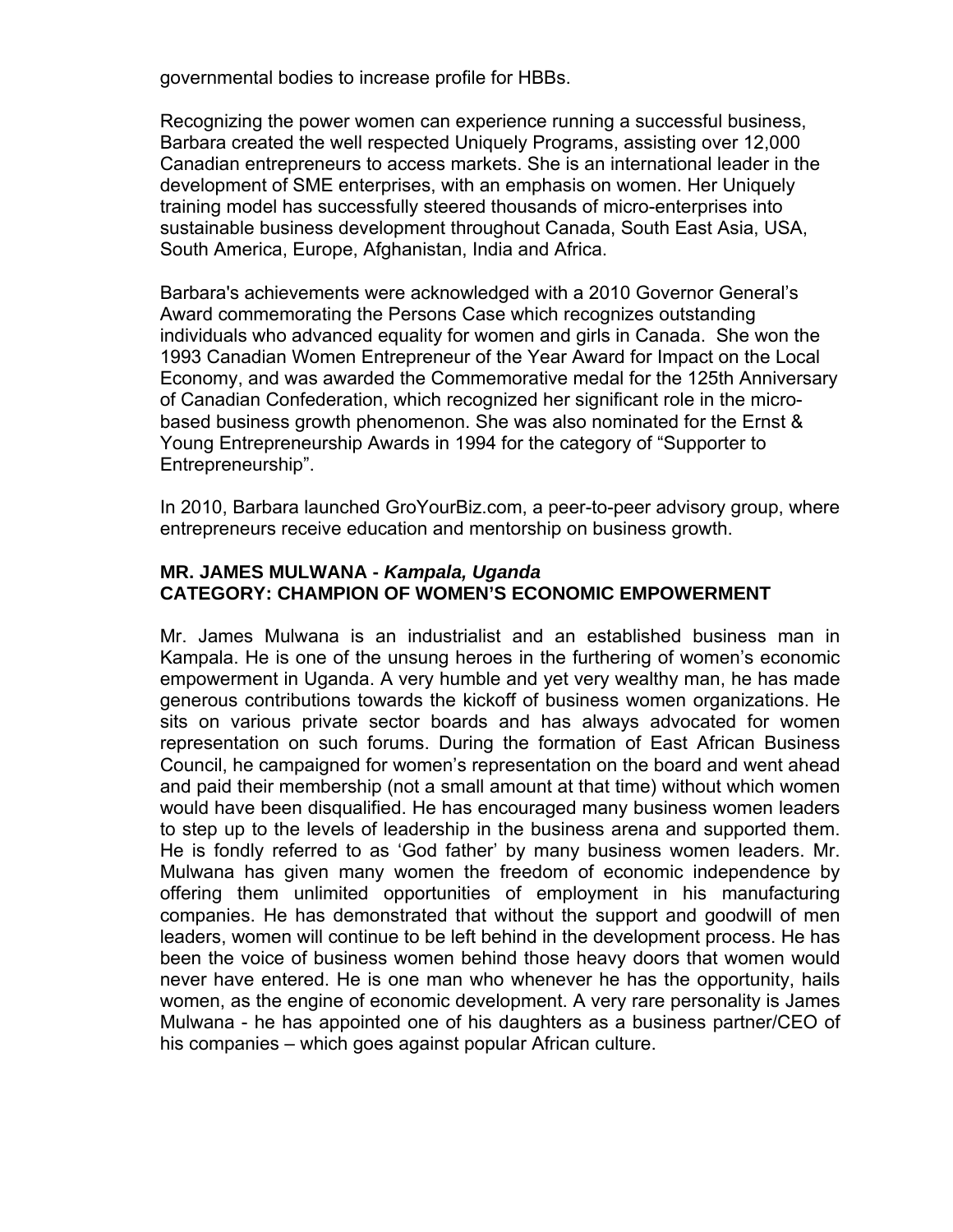governmental bodies to increase profile for HBBs.

Recognizing the power women can experience running a successful business, Barbara created the well respected Uniquely Programs, assisting over 12,000 Canadian entrepreneurs to access markets. She is an international leader in the development of SME enterprises, with an emphasis on women. Her Uniquely training model has successfully steered thousands of micro-enterprises into sustainable business development throughout Canada, South East Asia, USA, South America, Europe, Afghanistan, India and Africa.

Barbara's achievements were acknowledged with a 2010 Governor General's Award commemorating the Persons Case which recognizes outstanding individuals who advanced equality for women and girls in Canada. She won the 1993 Canadian Women Entrepreneur of the Year Award for Impact on the Local Economy, and was awarded the Commemorative medal for the 125th Anniversary of Canadian Confederation, which recognized her significant role in the micro-based business growth phenomenon. She was also nominated for the Ernst & Young Entrepreneurship Awards in 1994 for the category of "Supporter to Entrepreneurship".

In 2010, Barbara launched GroYourBiz.com, a peer-to-peer advisory group, where entrepreneurs receive education and mentorship on business growth.

**MR. JAMES MULWANA -** ***Kampala, Uganda***
**CATEGORY: CHAMPION OF WOMEN'S ECONOMIC EMPOWERMENT**

Mr. James Mulwana is an industrialist and an established business man in Kampala. He is one of the unsung heroes in the furthering of women's economic empowerment in Uganda. A very humble and yet very wealthy man, he has made generous contributions towards the kickoff of business women organizations. He sits on various private sector boards and has always advocated for women representation on such forums. During the formation of East African Business Council, he campaigned for women's representation on the board and went ahead and paid their membership (not a small amount at that time) without which women would have been disqualified. He has encouraged many business women leaders to step up to the levels of leadership in the business arena and supported them. He is fondly referred to as 'God father' by many business women leaders. Mr. Mulwana has given many women the freedom of economic independence by offering them unlimited opportunities of employment in his manufacturing companies. He has demonstrated that without the support and goodwill of men leaders, women will continue to be left behind in the development process. He has been the voice of business women behind those heavy doors that women would never have entered. He is one man who whenever he has the opportunity, hails women, as the engine of economic development. A very rare personality is James Mulwana - he has appointed one of his daughters as a business partner/CEO of his companies – which goes against popular African culture.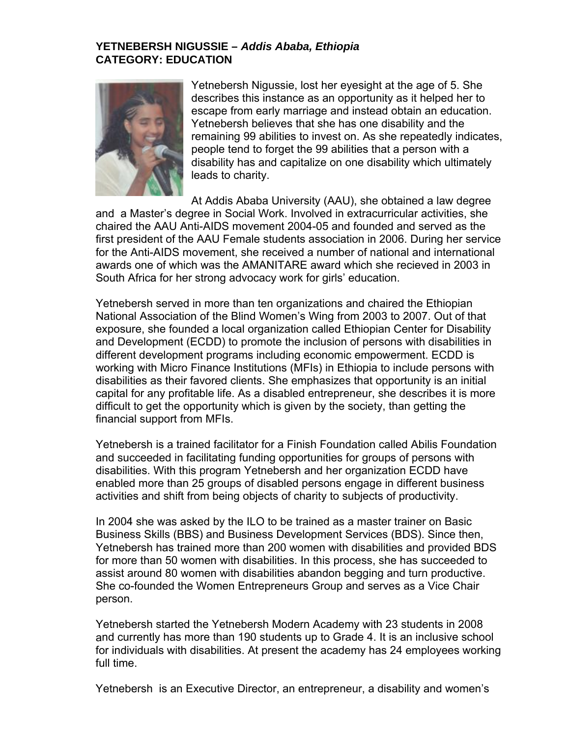**YETNEBERSH NIGUSSIE –** ***Addis Ababa, Ethiopia***
**CATEGORY: EDUCATION**

Yetnebersh Nigussie, lost her eyesight at the age of 5. She describes this instance as an opportunity as it helped her to escape from early marriage and instead obtain an education. Yetnebersh believes that she has one disability and the remaining 99 abilities to invest on. As she repeatedly indicates, people tend to forget the 99 abilities that a person with a disability has and capitalize on one disability which ultimately leads to charity.

At Addis Ababa University (AAU), she obtained a law degree and a Master's degree in Social Work. Involved in extracurricular activities, she chaired the AAU Anti-AIDS movement 2004-05 and founded and served as the first president of the AAU Female students association in 2006. During her service for the Anti-AIDS movement, she received a number of national and international awards one of which was the AMANITARE award which she recieved in 2003 in South Africa for her strong advocacy work for girls' education.

Yetnebersh served in more than ten organizations and chaired the Ethiopian National Association of the Blind Women's Wing from 2003 to 2007. Out of that exposure, she founded a local organization called Ethiopian Center for Disability and Development (ECDD) to promote the inclusion of persons with disabilities in different development programs including economic empowerment. ECDD is working with Micro Finance Institutions (MFIs) in Ethiopia to include persons with disabilities as their favored clients. She emphasizes that opportunity is an initial capital for any profitable life. As a disabled entrepreneur, she describes it is more difficult to get the opportunity which is given by the society, than getting the financial support from MFIs.

Yetnebersh is a trained facilitator for a Finish Foundation called Abilis Foundation and succeeded in facilitating funding opportunities for groups of persons with disabilities. With this program Yetnebersh and her organization ECDD have enabled more than 25 groups of disabled persons engage in different business activities and shift from being objects of charity to subjects of productivity.

In 2004 she was asked by the ILO to be trained as a master trainer on Basic Business Skills (BBS) and Business Development Services (BDS). Since then, Yetnebersh has trained more than 200 women with disabilities and provided BDS for more than 50 women with disabilities. In this process, she has succeeded to assist around 80 women with disabilities abandon begging and turn productive. She co-founded the Women Entrepreneurs Group and serves as a Vice Chair person.

Yetnebersh started the Yetnebersh Modern Academy with 23 students in 2008 and currently has more than 190 students up to Grade 4. It is an inclusive school for individuals with disabilities. At present the academy has 24 employees working full time.

Yetnebersh is an Executive Director, an entrepreneur, a disability and women's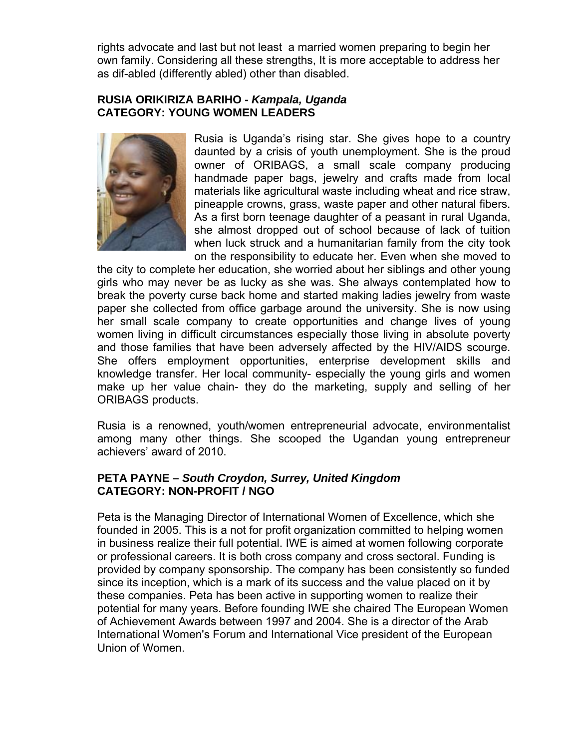rights advocate and last but not least a married women preparing to begin her own family. Considering all these strengths, It is more acceptable to address her as dif-abled (differently abled) other than disabled.

**RUSIA ORIKIRIZA BARIHO -** ***Kampala, Uganda***
**CATEGORY: YOUNG WOMEN LEADERS**

Rusia is Uganda's rising star. She gives hope to a country daunted by a crisis of youth unemployment. She is the proud owner of ORIBAGS, a small scale company producing handmade paper bags, jewelry and crafts made from local materials like agricultural waste including wheat and rice straw, pineapple crowns, grass, waste paper and other natural fibers. As a first born teenage daughter of a peasant in rural Uganda, she almost dropped out of school because of lack of tuition when luck struck and a humanitarian family from the city took on the responsibility to educate her. Even when she moved to the city to complete her education, she worried about her siblings and other young girls who may never be as lucky as she was. She always contemplated how to break the poverty curse back home and started making ladies jewelry from waste paper she collected from office garbage around the university. She is now using her small scale company to create opportunities and change lives of young women living in difficult circumstances especially those living in absolute poverty and those families that have been adversely affected by the HIV/AIDS scourge. She offers employment opportunities, enterprise development skills and knowledge transfer. Her local community- especially the young girls and women make up her value chain- they do the marketing, supply and selling of her ORIBAGS products.

Rusia is a renowned, youth/women entrepreneurial advocate, environmentalist among many other things. She scooped the Ugandan young entrepreneur achievers' award of 2010.

**PETA PAYNE –** ***South Croydon, Surrey, United Kingdom***
**CATEGORY: NON-PROFIT / NGO**

Peta is the Managing Director of International Women of Excellence, which she founded in 2005. This is a not for profit organization committed to helping women in business realize their full potential. IWE is aimed at women following corporate or professional careers. It is both cross company and cross sectoral. Funding is provided by company sponsorship. The company has been consistently so funded since its inception, which is a mark of its success and the value placed on it by these companies. Peta has been active in supporting women to realize their potential for many years. Before founding IWE she chaired The European Women of Achievement Awards between 1997 and 2004. She is a director of the Arab International Women's Forum and International Vice president of the European Union of Women.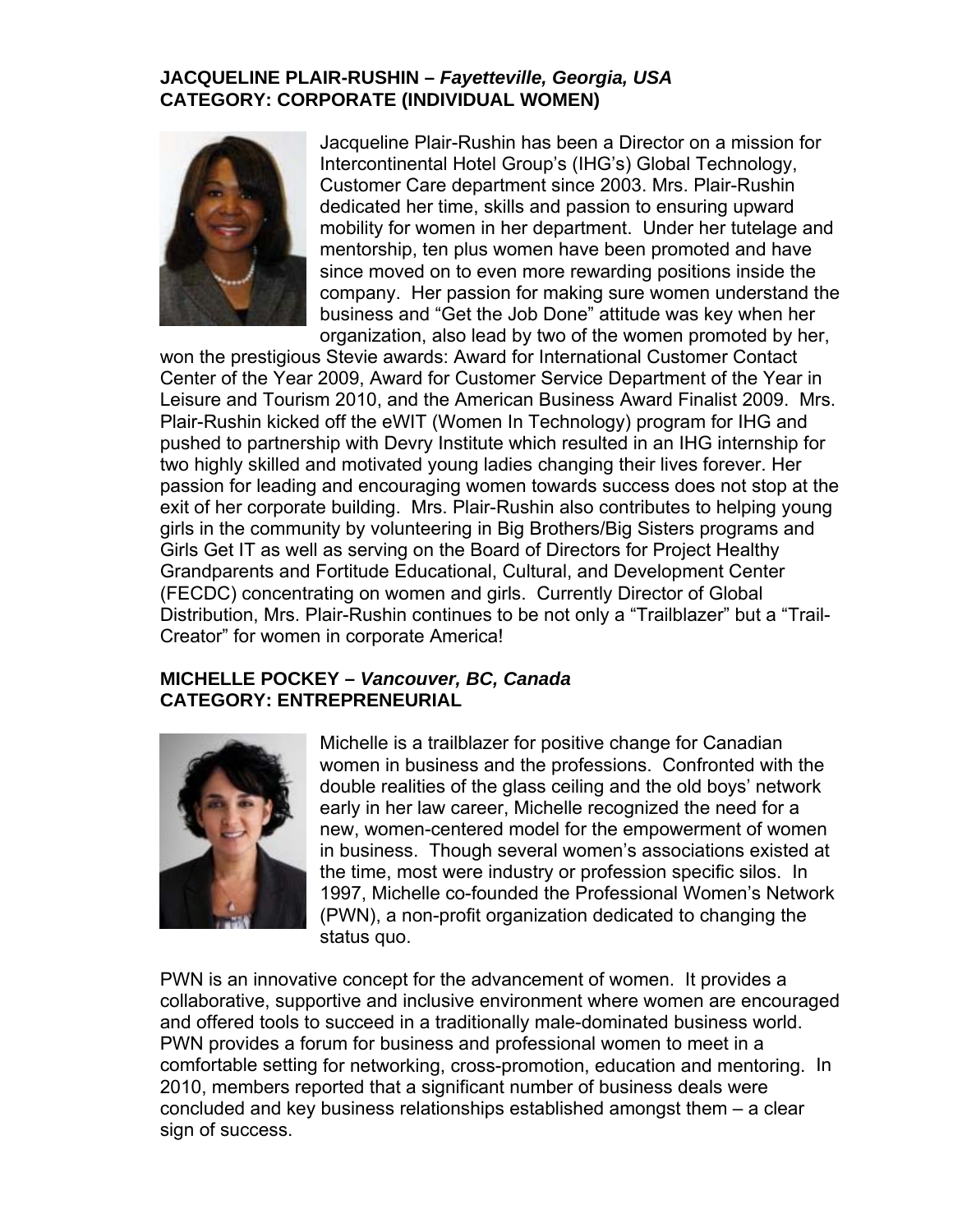**JACQUELINE PLAIR-RUSHIN –** ***Fayetteville, Georgia, USA***
**CATEGORY: CORPORATE (INDIVIDUAL WOMEN)**

Jacqueline Plair-Rushin has been a Director on a mission for Intercontinental Hotel Group's (IHG's) Global Technology, Customer Care department since 2003. Mrs. Plair-Rushin dedicated her time, skills and passion to ensuring upward mobility for women in her department. Under her tutelage and mentorship, ten plus women have been promoted and have since moved on to even more rewarding positions inside the company. Her passion for making sure women understand the business and "Get the Job Done" attitude was key when her organization, also lead by two of the women promoted by her, won the prestigious Stevie awards: Award for International Customer Contact Center of the Year 2009, Award for Customer Service Department of the Year in Leisure and Tourism 2010, and the American Business Award Finalist 2009. Mrs. Plair-Rushin kicked off the eWIT (Women In Technology) program for IHG and pushed to partnership with Devry Institute which resulted in an IHG internship for two highly skilled and motivated young ladies changing their lives forever. Her passion for leading and encouraging women towards success does not stop at the exit of her corporate building. Mrs. Plair-Rushin also contributes to helping young girls in the community by volunteering in Big Brothers/Big Sisters programs and Girls Get IT as well as serving on the Board of Directors for Project Healthy Grandparents and Fortitude Educational, Cultural, and Development Center (FECDC) concentrating on women and girls. Currently Director of Global Distribution, Mrs. Plair-Rushin continues to be not only a "Trailblazer" but a "Trail-Creator" for women in corporate America!

**MICHELLE POCKEY –** ***Vancouver, BC, Canada***
**CATEGORY: ENTREPRENEURIAL**

Michelle is a trailblazer for positive change for Canadian women in business and the professions. Confronted with the double realities of the glass ceiling and the old boys' network early in her law career, Michelle recognized the need for a new, women-centered model for the empowerment of women in business. Though several women's associations existed at the time, most were industry or profession specific silos. In 1997, Michelle co-founded the Professional Women's Network (PWN), a non-profit organization dedicated to changing the status quo.

PWN is an innovative concept for the advancement of women. It provides a collaborative, supportive and inclusive environment where women are encouraged and offered tools to succeed in a traditionally male-dominated business world. PWN provides a forum for business and professional women to meet in a comfortable setting for networking, cross-promotion, education and mentoring. In 2010, members reported that a significant number of business deals were concluded and key business relationships established amongst them – a clear sign of success.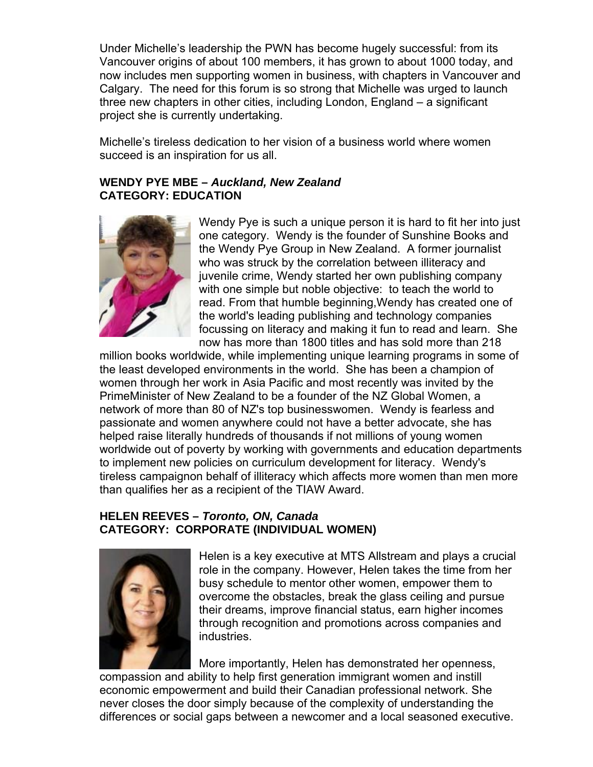Under Michelle's leadership the PWN has become hugely successful: from its Vancouver origins of about 100 members, it has grown to about 1000 today, and now includes men supporting women in business, with chapters in Vancouver and Calgary. The need for this forum is so strong that Michelle was urged to launch three new chapters in other cities, including London, England – a significant project she is currently undertaking.

Michelle's tireless dedication to her vision of a business world where women succeed is an inspiration for us all.

**WENDY PYE MBE –** ***Auckland, New Zealand***
**CATEGORY: EDUCATION**

Wendy Pye is such a unique person it is hard to fit her into just one category. Wendy is the founder of Sunshine Books and the Wendy Pye Group in New Zealand. A former journalist who was struck by the correlation between illiteracy and juvenile crime, Wendy started her own publishing company with one simple but noble objective: to teach the world to read. From that humble beginning,Wendy has created one of the world's leading publishing and technology companies focussing on literacy and making it fun to read and learn. She now has more than 1800 titles and has sold more than 218 million books worldwide, while implementing unique learning programs in some of the least developed environments in the world. She has been a champion of women through her work in Asia Pacific and most recently was invited by the PrimeMinister of New Zealand to be a founder of the NZ Global Women, a network of more than 80 of NZ's top businesswomen. Wendy is fearless and passionate and women anywhere could not have a better advocate, she has helped raise literally hundreds of thousands if not millions of young women worldwide out of poverty by working with governments and education departments to implement new policies on curriculum development for literacy. Wendy's tireless campaignon behalf of illiteracy which affects more women than men more than qualifies her as a recipient of the TIAW Award.

**HELEN REEVES –** ***Toronto, ON, Canada***
**CATEGORY: CORPORATE (INDIVIDUAL WOMEN)**

Helen is a key executive at MTS Allstream and plays a crucial role in the company. However, Helen takes the time from her busy schedule to mentor other women, empower them to overcome the obstacles, break the glass ceiling and pursue their dreams, improve financial status, earn higher incomes through recognition and promotions across companies and industries.

More importantly, Helen has demonstrated her openness, compassion and ability to help first generation immigrant women and instill economic empowerment and build their Canadian professional network. She never closes the door simply because of the complexity of understanding the differences or social gaps between a newcomer and a local seasoned executive.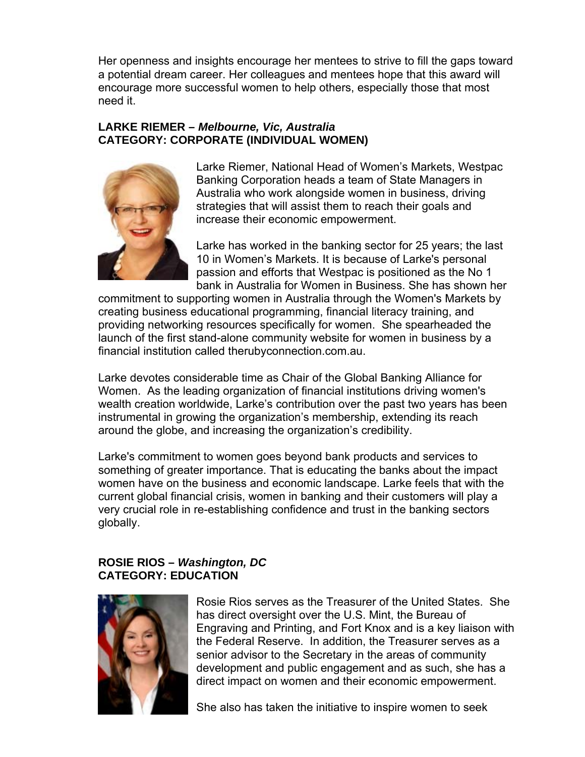Her openness and insights encourage her mentees to strive to fill the gaps toward a potential dream career. Her colleagues and mentees hope that this award will encourage more successful women to help others, especially those that most need it.

**LARKE RIEMER –** ***Melbourne, Vic, Australia***
**CATEGORY: CORPORATE (INDIVIDUAL WOMEN)**

Larke Riemer, National Head of Women's Markets, Westpac Banking Corporation heads a team of State Managers in Australia who work alongside women in business, driving strategies that will assist them to reach their goals and increase their economic empowerment.

Larke has worked in the banking sector for 25 years; the last 10 in Women's Markets. It is because of Larke's personal passion and efforts that Westpac is positioned as the No 1 bank in Australia for Women in Business. She has shown her commitment to supporting women in Australia through the Women's Markets by creating business educational programming, financial literacy training, and providing networking resources specifically for women. She spearheaded the launch of the first stand-alone community website for women in business by a financial institution called therubyconnection.com.au.

Larke devotes considerable time as Chair of the Global Banking Alliance for Women. As the leading organization of financial institutions driving women's wealth creation worldwide, Larke's contribution over the past two years has been instrumental in growing the organization's membership, extending its reach around the globe, and increasing the organization's credibility.

Larke's commitment to women goes beyond bank products and services to something of greater importance. That is educating the banks about the impact women have on the business and economic landscape. Larke feels that with the current global financial crisis, women in banking and their customers will play a very crucial role in re-establishing confidence and trust in the banking sectors globally.

**ROSIE RIOS –** ***Washington, DC***
**CATEGORY: EDUCATION**

Rosie Rios serves as the Treasurer of the United States. She has direct oversight over the U.S. Mint, the Bureau of Engraving and Printing, and Fort Knox and is a key liaison with the Federal Reserve. In addition, the Treasurer serves as a senior advisor to the Secretary in the areas of community development and public engagement and as such, she has a direct impact on women and their economic empowerment.

She also has taken the initiative to inspire women to seek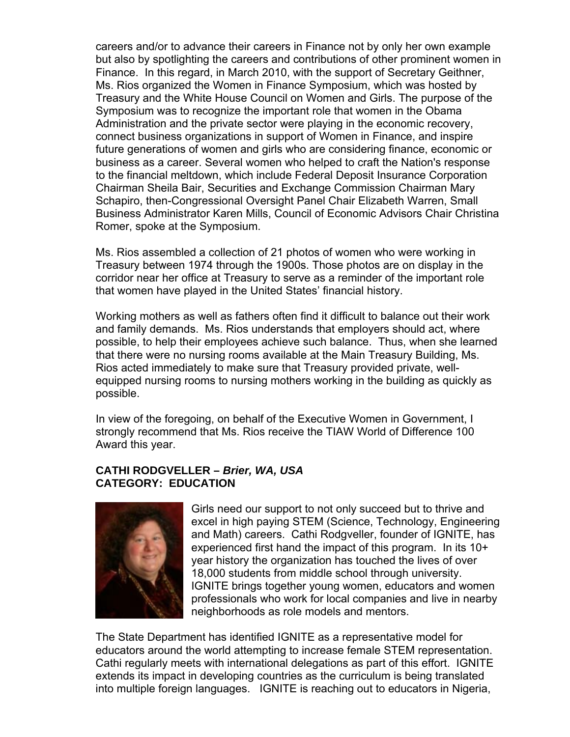careers and/or to advance their careers in Finance not by only her own example but also by spotlighting the careers and contributions of other prominent women in Finance. In this regard, in March 2010, with the support of Secretary Geithner, Ms. Rios organized the Women in Finance Symposium, which was hosted by Treasury and the White House Council on Women and Girls. The purpose of the Symposium was to recognize the important role that women in the Obama Administration and the private sector were playing in the economic recovery, connect business organizations in support of Women in Finance, and inspire future generations of women and girls who are considering finance, economic or business as a career. Several women who helped to craft the Nation's response to the financial meltdown, which include Federal Deposit Insurance Corporation Chairman Sheila Bair, Securities and Exchange Commission Chairman Mary Schapiro, then-Congressional Oversight Panel Chair Elizabeth Warren, Small Business Administrator Karen Mills, Council of Economic Advisors Chair Christina Romer, spoke at the Symposium.

Ms. Rios assembled a collection of 21 photos of women who were working in Treasury between 1974 through the 1900s. Those photos are on display in the corridor near her office at Treasury to serve as a reminder of the important role that women have played in the United States' financial history.

Working mothers as well as fathers often find it difficult to balance out their work and family demands. Ms. Rios understands that employers should act, where possible, to help their employees achieve such balance. Thus, when she learned that there were no nursing rooms available at the Main Treasury Building, Ms. Rios acted immediately to make sure that Treasury provided private, well-equipped nursing rooms to nursing mothers working in the building as quickly as possible.

In view of the foregoing, on behalf of the Executive Women in Government, I strongly recommend that Ms. Rios receive the TIAW World of Difference 100 Award this year.

**CATHI RODGVELLER – *Brier, WA, USA***
**CATEGORY: EDUCATION**

Girls need our support to not only succeed but to thrive and excel in high paying STEM (Science, Technology, Engineering and Math) careers. Cathi Rodgveller, founder of IGNITE, has experienced first hand the impact of this program. In its 10+ year history the organization has touched the lives of over 18,000 students from middle school through university. IGNITE brings together young women, educators and women professionals who work for local companies and live in nearby neighborhoods as role models and mentors.

The State Department has identified IGNITE as a representative model for educators around the world attempting to increase female STEM representation. Cathi regularly meets with international delegations as part of this effort. IGNITE extends its impact in developing countries as the curriculum is being translated into multiple foreign languages. IGNITE is reaching out to educators in Nigeria,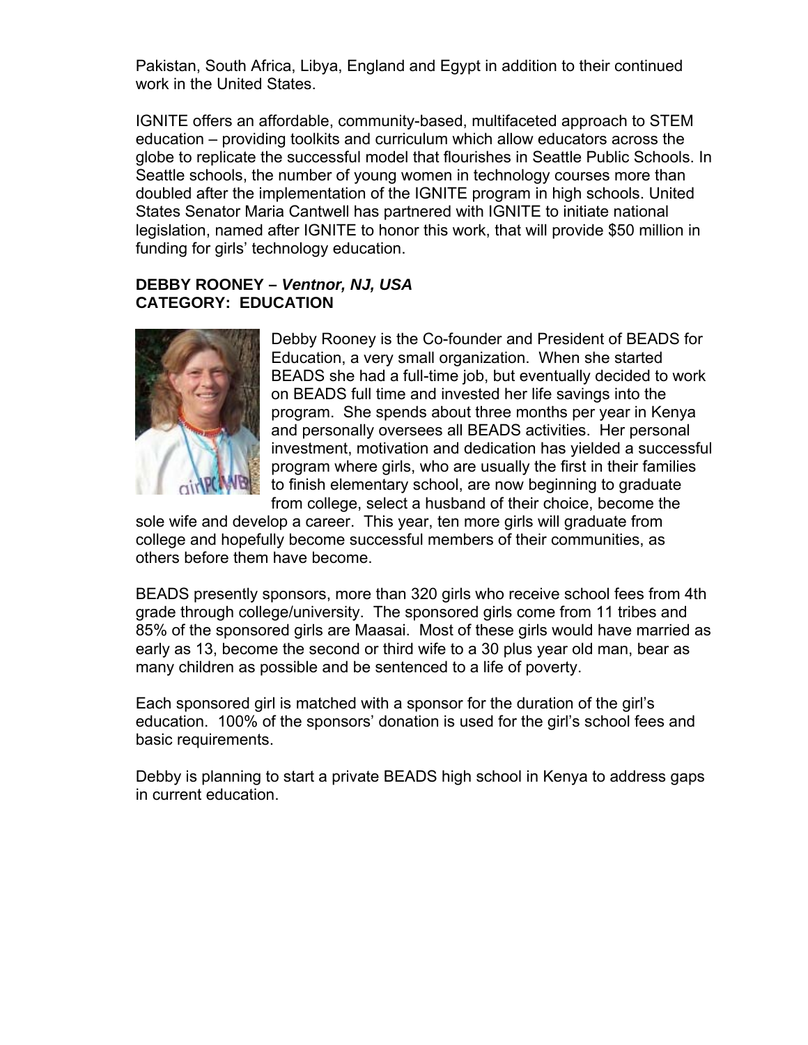Pakistan, South Africa, Libya, England and Egypt in addition to their continued work in the United States.

IGNITE offers an affordable, community-based, multifaceted approach to STEM education – providing toolkits and curriculum which allow educators across the globe to replicate the successful model that flourishes in Seattle Public Schools. In Seattle schools, the number of young women in technology courses more than doubled after the implementation of the IGNITE program in high schools. United States Senator Maria Cantwell has partnered with IGNITE to initiate national legislation, named after IGNITE to honor this work, that will provide $50 million in funding for girls' technology education.

**DEBBY ROONEY –** ***Ventnor, NJ, USA***
**CATEGORY: EDUCATION**

Debby Rooney is the Co-founder and President of BEADS for Education, a very small organization. When she started BEADS she had a full-time job, but eventually decided to work on BEADS full time and invested her life savings into the program. She spends about three months per year in Kenya and personally oversees all BEADS activities. Her personal investment, motivation and dedication has yielded a successful program where girls, who are usually the first in their families to finish elementary school, are now beginning to graduate from college, select a husband of their choice, become the sole wife and develop a career. This year, ten more girls will graduate from college and hopefully become successful members of their communities, as others before them have become.

BEADS presently sponsors, more than 320 girls who receive school fees from 4th grade through college/university. The sponsored girls come from 11 tribes and 85% of the sponsored girls are Maasai. Most of these girls would have married as early as 13, become the second or third wife to a 30 plus year old man, bear as many children as possible and be sentenced to a life of poverty.

Each sponsored girl is matched with a sponsor for the duration of the girl's education. 100% of the sponsors' donation is used for the girl's school fees and basic requirements.

Debby is planning to start a private BEADS high school in Kenya to address gaps in current education.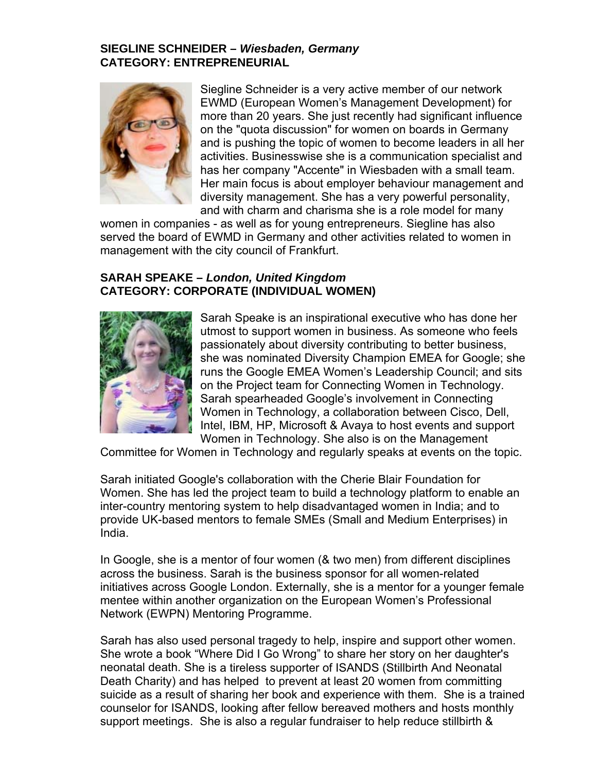**SIEGLINE SCHNEIDER –** ***Wiesbaden, Germany***
**CATEGORY: ENTREPRENEURIAL**

Siegline Schneider is a very active member of our network EWMD (European Women's Management Development) for more than 20 years. She just recently had significant influence on the "quota discussion" for women on boards in Germany and is pushing the topic of women to become leaders in all her activities. Businesswise she is a communication specialist and has her company "Accente" in Wiesbaden with a small team. Her main focus is about employer behaviour management and diversity management. She has a very powerful personality, and with charm and charisma she is a role model for many women in companies - as well as for young entrepreneurs. Siegline has also served the board of EWMD in Germany and other activities related to women in management with the city council of Frankfurt.

**SARAH SPEAKE –** ***London, United Kingdom***
**CATEGORY: CORPORATE (INDIVIDUAL WOMEN)**

Sarah Speake is an inspirational executive who has done her utmost to support women in business. As someone who feels passionately about diversity contributing to better business, she was nominated Diversity Champion EMEA for Google; she runs the Google EMEA Women's Leadership Council; and sits on the Project team for Connecting Women in Technology. Sarah spearheaded Google's involvement in Connecting Women in Technology, a collaboration between Cisco, Dell, Intel, IBM, HP, Microsoft & Avaya to host events and support Women in Technology. She also is on the Management Committee for Women in Technology and regularly speaks at events on the topic.

Sarah initiated Google's collaboration with the Cherie Blair Foundation for Women. She has led the project team to build a technology platform to enable an inter-country mentoring system to help disadvantaged women in India; and to provide UK-based mentors to female SMEs (Small and Medium Enterprises) in India.

In Google, she is a mentor of four women (& two men) from different disciplines across the business. Sarah is the business sponsor for all women-related initiatives across Google London. Externally, she is a mentor for a younger female mentee within another organization on the European Women's Professional Network (EWPN) Mentoring Programme.

Sarah has also used personal tragedy to help, inspire and support other women. She wrote a book "Where Did I Go Wrong" to share her story on her daughter's neonatal death. She is a tireless supporter of ISANDS (Stillbirth And Neonatal Death Charity) and has helped to prevent at least 20 women from committing suicide as a result of sharing her book and experience with them. She is a trained counselor for ISANDS, looking after fellow bereaved mothers and hosts monthly support meetings. She is also a regular fundraiser to help reduce stillbirth &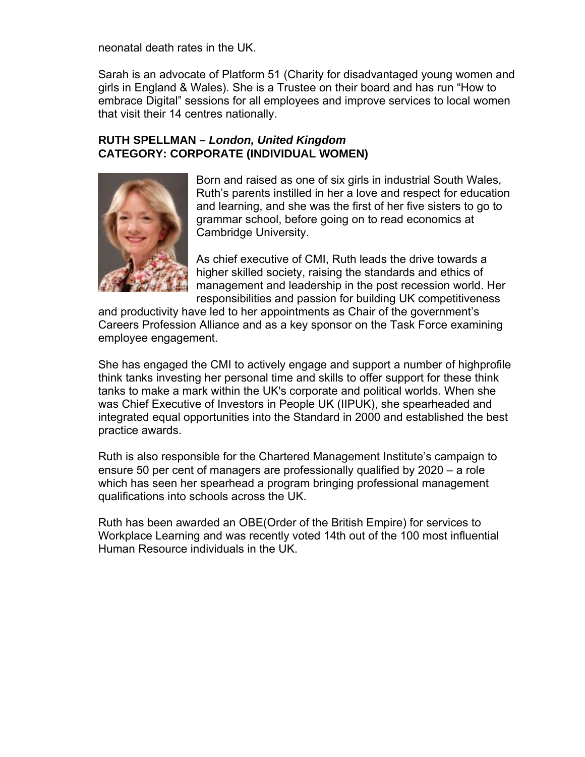neonatal death rates in the UK.

Sarah is an advocate of Platform 51 (Charity for disadvantaged young women and girls in England & Wales). She is a Trustee on their board and has run "How to embrace Digital" sessions for all employees and improve services to local women that visit their 14 centres nationally.

**RUTH SPELLMAN –** ***London, United Kingdom***
**CATEGORY: CORPORATE (INDIVIDUAL WOMEN)**

Born and raised as one of six girls in industrial South Wales, Ruth's parents instilled in her a love and respect for education and learning, and she was the first of her five sisters to go to grammar school, before going on to read economics at Cambridge University.

As chief executive of CMI, Ruth leads the drive towards a higher skilled society, raising the standards and ethics of management and leadership in the post recession world. Her responsibilities and passion for building UK competitiveness and productivity have led to her appointments as Chair of the government's Careers Profession Alliance and as a key sponsor on the Task Force examining employee engagement.

She has engaged the CMI to actively engage and support a number of highprofile think tanks investing her personal time and skills to offer support for these think tanks to make a mark within the UK's corporate and political worlds. When she was Chief Executive of Investors in People UK (IIPUK), she spearheaded and integrated equal opportunities into the Standard in 2000 and established the best practice awards.

Ruth is also responsible for the Chartered Management Institute's campaign to ensure 50 per cent of managers are professionally qualified by 2020 – a role which has seen her spearhead a program bringing professional management qualifications into schools across the UK.

Ruth has been awarded an OBE(Order of the British Empire) for services to Workplace Learning and was recently voted 14th out of the 100 most influential Human Resource individuals in the UK.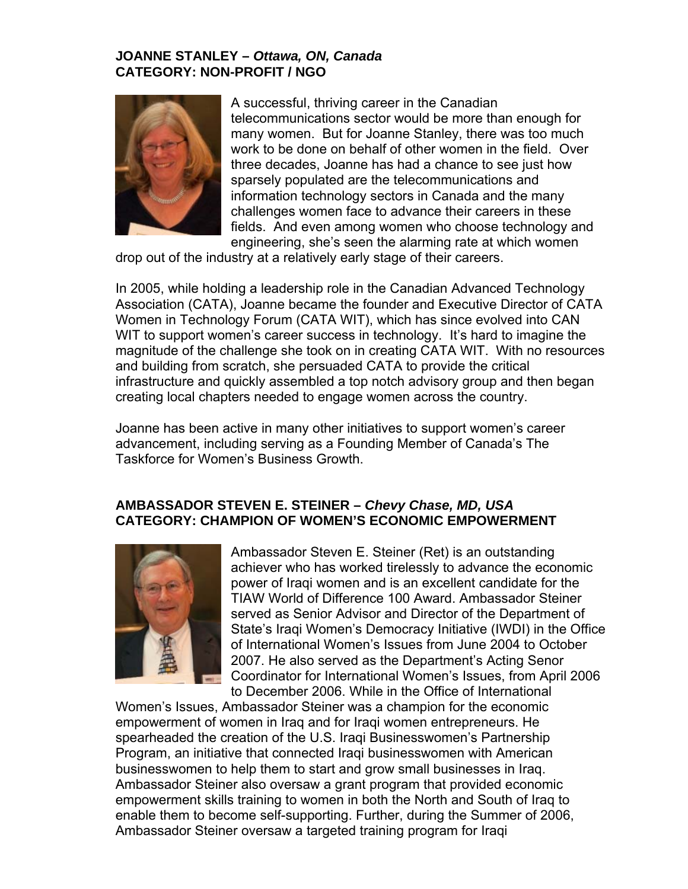**JOANNE STANLEY –** ***Ottawa, ON, Canada***
**CATEGORY: NON-PROFIT / NGO**

A successful, thriving career in the Canadian telecommunications sector would be more than enough for many women. But for Joanne Stanley, there was too much work to be done on behalf of other women in the field. Over three decades, Joanne has had a chance to see just how sparsely populated are the telecommunications and information technology sectors in Canada and the many challenges women face to advance their careers in these fields. And even among women who choose technology and engineering, she's seen the alarming rate at which women drop out of the industry at a relatively early stage of their careers.

In 2005, while holding a leadership role in the Canadian Advanced Technology Association (CATA), Joanne became the founder and Executive Director of CATA Women in Technology Forum (CATA WIT), which has since evolved into CAN WIT to support women's career success in technology. It's hard to imagine the magnitude of the challenge she took on in creating CATA WIT. With no resources and building from scratch, she persuaded CATA to provide the critical infrastructure and quickly assembled a top notch advisory group and then began creating local chapters needed to engage women across the country.

Joanne has been active in many other initiatives to support women's career advancement, including serving as a Founding Member of Canada's The Taskforce for Women's Business Growth.

**AMBASSADOR STEVEN E. STEINER –** ***Chevy Chase, MD, USA***
**CATEGORY: CHAMPION OF WOMEN'S ECONOMIC EMPOWERMENT**

Ambassador Steven E. Steiner (Ret) is an outstanding achiever who has worked tirelessly to advance the economic power of Iraqi women and is an excellent candidate for the TIAW World of Difference 100 Award. Ambassador Steiner served as Senior Advisor and Director of the Department of State's Iraqi Women's Democracy Initiative (IWDI) in the Office of International Women's Issues from June 2004 to October 2007. He also served as the Department's Acting Senor Coordinator for International Women's Issues, from April 2006 to December 2006. While in the Office of International Women's Issues, Ambassador Steiner was a champion for the economic empowerment of women in Iraq and for Iraqi women entrepreneurs. He spearheaded the creation of the U.S. Iraqi Businesswomen's Partnership Program, an initiative that connected Iraqi businesswomen with American businesswomen to help them to start and grow small businesses in Iraq. Ambassador Steiner also oversaw a grant program that provided economic empowerment skills training to women in both the North and South of Iraq to enable them to become self-supporting. Further, during the Summer of 2006, Ambassador Steiner oversaw a targeted training program for Iraqi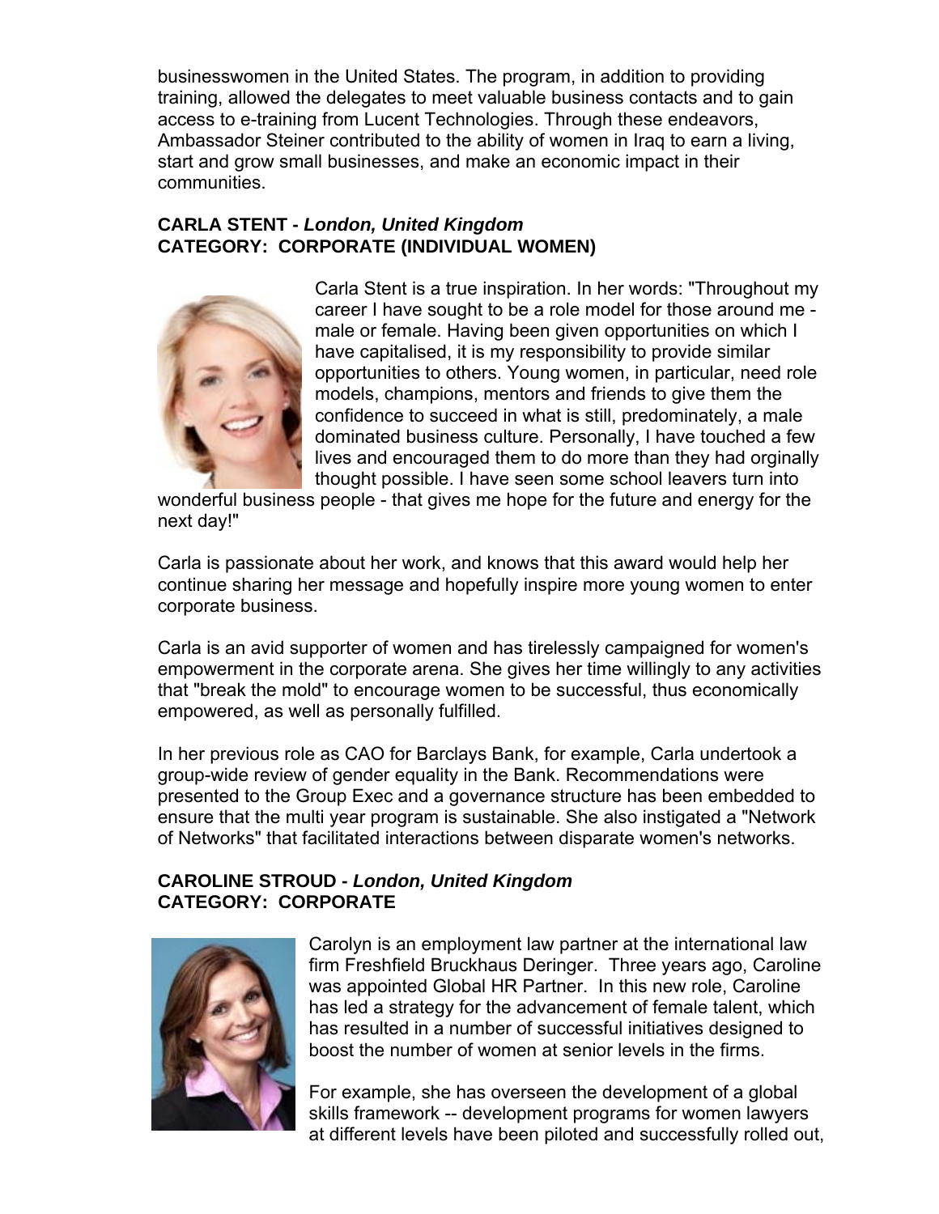businesswomen in the United States. The program, in addition to providing training, allowed the delegates to meet valuable business contacts and to gain access to e-training from Lucent Technologies. Through these endeavors, Ambassador Steiner contributed to the ability of women in Iraq to earn a living, start and grow small businesses, and make an economic impact in their communities.

**CARLA STENT -** ***London, United Kingdom***
**CATEGORY: CORPORATE (INDIVIDUAL WOMEN)**

Carla Stent is a true inspiration. In her words: "Throughout my career I have sought to be a role model for those around me - male or female. Having been given opportunities on which I have capitalised, it is my responsibility to provide similar opportunities to others. Young women, in particular, need role models, champions, mentors and friends to give them the confidence to succeed in what is still, predominately, a male dominated business culture. Personally, I have touched a few lives and encouraged them to do more than they had orginally thought possible. I have seen some school leavers turn into wonderful business people - that gives me hope for the future and energy for the next day!"

Carla is passionate about her work, and knows that this award would help her continue sharing her message and hopefully inspire more young women to enter corporate business.

Carla is an avid supporter of women and has tirelessly campaigned for women's empowerment in the corporate arena. She gives her time willingly to any activities that "break the mold" to encourage women to be successful, thus economically empowered, as well as personally fulfilled.

In her previous role as CAO for Barclays Bank, for example, Carla undertook a group-wide review of gender equality in the Bank. Recommendations were presented to the Group Exec and a governance structure has been embedded to ensure that the multi year program is sustainable. She also instigated a "Network of Networks" that facilitated interactions between disparate women's networks.

**CAROLINE STROUD -** ***London, United Kingdom***
**CATEGORY: CORPORATE**

Carolyn is an employment law partner at the international law firm Freshfield Bruckhaus Deringer. Three years ago, Caroline was appointed Global HR Partner. In this new role, Caroline has led a strategy for the advancement of female talent, which has resulted in a number of successful initiatives designed to boost the number of women at senior levels in the firms.

For example, she has overseen the development of a global skills framework -- development programs for women lawyers at different levels have been piloted and successfully rolled out,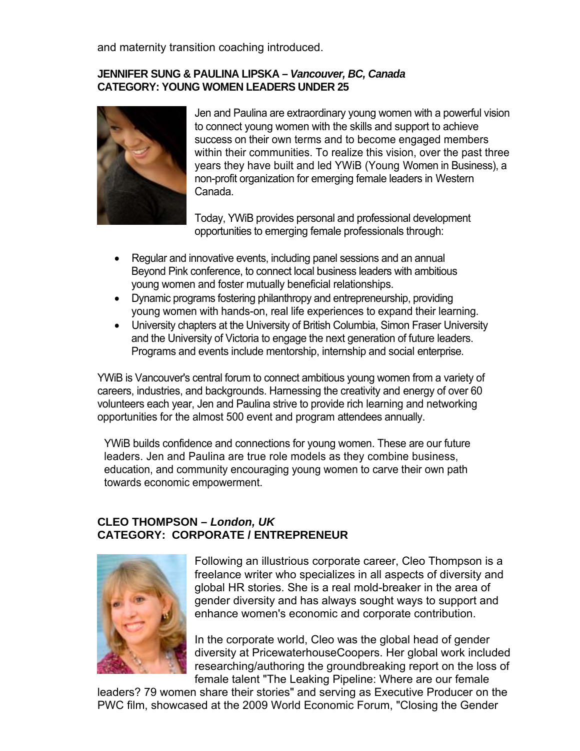and maternity transition coaching introduced.

**JENNIFER SUNG & PAULINA LIPSKA –** ***Vancouver, BC, Canada***
**CATEGORY: YOUNG WOMEN LEADERS UNDER 25**

Jen and Paulina are extraordinary young women with a powerful vision to connect young women with the skills and support to achieve success on their own terms and to become engaged members within their communities. To realize this vision, over the past three years they have built and led YWiB (Young Women in Business), a non-profit organization for emerging female leaders in Western Canada.

Today, YWiB provides personal and professional development opportunities to emerging female professionals through:

- Regular and innovative events, including panel sessions and an annual Beyond Pink conference, to connect local business leaders with ambitious young women and foster mutually beneficial relationships.
- Dynamic programs fostering philanthropy and entrepreneurship, providing young women with hands-on, real life experiences to expand their learning.
- University chapters at the University of British Columbia, Simon Fraser University and the University of Victoria to engage the next generation of future leaders. Programs and events include mentorship, internship and social enterprise.

YWiB is Vancouver's central forum to connect ambitious young women from a variety of careers, industries, and backgrounds. Harnessing the creativity and energy of over 60 volunteers each year, Jen and Paulina strive to provide rich learning and networking opportunities for the almost 500 event and program attendees annually.

YWiB builds confidence and connections for young women. These are our future leaders. Jen and Paulina are true role models as they combine business, education, and community encouraging young women to carve their own path towards economic empowerment.

**CLEO THOMPSON –** ***London, UK***
**CATEGORY: CORPORATE / ENTREPRENEUR**

Following an illustrious corporate career, Cleo Thompson is a freelance writer who specializes in all aspects of diversity and global HR stories. She is a real mold-breaker in the area of gender diversity and has always sought ways to support and enhance women's economic and corporate contribution.

In the corporate world, Cleo was the global head of gender diversity at PricewaterhouseCoopers. Her global work included researching/authoring the groundbreaking report on the loss of female talent "The Leaking Pipeline: Where are our female leaders? 79 women share their stories" and serving as Executive Producer on the PWC film, showcased at the 2009 World Economic Forum, "Closing the Gender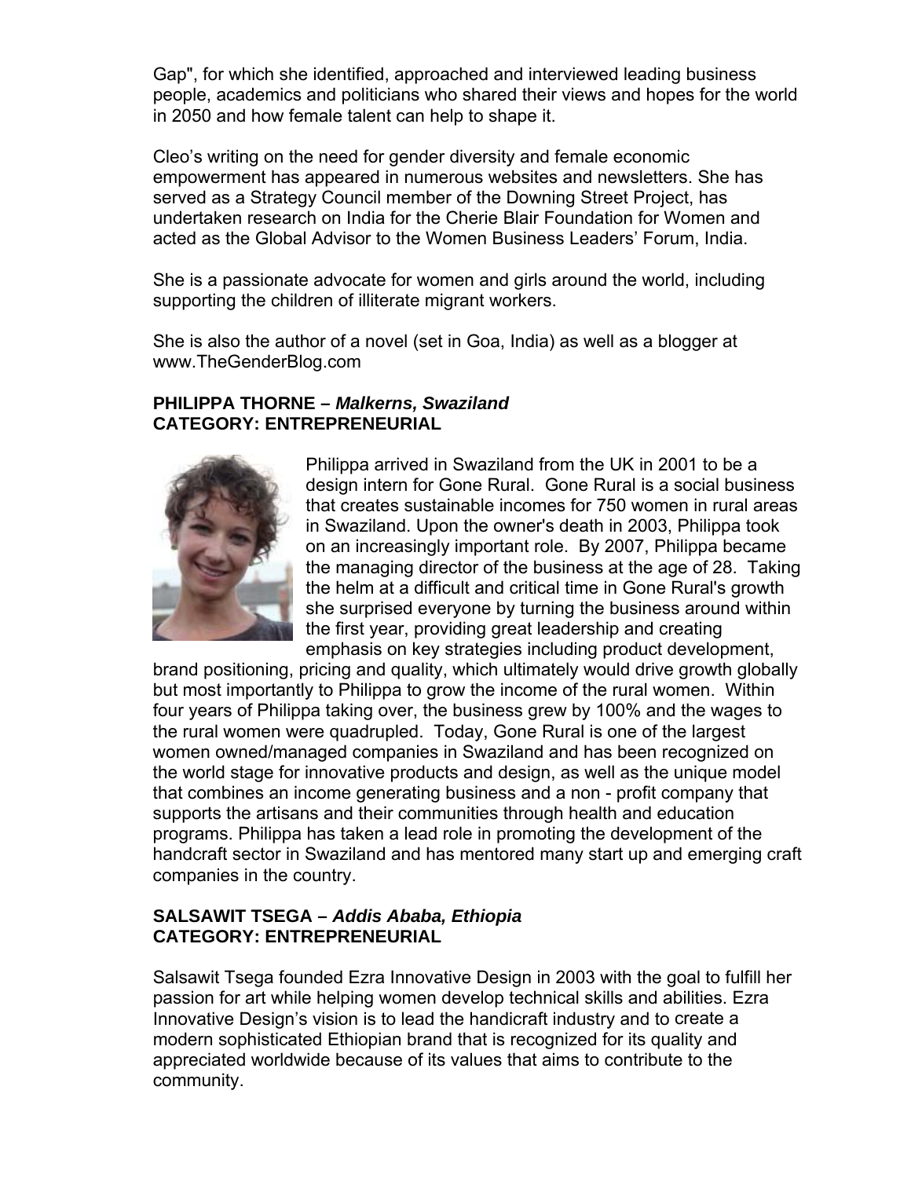Gap", for which she identified, approached and interviewed leading business people, academics and politicians who shared their views and hopes for the world in 2050 and how female talent can help to shape it.

Cleo's writing on the need for gender diversity and female economic empowerment has appeared in numerous websites and newsletters. She has served as a Strategy Council member of the Downing Street Project, has undertaken research on India for the Cherie Blair Foundation for Women and acted as the Global Advisor to the Women Business Leaders' Forum, India.

She is a passionate advocate for women and girls around the world, including supporting the children of illiterate migrant workers.

She is also the author of a novel (set in Goa, India) as well as a blogger at www.TheGenderBlog.com

**PHILIPPA THORNE –** ***Malkerns, Swaziland***
**CATEGORY: ENTREPRENEURIAL**

Philippa arrived in Swaziland from the UK in 2001 to be a design intern for Gone Rural. Gone Rural is a social business that creates sustainable incomes for 750 women in rural areas in Swaziland. Upon the owner's death in 2003, Philippa took on an increasingly important role. By 2007, Philippa became the managing director of the business at the age of 28. Taking the helm at a difficult and critical time in Gone Rural's growth she surprised everyone by turning the business around within the first year, providing great leadership and creating emphasis on key strategies including product development, brand positioning, pricing and quality, which ultimately would drive growth globally but most importantly to Philippa to grow the income of the rural women. Within four years of Philippa taking over, the business grew by 100% and the wages to the rural women were quadrupled. Today, Gone Rural is one of the largest women owned/managed companies in Swaziland and has been recognized on the world stage for innovative products and design, as well as the unique model that combines an income generating business and a non - profit company that supports the artisans and their communities through health and education programs. Philippa has taken a lead role in promoting the development of the handcraft sector in Swaziland and has mentored many start up and emerging craft companies in the country.

**SALSAWIT TSEGA –** ***Addis Ababa, Ethiopia***
**CATEGORY: ENTREPRENEURIAL**

Salsawit Tsega founded Ezra Innovative Design in 2003 with the goal to fulfill her passion for art while helping women develop technical skills and abilities. Ezra Innovative Design's vision is to lead the handicraft industry and to create a modern sophisticated Ethiopian brand that is recognized for its quality and appreciated worldwide because of its values that aims to contribute to the community.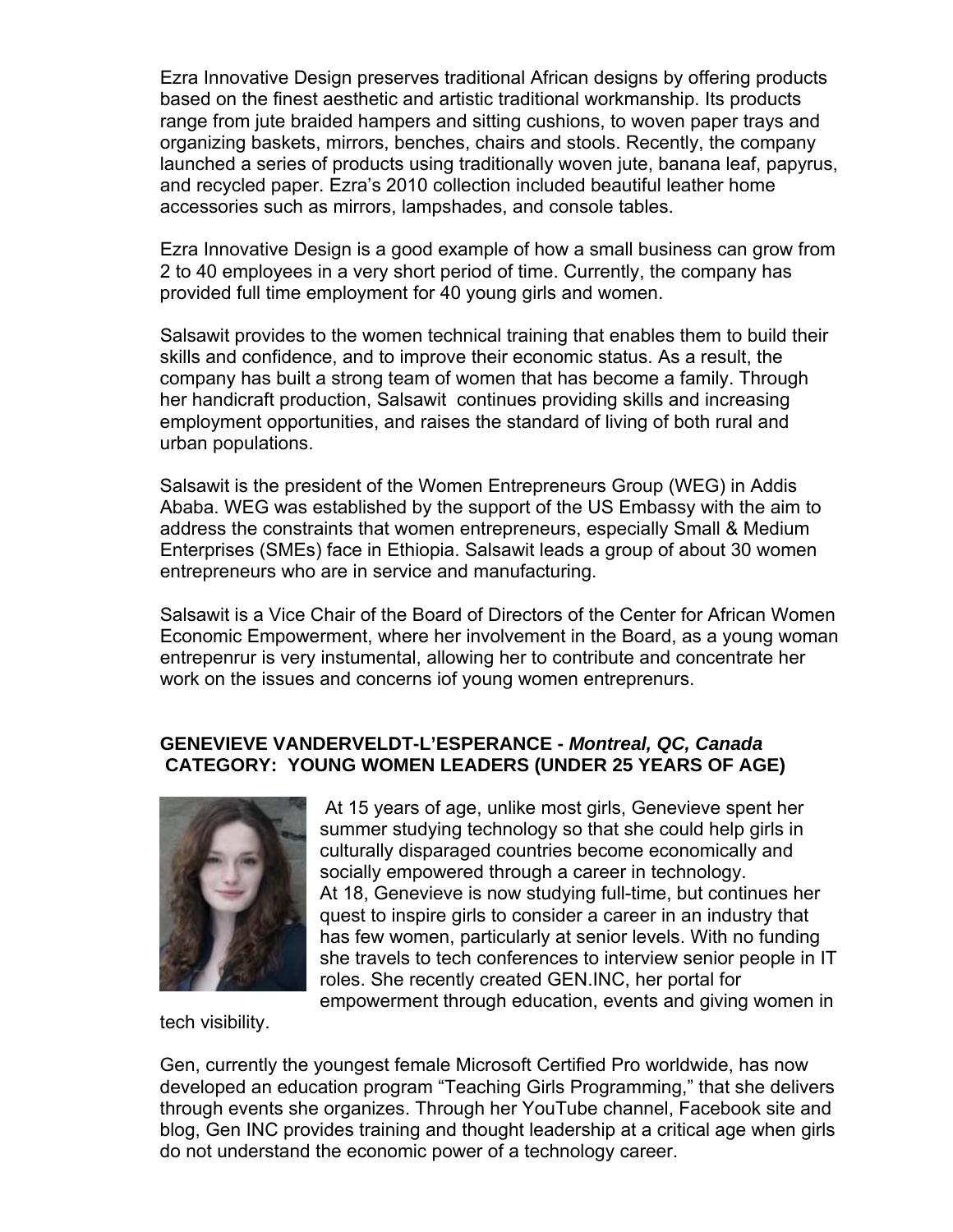Ezra Innovative Design preserves traditional African designs by offering products based on the finest aesthetic and artistic traditional workmanship. Its products range from jute braided hampers and sitting cushions, to woven paper trays and organizing baskets, mirrors, benches, chairs and stools. Recently, the company launched a series of products using traditionally woven jute, banana leaf, papyrus, and recycled paper. Ezra's 2010 collection included beautiful leather home accessories such as mirrors, lampshades, and console tables.

Ezra Innovative Design is a good example of how a small business can grow from 2 to 40 employees in a very short period of time. Currently, the company has provided full time employment for 40 young girls and women.

Salsawit provides to the women technical training that enables them to build their skills and confidence, and to improve their economic status. As a result, the company has built a strong team of women that has become a family. Through her handicraft production, Salsawit continues providing skills and increasing employment opportunities, and raises the standard of living of both rural and urban populations.

Salsawit is the president of the Women Entrepreneurs Group (WEG) in Addis Ababa. WEG was established by the support of the US Embassy with the aim to address the constraints that women entrepreneurs, especially Small & Medium Enterprises (SMEs) face in Ethiopia. Salsawit leads a group of about 30 women entrepreneurs who are in service and manufacturing.

Salsawit is a Vice Chair of the Board of Directors of the Center for African Women Economic Empowerment, where her involvement in the Board, as a young woman entrepenrur is very instumental, allowing her to contribute and concentrate her work on the issues and concerns iof young women entreprenurs.

**GENEVIEVE VANDERVELDT-L'ESPERANCE -** ***Montreal, QC, Canada***
**CATEGORY: YOUNG WOMEN LEADERS (UNDER 25 YEARS OF AGE)**

At 15 years of age, unlike most girls, Genevieve spent her summer studying technology so that she could help girls in culturally disparaged countries become economically and socially empowered through a career in technology.
At 18, Genevieve is now studying full-time, but continues her quest to inspire girls to consider a career in an industry that has few women, particularly at senior levels. With no funding she travels to tech conferences to interview senior people in IT roles. She recently created GEN.INC, her portal for empowerment through education, events and giving women in tech visibility.

Gen, currently the youngest female Microsoft Certified Pro worldwide, has now developed an education program "Teaching Girls Programming," that she delivers through events she organizes. Through her YouTube channel, Facebook site and blog, Gen INC provides training and thought leadership at a critical age when girls do not understand the economic power of a technology career.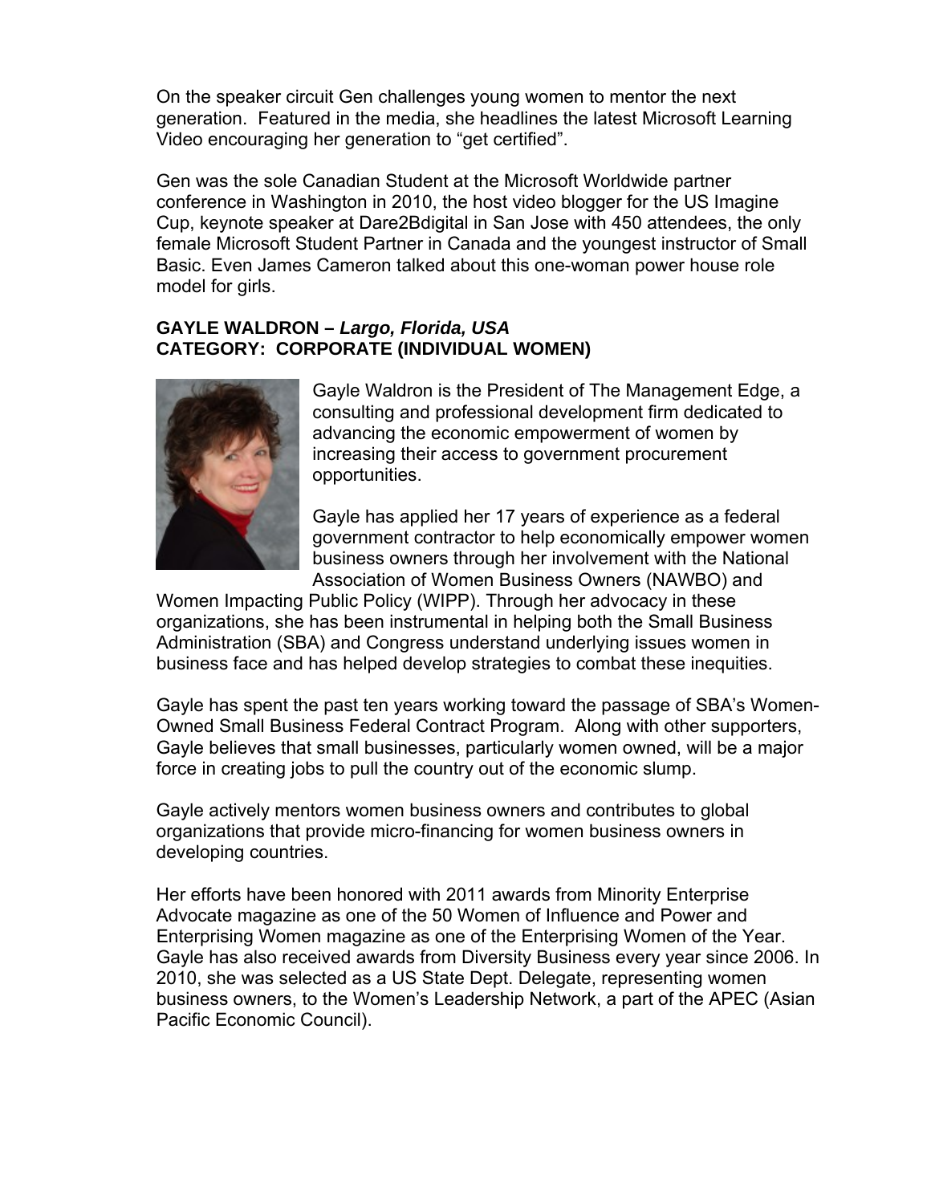On the speaker circuit Gen challenges young women to mentor the next generation. Featured in the media, she headlines the latest Microsoft Learning Video encouraging her generation to "get certified".

Gen was the sole Canadian Student at the Microsoft Worldwide partner conference in Washington in 2010, the host video blogger for the US Imagine Cup, keynote speaker at Dare2Bdigital in San Jose with 450 attendees, the only female Microsoft Student Partner in Canada and the youngest instructor of Small Basic. Even James Cameron talked about this one-woman power house role model for girls.

**GAYLE WALDRON –** ***Largo, Florida, USA***
**CATEGORY: CORPORATE (INDIVIDUAL WOMEN)**

Gayle Waldron is the President of The Management Edge, a consulting and professional development firm dedicated to advancing the economic empowerment of women by increasing their access to government procurement opportunities.

Gayle has applied her 17 years of experience as a federal government contractor to help economically empower women business owners through her involvement with the National Association of Women Business Owners (NAWBO) and Women Impacting Public Policy (WIPP). Through her advocacy in these organizations, she has been instrumental in helping both the Small Business Administration (SBA) and Congress understand underlying issues women in business face and has helped develop strategies to combat these inequities.

Gayle has spent the past ten years working toward the passage of SBA's Women-Owned Small Business Federal Contract Program. Along with other supporters, Gayle believes that small businesses, particularly women owned, will be a major force in creating jobs to pull the country out of the economic slump.

Gayle actively mentors women business owners and contributes to global organizations that provide micro-financing for women business owners in developing countries.

Her efforts have been honored with 2011 awards from Minority Enterprise Advocate magazine as one of the 50 Women of Influence and Power and Enterprising Women magazine as one of the Enterprising Women of the Year. Gayle has also received awards from Diversity Business every year since 2006. In 2010, she was selected as a US State Dept. Delegate, representing women business owners, to the Women's Leadership Network, a part of the APEC (Asian Pacific Economic Council).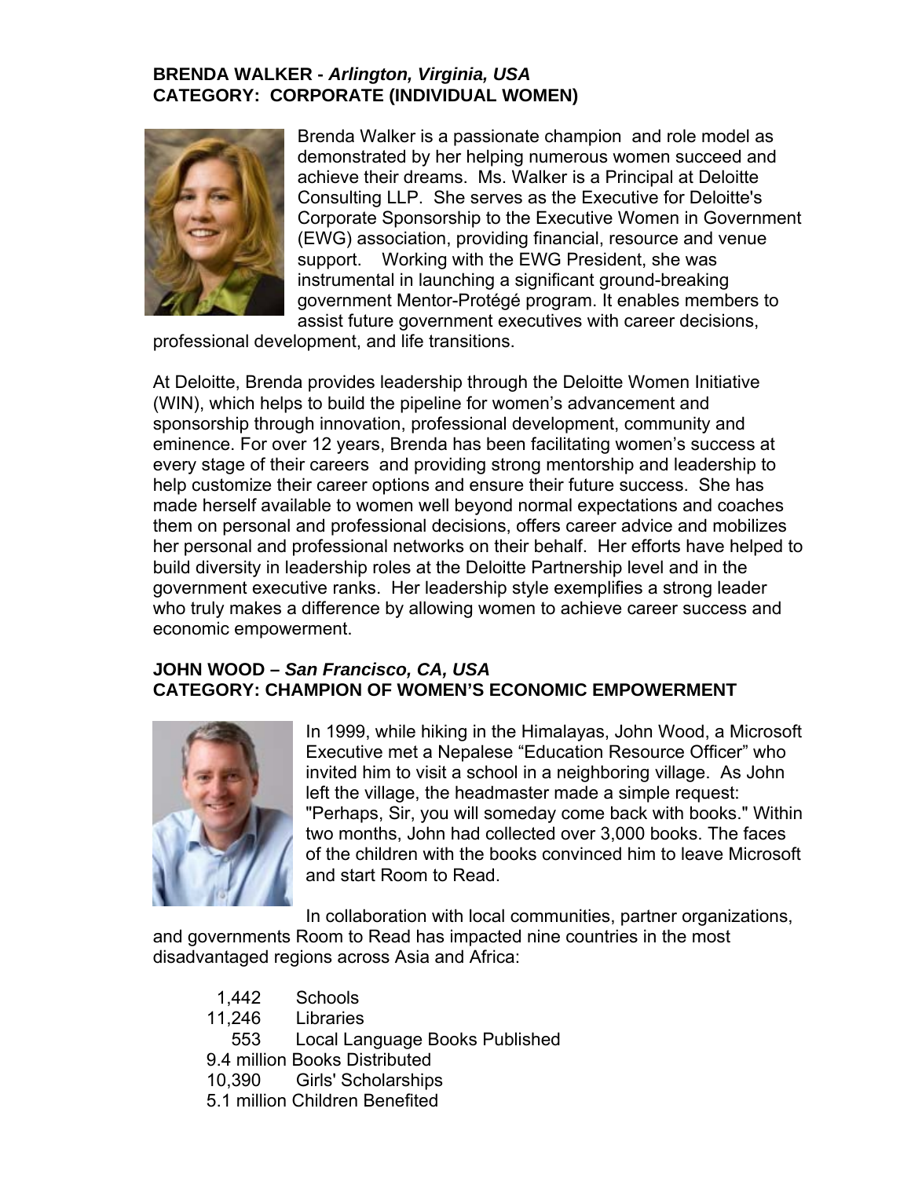**BRENDA WALKER -** ***Arlington, Virginia, USA***
**CATEGORY: CORPORATE (INDIVIDUAL WOMEN)**

Brenda Walker is a passionate champion and role model as demonstrated by her helping numerous women succeed and achieve their dreams. Ms. Walker is a Principal at Deloitte Consulting LLP. She serves as the Executive for Deloitte's Corporate Sponsorship to the Executive Women in Government (EWG) association, providing financial, resource and venue support. Working with the EWG President, she was instrumental in launching a significant ground-breaking government Mentor-Protégé program. It enables members to assist future government executives with career decisions, professional development, and life transitions.

At Deloitte, Brenda provides leadership through the Deloitte Women Initiative (WIN), which helps to build the pipeline for women's advancement and sponsorship through innovation, professional development, community and eminence. For over 12 years, Brenda has been facilitating women's success at every stage of their careers and providing strong mentorship and leadership to help customize their career options and ensure their future success. She has made herself available to women well beyond normal expectations and coaches them on personal and professional decisions, offers career advice and mobilizes her personal and professional networks on their behalf. Her efforts have helped to build diversity in leadership roles at the Deloitte Partnership level and in the government executive ranks. Her leadership style exemplifies a strong leader who truly makes a difference by allowing women to achieve career success and economic empowerment.

**JOHN WOOD –** ***San Francisco, CA, USA***
**CATEGORY: CHAMPION OF WOMEN'S ECONOMIC EMPOWERMENT**

In 1999, while hiking in the Himalayas, John Wood, a Microsoft Executive met a Nepalese "Education Resource Officer" who invited him to visit a school in a neighboring village. As John left the village, the headmaster made a simple request: "Perhaps, Sir, you will someday come back with books." Within two months, John had collected over 3,000 books. The faces of the children with the books convinced him to leave Microsoft and start Room to Read.

In collaboration with local communities, partner organizations, and governments Room to Read has impacted nine countries in the most disadvantaged regions across Asia and Africa:

- 1,442 Schools
- 11,246 Libraries
- 553 Local Language Books Published
- 9.4 million Books Distributed
- 10,390 Girls' Scholarships
- 5.1 million Children Benefited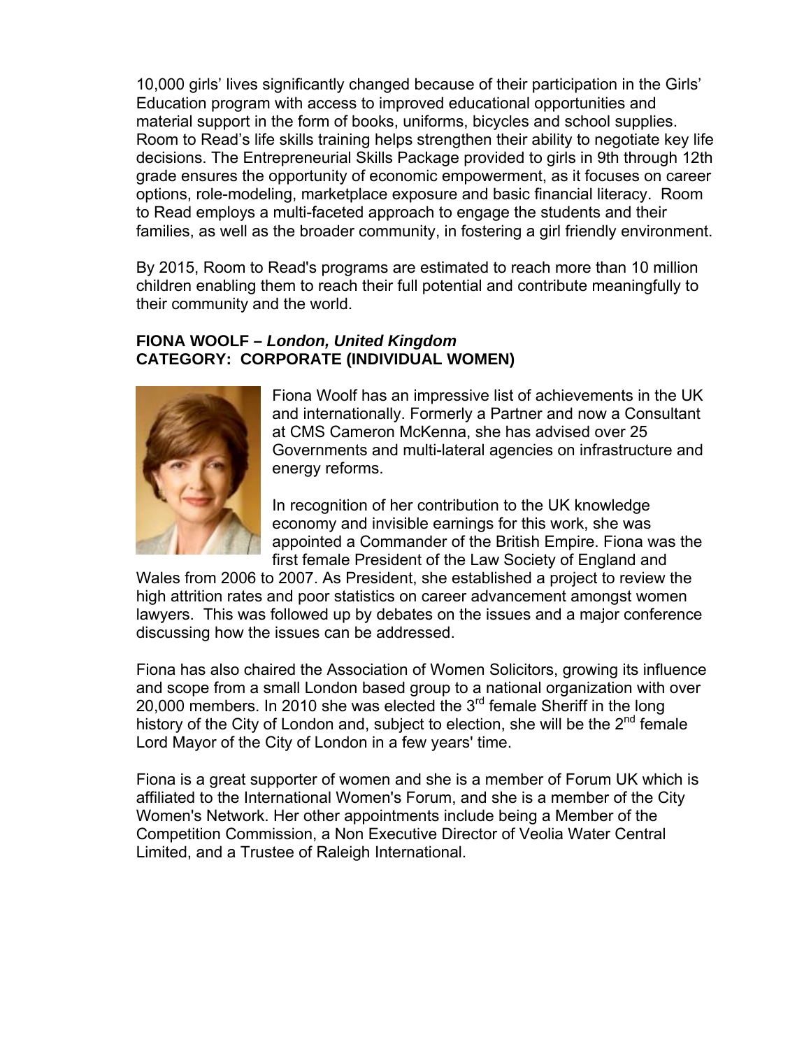10,000 girls' lives significantly changed because of their participation in the Girls' Education program with access to improved educational opportunities and material support in the form of books, uniforms, bicycles and school supplies. Room to Read's life skills training helps strengthen their ability to negotiate key life decisions. The Entrepreneurial Skills Package provided to girls in 9th through 12th grade ensures the opportunity of economic empowerment, as it focuses on career options, role-modeling, marketplace exposure and basic financial literacy. Room to Read employs a multi-faceted approach to engage the students and their families, as well as the broader community, in fostering a girl friendly environment.

By 2015, Room to Read's programs are estimated to reach more than 10 million children enabling them to reach their full potential and contribute meaningfully to their community and the world.

**FIONA WOOLF –** ***London, United Kingdom***
**CATEGORY: CORPORATE (INDIVIDUAL WOMEN)**

Fiona Woolf has an impressive list of achievements in the UK and internationally. Formerly a Partner and now a Consultant at CMS Cameron McKenna, she has advised over 25 Governments and multi-lateral agencies on infrastructure and energy reforms.

In recognition of her contribution to the UK knowledge economy and invisible earnings for this work, she was appointed a Commander of the British Empire. Fiona was the first female President of the Law Society of England and Wales from 2006 to 2007. As President, she established a project to review the high attrition rates and poor statistics on career advancement amongst women lawyers. This was followed up by debates on the issues and a major conference discussing how the issues can be addressed.

Fiona has also chaired the Association of Women Solicitors, growing its influence and scope from a small London based group to a national organization with over 20,000 members. In 2010 she was elected the 3rd female Sheriff in the long history of the City of London and, subject to election, she will be the 2nd female Lord Mayor of the City of London in a few years' time.

Fiona is a great supporter of women and she is a member of Forum UK which is affiliated to the International Women's Forum, and she is a member of the City Women's Network. Her other appointments include being a Member of the Competition Commission, a Non Executive Director of Veolia Water Central Limited, and a Trustee of Raleigh International.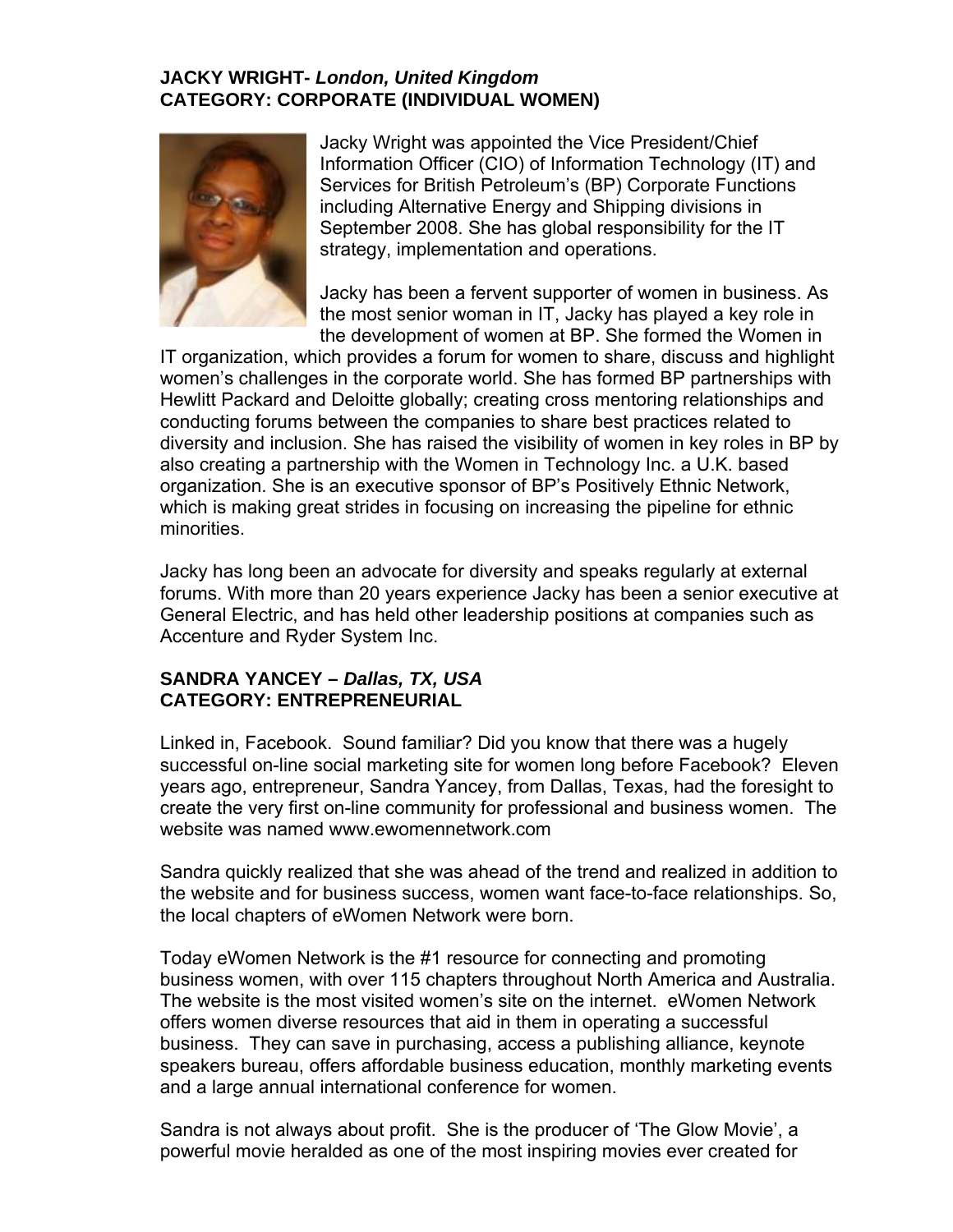**JACKY WRIGHT-** ***London, United Kingdom***
**CATEGORY: CORPORATE (INDIVIDUAL WOMEN)**

Jacky Wright was appointed the Vice President/Chief Information Officer (CIO) of Information Technology (IT) and Services for British Petroleum's (BP) Corporate Functions including Alternative Energy and Shipping divisions in September 2008. She has global responsibility for the IT strategy, implementation and operations.

Jacky has been a fervent supporter of women in business. As the most senior woman in IT, Jacky has played a key role in the development of women at BP. She formed the Women in IT organization, which provides a forum for women to share, discuss and highlight women's challenges in the corporate world. She has formed BP partnerships with Hewlitt Packard and Deloitte globally; creating cross mentoring relationships and conducting forums between the companies to share best practices related to diversity and inclusion. She has raised the visibility of women in key roles in BP by also creating a partnership with the Women in Technology Inc. a U.K. based organization. She is an executive sponsor of BP's Positively Ethnic Network, which is making great strides in focusing on increasing the pipeline for ethnic minorities.

Jacky has long been an advocate for diversity and speaks regularly at external forums. With more than 20 years experience Jacky has been a senior executive at General Electric, and has held other leadership positions at companies such as Accenture and Ryder System Inc.

**SANDRA YANCEY –** ***Dallas, TX, USA***
**CATEGORY: ENTREPRENEURIAL**

Linked in, Facebook. Sound familiar? Did you know that there was a hugely successful on-line social marketing site for women long before Facebook? Eleven years ago, entrepreneur, Sandra Yancey, from Dallas, Texas, had the foresight to create the very first on-line community for professional and business women. The website was named www.ewomennetwork.com

Sandra quickly realized that she was ahead of the trend and realized in addition to the website and for business success, women want face-to-face relationships. So, the local chapters of eWomen Network were born.

Today eWomen Network is the #1 resource for connecting and promoting business women, with over 115 chapters throughout North America and Australia. The website is the most visited women's site on the internet. eWomen Network offers women diverse resources that aid in them in operating a successful business. They can save in purchasing, access a publishing alliance, keynote speakers bureau, offers affordable business education, monthly marketing events and a large annual international conference for women.

Sandra is not always about profit. She is the producer of 'The Glow Movie', a powerful movie heralded as one of the most inspiring movies ever created for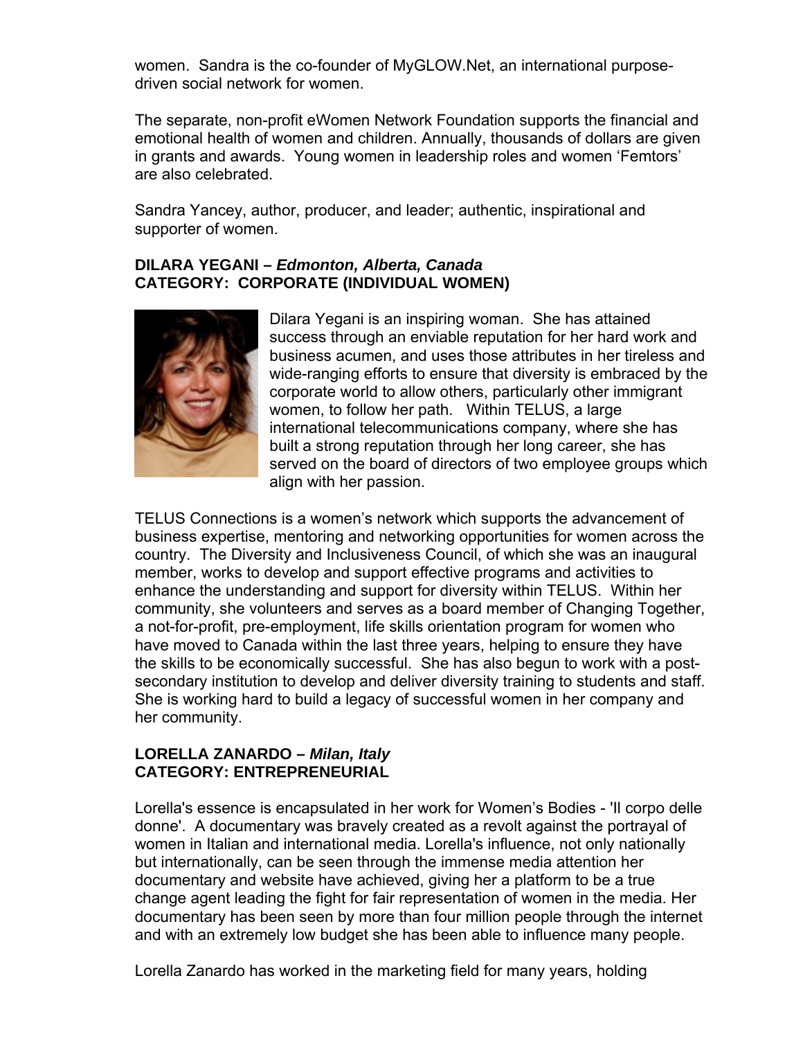women. Sandra is the co-founder of MyGLOW.Net, an international purpose-driven social network for women.

The separate, non-profit eWomen Network Foundation supports the financial and emotional health of women and children. Annually, thousands of dollars are given in grants and awards. Young women in leadership roles and women 'Femtors' are also celebrated.

Sandra Yancey, author, producer, and leader; authentic, inspirational and supporter of women.

**DILARA YEGANI –** ***Edmonton, Alberta, Canada***
**CATEGORY: CORPORATE (INDIVIDUAL WOMEN)**

Dilara Yegani is an inspiring woman. She has attained success through an enviable reputation for her hard work and business acumen, and uses those attributes in her tireless and wide-ranging efforts to ensure that diversity is embraced by the corporate world to allow others, particularly other immigrant women, to follow her path. Within TELUS, a large international telecommunications company, where she has built a strong reputation through her long career, she has served on the board of directors of two employee groups which align with her passion.

TELUS Connections is a women's network which supports the advancement of business expertise, mentoring and networking opportunities for women across the country. The Diversity and Inclusiveness Council, of which she was an inaugural member, works to develop and support effective programs and activities to enhance the understanding and support for diversity within TELUS. Within her community, she volunteers and serves as a board member of Changing Together, a not-for-profit, pre-employment, life skills orientation program for women who have moved to Canada within the last three years, helping to ensure they have the skills to be economically successful. She has also begun to work with a post-secondary institution to develop and deliver diversity training to students and staff. She is working hard to build a legacy of successful women in her company and her community.

**LORELLA ZANARDO –** ***Milan, Italy***
**CATEGORY: ENTREPRENEURIAL**

Lorella's essence is encapsulated in her work for Women's Bodies - 'Il corpo delle donne'. A documentary was bravely created as a revolt against the portrayal of women in Italian and international media. Lorella's influence, not only nationally but internationally, can be seen through the immense media attention her documentary and website have achieved, giving her a platform to be a true change agent leading the fight for fair representation of women in the media. Her documentary has been seen by more than four million people through the internet and with an extremely low budget she has been able to influence many people.

Lorella Zanardo has worked in the marketing field for many years, holding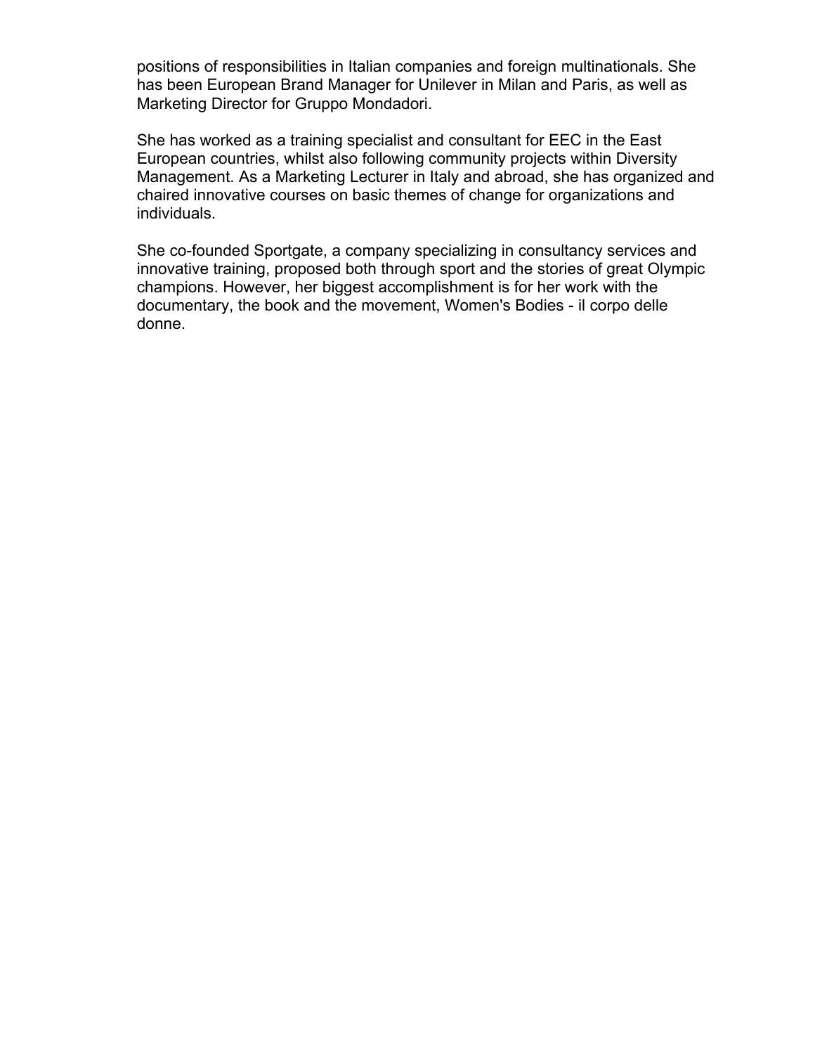positions of responsibilities in Italian companies and foreign multinationals. She has been European Brand Manager for Unilever in Milan and Paris, as well as Marketing Director for Gruppo Mondadori.

She has worked as a training specialist and consultant for EEC in the East European countries, whilst also following community projects within Diversity Management. As a Marketing Lecturer in Italy and abroad, she has organized and chaired innovative courses on basic themes of change for organizations and individuals.

She co-founded Sportgate, a company specializing in consultancy services and innovative training, proposed both through sport and the stories of great Olympic champions. However, her biggest accomplishment is for her work with the documentary, the book and the movement, Women's Bodies - il corpo delle donne.